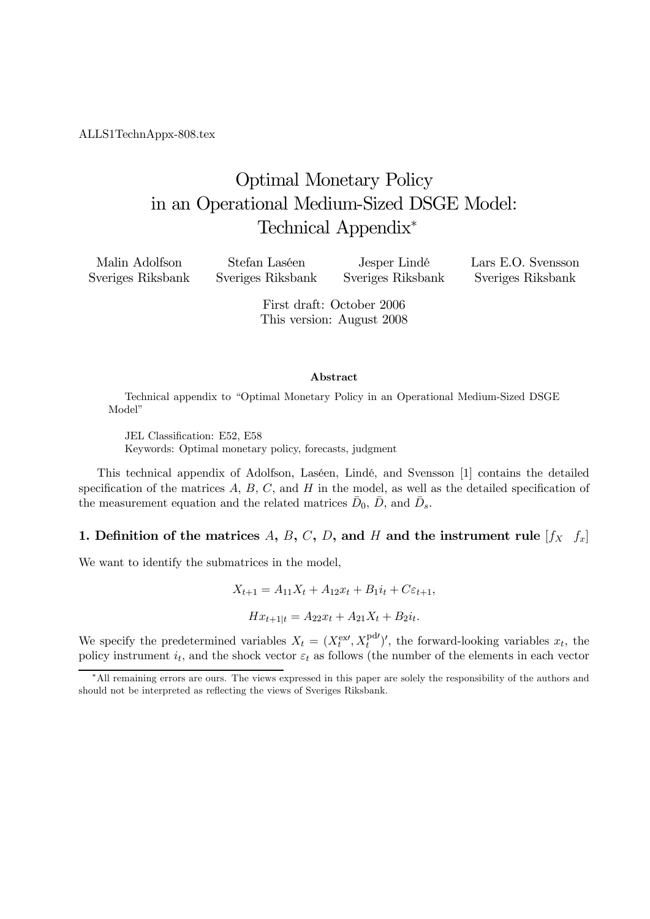ALLS1TechnAppx-808.tex

# Optimal Monetary Policy in an Operational Medium-Sized DSGE Model: Technical Appendix*

Malin Adolfson, Sveriges Riksbank

Stefan Laséen, Sveriges Riksbank

Jesper Lindé, Sveriges Riksbank

Lars E.O. Svensson, Sveriges Riksbank

First draft: October 2006
This version: August 2008

**Abstract**

Technical appendix to "Optimal Monetary Policy in an Operational Medium-Sized DSGE Model"

JEL Classification: E52, E58
Keywords: Optimal monetary policy, forecasts, judgment

This technical appendix of Adolfson, Laséen, Lindé, and Svensson [1] contains the detailed specification of the matrices $A$, $B$, $C$, and $H$ in the model, as well as the detailed specification of the measurement equation and the related matrices $\bar{D}_0$, $\bar{D}$, and $\bar{D}_s$.

## 1. Definition of the matrices $A$, $B$, $C$, $D$, and $H$ and the instrument rule $[f_X \quad f_x]$

We want to identify the submatrices in the model,

$$X_{t+1} = A_{11}X_t + A_{12}x_t + B_1 i_t + C\varepsilon_{t+1},$$

$$Hx_{t+1|t} = A_{22}x_t + A_{21}X_t + B_2 i_t.$$

We specify the predetermined variables $X_t = (X_t^{\text{ex}\prime}, X_t^{\text{pd}\prime})'$, the forward-looking variables $x_t$, the policy instrument $i_t$, and the shock vector $\varepsilon_t$ as follows (the number of the elements in each vector

*All remaining errors are ours. The views expressed in this paper are solely the responsibility of the authors and should not be interpreted as reflecting the views of Sveriges Riksbank.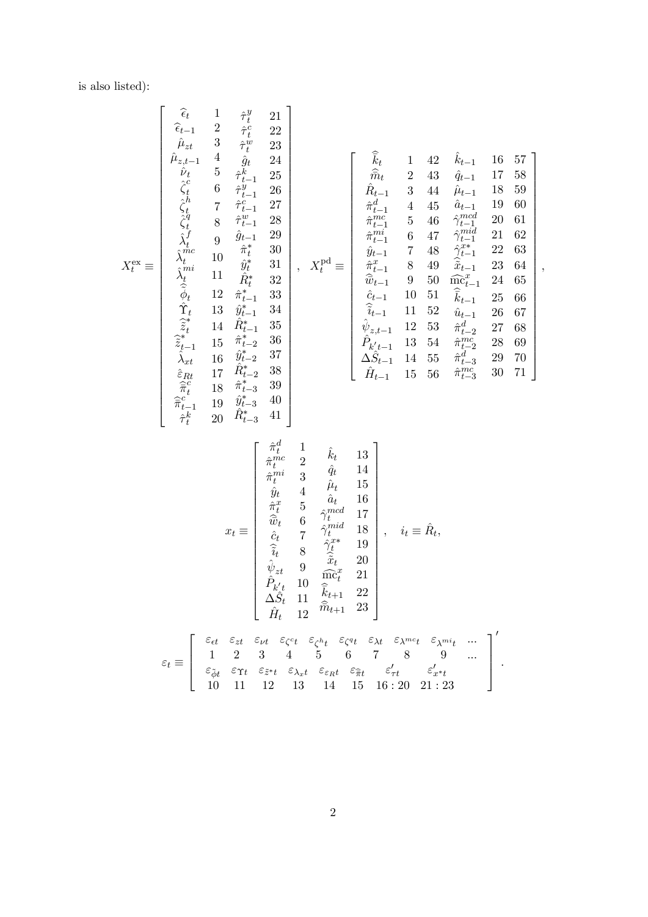is also listed):

$$
X_t^{\text{ex}} \equiv \left[\begin{array}{cccc}
\widehat{\epsilon}_t & 1 & \hat{\tau}_t^y & 21 \\
\widehat{\epsilon}_{t-1} & 2 & \hat{\tau}_t^c & 22 \\
\hat{\mu}_{zt} & 3 & \hat{\tau}_t^w & 23 \\
\hat{\mu}_{z,t-1} & 4 & \hat{g}_t & 24 \\
\hat{\nu}_t & 5 & \hat{\tau}_{t-1}^k & 25 \\
\hat{\zeta}_t^c & 6 & \hat{\tau}_{t-1}^y & 26 \\
\hat{\zeta}_t^h & 7 & \hat{\tau}_{t-1}^c & 27 \\
\hat{\zeta}_t^q & 8 & \hat{\tau}_{t-1}^w & 28 \\
\hat{\lambda}_t^f & 9 & \hat{g}_{t-1} & 29 \\
\hat{\lambda}_t^{mc} & 10 & \hat{\pi}_t^* & 30 \\
\hat{\lambda}_t^{mi} & 11 & \hat{y}_t^* & 31 \\
\widehat{\tilde{\phi}}_t & 12 & \hat{R}_t^* & 32 \\
\hat{\Upsilon}_t & 13 & \hat{\pi}_{t-1}^* & 33 \\
\widehat{\tilde{z}}_t^* & 14 & \hat{y}_{t-1}^* & 34 \\
\widehat{\tilde{z}}_{t-1}^* & 15 & \hat{R}_{t-1}^* & 35 \\
\hat{\lambda}_{xt} & 16 & \hat{\pi}_{t-2}^* & 36 \\
\hat{\varepsilon}_{Rt} & 17 & \hat{y}_{t-2}^* & 37 \\
\widehat{\bar{\pi}}_t^c & 18 & \hat{R}_{t-2}^* & 38 \\
\widehat{\bar{\pi}}_{t-1}^c & 19 & \hat{\pi}_{t-3}^* & 39 \\
\hat{\tau}_t^k & 20 & \hat{y}_{t-3}^* & 40 \\
 & & \hat{R}_{t-3}^* & 41
\end{array}\right], \quad
X_t^{\text{pd}} \equiv \left[\begin{array}{cccccc}
\widehat{\bar{k}}_t & 1 & 42 & \hat{k}_{t-1} & 16 & 57 \\
\widehat{\bar{m}}_t & 2 & 43 & \hat{q}_{t-1} & 17 & 58 \\
\hat{R}_{t-1} & 3 & 44 & \hat{\mu}_{t-1} & 18 & 59 \\
\hat{\pi}_{t-1}^d & 4 & 45 & \hat{a}_{t-1} & 19 & 60 \\
\hat{\pi}_{t-1}^{mc} & 5 & 46 & \hat{\gamma}_{t-1}^{mcd} & 20 & 61 \\
\hat{\pi}_{t-1}^{mi} & 6 & 47 & \hat{\gamma}_{t-1}^{mid} & 21 & 62 \\
\hat{y}_{t-1} & 7 & 48 & \hat{\gamma}_{t-1}^{x*} & 22 & 63 \\
\hat{\pi}_{t-1}^x & 8 & 49 & \widehat{\tilde{x}}_{t-1} & 23 & 64 \\
\widehat{\bar{w}}_{t-1} & 9 & 50 & \widehat{\text{mc}}_{t-1}^x & 24 & 65 \\
\hat{c}_{t-1} & 10 & 51 & \widehat{\bar{k}}_{t-1} & 25 & 66 \\
\widehat{\bar{\imath}}_{t-1} & 11 & 52 & \hat{u}_{t-1} & 26 & 67 \\
\hat{\psi}_{z,t-1} & 12 & 53 & \hat{\pi}_{t-2}^d & 27 & 68 \\
\hat{P}_{k't-1} & 13 & 54 & \hat{\pi}_{t-2}^{mc} & 28 & 69 \\
\Delta\hat{S}_{t-1} & 14 & 55 & \hat{\pi}_{t-3}^d & 29 & 70 \\
\hat{H}_{t-1} & 15 & 56 & \hat{\pi}_{t-3}^{mc} & 30 & 71
\end{array}\right],
$$

$$
x_t \equiv \left[\begin{array}{cccc}
\hat{\pi}_t^d & 1 & \hat{k}_t & 13 \\
\hat{\pi}_t^{mc} & 2 & \hat{q}_t & 14 \\
\hat{\pi}_t^{mi} & 3 & \hat{\mu}_t & 15 \\
\hat{y}_t & 4 & \hat{a}_t & 16 \\
\hat{\pi}_t^x & 5 & \hat{\gamma}_t^{mcd} & 17 \\
\widehat{\bar{w}}_t & 6 & \hat{\gamma}_t^{mid} & 18 \\
\hat{c}_t & 7 & \hat{\gamma}_t^{x*} & 19 \\
\widehat{\bar{\imath}}_t & 8 & \widehat{\tilde{x}}_t & 20 \\
\hat{\psi}_{zt} & 9 & \widehat{\text{mc}}_t^x & 21 \\
\hat{P}_{k't} & 10 & \widehat{\bar{k}}_{t+1} & 22 \\
\Delta\hat{S}_t & 11 & \widehat{\bar{m}}_{t+1} & 23 \\
\hat{H}_t & 12 & &
\end{array}\right], \quad i_t \equiv \hat{R}_t,
$$

$$
\varepsilon_t \equiv \left[\begin{array}{cccccccccc}
\varepsilon_{\epsilon t} & \varepsilon_{zt} & \varepsilon_{\nu t} & \varepsilon_{\zeta^c t} & \varepsilon_{\zeta^h t} & \varepsilon_{\zeta^q t} & \varepsilon_{\lambda t} & \varepsilon_{\lambda^{mc} t} & \varepsilon_{\lambda^{mi} t} & \ldots \\
1 & 2 & 3 & 4 & 5 & 6 & 7 & 8 & 9 & \ldots \\
\varepsilon_{\tilde{\phi} t} & \varepsilon_{\Upsilon t} & \varepsilon_{\tilde{z}^* t} & \varepsilon_{\lambda_x t} & \varepsilon_{\varepsilon_R t} & \varepsilon_{\bar{\pi} t} & \varepsilon_{\tau t}' & \varepsilon_{x^* t}' & & \\
10 & 11 & 12 & 13 & 14 & 15 & 16:20 & 21:23 & &
\end{array}\right]'.
$$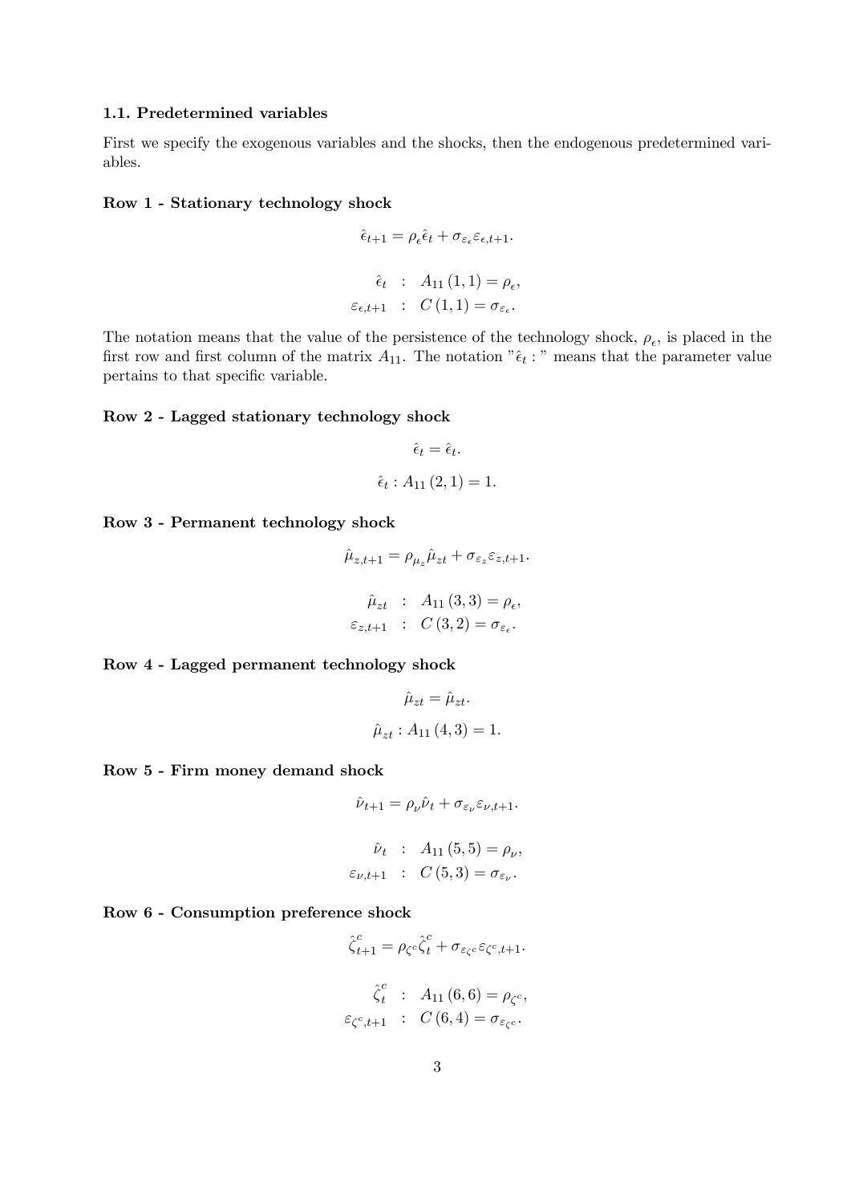### 1.1. Predetermined variables

First we specify the exogenous variables and the shocks, then the endogenous predetermined variables.

**Row 1 - Stationary technology shock**

$$\hat{\epsilon}_{t+1} = \rho_{\epsilon}\hat{\epsilon}_t + \sigma_{\varepsilon_\epsilon}\varepsilon_{\epsilon,t+1}.$$

$$\begin{aligned}
\hat{\epsilon}_t &: A_{11}(1,1) = \rho_{\epsilon}, \\
\varepsilon_{\epsilon,t+1} &: C(1,1) = \sigma_{\varepsilon_\epsilon}.
\end{aligned}$$

The notation means that the value of the persistence of the technology shock, $\rho_{\epsilon}$, is placed in the first row and first column of the matrix $A_{11}$. The notation "$\hat{\epsilon}_t :$" means that the parameter value pertains to that specific variable.

**Row 2 - Lagged stationary technology shock**

$$\hat{\epsilon}_t = \hat{\epsilon}_t.$$

$$\hat{\epsilon}_t : A_{11}(2,1) = 1.$$

**Row 3 - Permanent technology shock**

$$\hat{\mu}_{z,t+1} = \rho_{\mu_z}\hat{\mu}_{zt} + \sigma_{\varepsilon_z}\varepsilon_{z,t+1}.$$

$$\begin{aligned}
\hat{\mu}_{zt} &: A_{11}(3,3) = \rho_{\epsilon}, \\
\varepsilon_{z,t+1} &: C(3,2) = \sigma_{\varepsilon_\epsilon}.
\end{aligned}$$

**Row 4 - Lagged permanent technology shock**

$$\hat{\mu}_{zt} = \hat{\mu}_{zt}.$$

$$\hat{\mu}_{zt} : A_{11}(4,3) = 1.$$

**Row 5 - Firm money demand shock**

$$\hat{\nu}_{t+1} = \rho_{\nu}\hat{\nu}_t + \sigma_{\varepsilon_\nu}\varepsilon_{\nu,t+1}.$$

$$\begin{aligned}
\hat{\nu}_t &: A_{11}(5,5) = \rho_{\nu}, \\
\varepsilon_{\nu,t+1} &: C(5,3) = \sigma_{\varepsilon_\nu}.
\end{aligned}$$

**Row 6 - Consumption preference shock**

$$\hat{\zeta}^c_{t+1} = \rho_{\zeta^c}\hat{\zeta}^c_t + \sigma_{\varepsilon_{\zeta^c}}\varepsilon_{\zeta^c,t+1}.$$

$$\begin{aligned}
\hat{\zeta}^c_t &: A_{11}(6,6) = \rho_{\zeta^c}, \\
\varepsilon_{\zeta^c,t+1} &: C(6,4) = \sigma_{\varepsilon_{\zeta^c}}.
\end{aligned}$$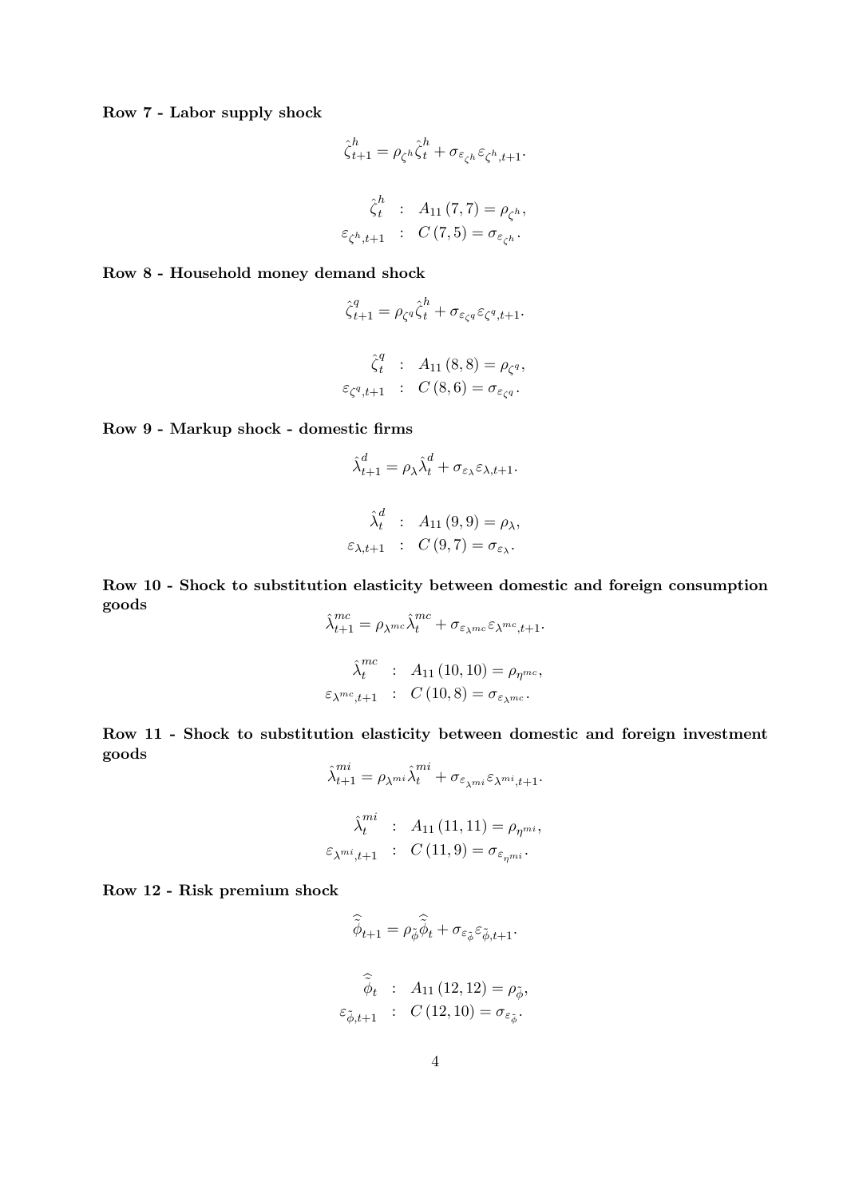**Row 7 - Labor supply shock**

$$\hat{\zeta}^h_{t+1} = \rho_{\zeta^h}\hat{\zeta}^h_t + \sigma_{\varepsilon_{\zeta^h}}\varepsilon_{\zeta^h,t+1}.$$

$$\begin{aligned} \hat{\zeta}^h_t &: \ A_{11}(7,7) = \rho_{\zeta^h}, \\ \varepsilon_{\zeta^h,t+1} &: \ C(7,5) = \sigma_{\varepsilon_{\zeta^h}}. \end{aligned}$$

**Row 8 - Household money demand shock**

$$\hat{\zeta}^q_{t+1} = \rho_{\zeta^q}\hat{\zeta}^h_t + \sigma_{\varepsilon_{\zeta^q}}\varepsilon_{\zeta^q,t+1}.$$

$$\begin{aligned} \hat{\zeta}^q_t &: \ A_{11}(8,8) = \rho_{\zeta^q}, \\ \varepsilon_{\zeta^q,t+1} &: \ C(8,6) = \sigma_{\varepsilon_{\zeta^q}}. \end{aligned}$$

**Row 9 - Markup shock - domestic firms**

$$\hat{\lambda}^d_{t+1} = \rho_{\lambda}\hat{\lambda}^d_t + \sigma_{\varepsilon_{\lambda}}\varepsilon_{\lambda,t+1}.$$

$$\begin{aligned} \hat{\lambda}^d_t &: \ A_{11}(9,9) = \rho_{\lambda}, \\ \varepsilon_{\lambda,t+1} &: \ C(9,7) = \sigma_{\varepsilon_{\lambda}}. \end{aligned}$$

**Row 10 - Shock to substitution elasticity between domestic and foreign consumption goods**

$$\hat{\lambda}^{mc}_{t+1} = \rho_{\lambda^{mc}}\hat{\lambda}^{mc}_t + \sigma_{\varepsilon_{\lambda^{mc}}}\varepsilon_{\lambda^{mc},t+1}.$$

$$\begin{aligned} \hat{\lambda}^{mc}_t &: \ A_{11}(10,10) = \rho_{\eta^{mc}}, \\ \varepsilon_{\lambda^{mc},t+1} &: \ C(10,8) = \sigma_{\varepsilon_{\lambda^{mc}}}. \end{aligned}$$

**Row 11 - Shock to substitution elasticity between domestic and foreign investment goods**

$$\hat{\lambda}^{mi}_{t+1} = \rho_{\lambda^{mi}}\hat{\lambda}^{mi}_t + \sigma_{\varepsilon_{\lambda^{mi}}}\varepsilon_{\lambda^{mi},t+1}.$$

$$\begin{aligned} \hat{\lambda}^{mi}_t &: \ A_{11}(11,11) = \rho_{\eta^{mi}}, \\ \varepsilon_{\lambda^{mi},t+1} &: \ C(11,9) = \sigma_{\varepsilon_{\eta^{mi}}}. \end{aligned}$$

**Row 12 - Risk premium shock**

$$\hat{\tilde{\phi}}_{t+1} = \rho_{\tilde{\phi}}\hat{\tilde{\phi}}_t + \sigma_{\varepsilon_{\tilde{\phi}}}\varepsilon_{\tilde{\phi},t+1}.$$

$$\begin{aligned} \hat{\tilde{\phi}}_t &: \ A_{11}(12,12) = \rho_{\tilde{\phi}}, \\ \varepsilon_{\tilde{\phi},t+1} &: \ C(12,10) = \sigma_{\varepsilon_{\tilde{\phi}}}. \end{aligned}$$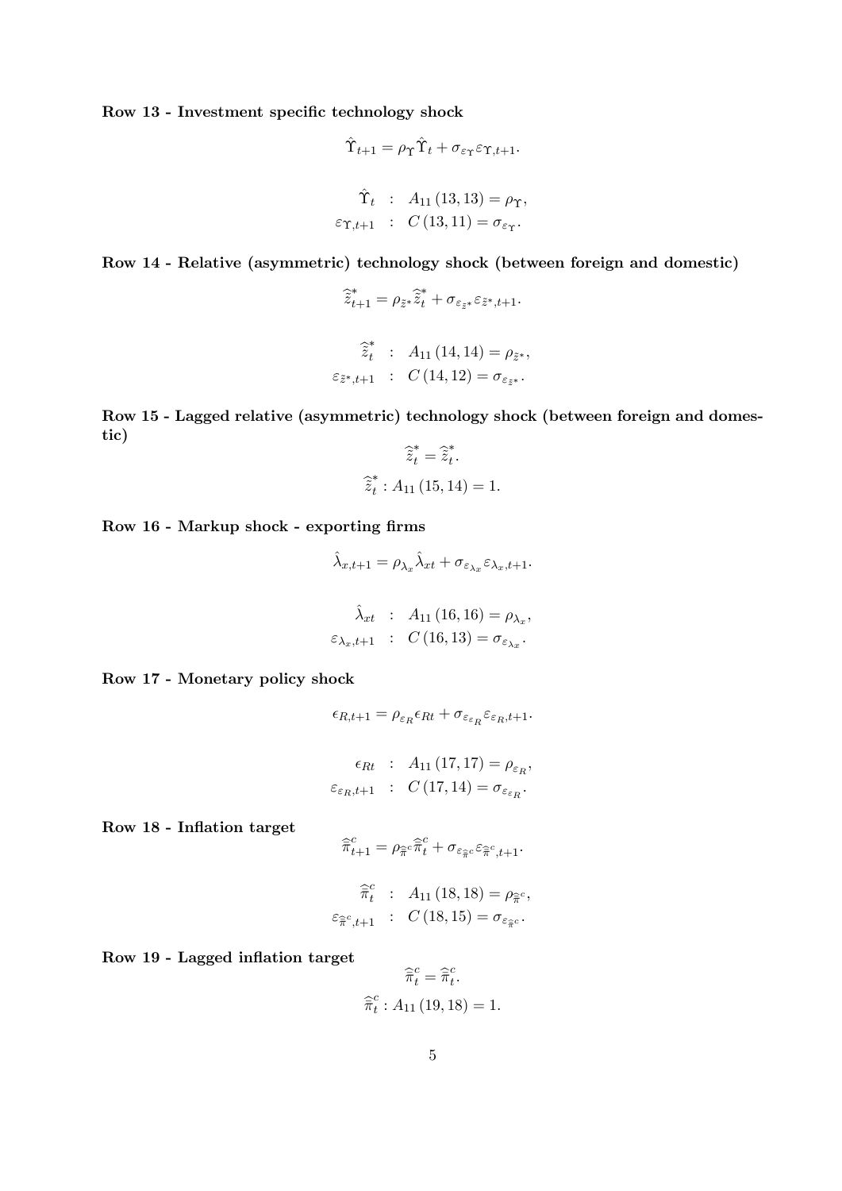**Row 13 - Investment specific technology shock**

$$\hat{\Upsilon}_{t+1} = \rho_{\Upsilon}\hat{\Upsilon}_t + \sigma_{\varepsilon_{\Upsilon}}\varepsilon_{\Upsilon,t+1}.$$

$$\begin{aligned} \hat{\Upsilon}_t &: \; A_{11}\left(13,13\right) = \rho_{\Upsilon}, \\ \varepsilon_{\Upsilon,t+1} &: \; C\left(13,11\right) = \sigma_{\varepsilon_{\Upsilon}}. \end{aligned}$$

**Row 14 - Relative (asymmetric) technology shock (between foreign and domestic)**

$$\widehat{\tilde{z}}^*_{t+1} = \rho_{\tilde{z}^*}\widehat{\tilde{z}}^*_t + \sigma_{\varepsilon_{\tilde{z}^*}}\varepsilon_{\tilde{z}^*,t+1}.$$

$$\begin{aligned} \widehat{\tilde{z}}^*_t &: \; A_{11}\left(14,14\right) = \rho_{\tilde{z}^*}, \\ \varepsilon_{\tilde{z}^*,t+1} &: \; C\left(14,12\right) = \sigma_{\varepsilon_{\tilde{z}^*}}. \end{aligned}$$

**Row 15 - Lagged relative (asymmetric) technology shock (between foreign and domestic)**

$$\widehat{\tilde{z}}^*_t = \widehat{\tilde{z}}^*_t.$$

$$\widehat{\tilde{z}}^*_t : A_{11}\left(15,14\right) = 1.$$

**Row 16 - Markup shock - exporting firms**

$$\hat{\lambda}_{x,t+1} = \rho_{\lambda_x}\hat{\lambda}_{xt} + \sigma_{\varepsilon_{\lambda_x}}\varepsilon_{\lambda_x,t+1}.$$

$$\begin{aligned} \hat{\lambda}_{xt} &: \; A_{11}\left(16,16\right) = \rho_{\lambda_x}, \\ \varepsilon_{\lambda_x,t+1} &: \; C\left(16,13\right) = \sigma_{\varepsilon_{\lambda_x}}. \end{aligned}$$

**Row 17 - Monetary policy shock**

$$\epsilon_{R,t+1} = \rho_{\varepsilon_R}\epsilon_{Rt} + \sigma_{\varepsilon_{\varepsilon_R}}\varepsilon_{\varepsilon_R,t+1}.$$

$$\begin{aligned} \epsilon_{Rt} &: \; A_{11}\left(17,17\right) = \rho_{\varepsilon_R}, \\ \varepsilon_{\varepsilon_R,t+1} &: \; C\left(17,14\right) = \sigma_{\varepsilon_{\varepsilon_R}}. \end{aligned}$$

**Row 18 - Inflation target**

$$\widehat{\bar{\pi}}^c_{t+1} = \rho_{\widehat{\bar{\pi}}^c}\widehat{\bar{\pi}}^c_t + \sigma_{\varepsilon_{\widehat{\bar{\pi}}^c}}\varepsilon_{\widehat{\bar{\pi}}^c,t+1}.$$

$$\begin{aligned} \widehat{\bar{\pi}}^c_t &: \; A_{11}\left(18,18\right) = \rho_{\widehat{\bar{\pi}}^c}, \\ \varepsilon_{\widehat{\bar{\pi}}^c,t+1} &: \; C\left(18,15\right) = \sigma_{\varepsilon_{\widehat{\bar{\pi}}^c}}. \end{aligned}$$

**Row 19 - Lagged inflation target**

$$\widehat{\bar{\pi}}^c_t = \widehat{\bar{\pi}}^c_t.$$

$$\widehat{\bar{\pi}}^c_t : A_{11}\left(19,18\right) = 1.$$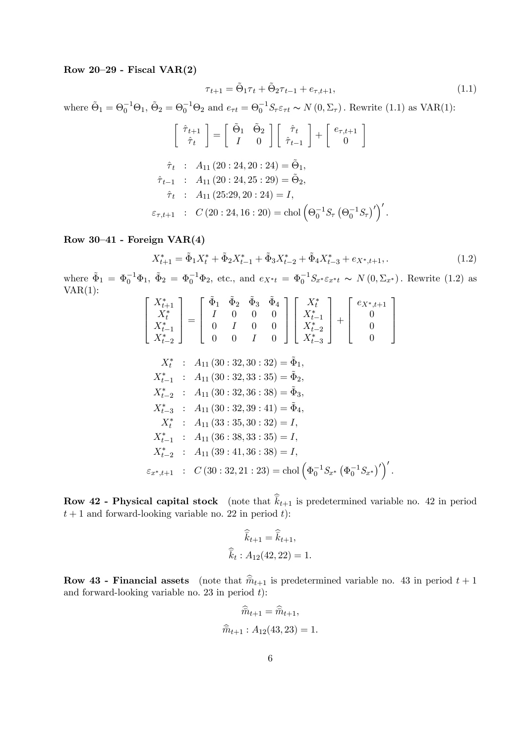**Row 20–29 - Fiscal VAR(2)**

$$\tau_{t+1} = \tilde{\Theta}_1 \tau_t + \tilde{\Theta}_2 \tau_{t-1} + e_{\tau,t+1}, \tag{1.1}$$

where $\tilde{\Theta}_1 = \Theta_0^{-1}\Theta_1$, $\tilde{\Theta}_2 = \Theta_0^{-1}\Theta_2$ and $e_{\tau t} = \Theta_0^{-1} S_\tau \varepsilon_{\tau t} \sim N(0, \Sigma_\tau)$. Rewrite (1.1) as VAR(1):

$$\begin{bmatrix} \hat{\tau}_{t+1} \\ \hat{\tau}_t \end{bmatrix} = \begin{bmatrix} \tilde{\Theta}_1 & \tilde{\Theta}_2 \\ I & 0 \end{bmatrix} \begin{bmatrix} \hat{\tau}_t \\ \hat{\tau}_{t-1} \end{bmatrix} + \begin{bmatrix} e_{\tau,t+1} \\ 0 \end{bmatrix}$$

$$\begin{aligned}
\hat{\tau}_t &\ : \ A_{11}(20:24, 20:24) = \tilde{\Theta}_1, \\
\hat{\tau}_{t-1} &\ : \ A_{11}(20:24, 25:29) = \tilde{\Theta}_2, \\
\hat{\tau}_t &\ : \ A_{11}(25{:}29, 20:24) = I, \\
\varepsilon_{\tau,t+1} &\ : \ C(20:24, 16:20) = \text{chol}\left(\Theta_0^{-1} S_\tau \left(\Theta_0^{-1} S_\tau\right)'\right)'.
\end{aligned}$$

**Row 30–41 - Foreign VAR(4)**

$$X^*_{t+1} = \tilde{\Phi}_1 X^*_t + \tilde{\Phi}_2 X^*_{t-1} + \tilde{\Phi}_3 X^*_{t-2} + \tilde{\Phi}_4 X^*_{t-3} + e_{X^*,t+1},. \tag{1.2}$$

where $\tilde{\Phi}_1 = \Phi_0^{-1}\Phi_1$, $\tilde{\Phi}_2 = \Phi_0^{-1}\Phi_2$, etc., and $e_{X^*t} = \Phi_0^{-1} S_{x^*} \varepsilon_{x^*t} \sim N(0, \Sigma_{x^*})$. Rewrite (1.2) as VAR(1):

$$\begin{bmatrix} X^*_{t+1} \\ X^*_t \\ X^*_{t-1} \\ X^*_{t-2} \end{bmatrix} = \begin{bmatrix} \tilde{\Phi}_1 & \tilde{\Phi}_2 & \tilde{\Phi}_3 & \tilde{\Phi}_4 \\ I & 0 & 0 & 0 \\ 0 & I & 0 & 0 \\ 0 & 0 & I & 0 \end{bmatrix} \begin{bmatrix} X^*_t \\ X^*_{t-1} \\ X^*_{t-2} \\ X^*_{t-3} \end{bmatrix} + \begin{bmatrix} e_{X^*,t+1} \\ 0 \\ 0 \\ 0 \end{bmatrix}$$

$$\begin{aligned}
X^*_t &\ : \ A_{11}(30:32, 30:32) = \tilde{\Phi}_1, \\
X^*_{t-1} &\ : \ A_{11}(30:32, 33:35) = \tilde{\Phi}_2, \\
X^*_{t-2} &\ : \ A_{11}(30:32, 36:38) = \tilde{\Phi}_3, \\
X^*_{t-3} &\ : \ A_{11}(30:32, 39:41) = \tilde{\Phi}_4, \\
X^*_t &\ : \ A_{11}(33:35, 30:32) = I, \\
X^*_{t-1} &\ : \ A_{11}(36:38, 33:35) = I, \\
X^*_{t-2} &\ : \ A_{11}(39:41, 36:38) = I, \\
\varepsilon_{x^*,t+1} &\ : \ C(30:32, 21:23) = \text{chol}\left(\Phi_0^{-1} S_{x^*} \left(\Phi_0^{-1} S_{x^*}\right)'\right)'.
\end{aligned}$$

**Row 42 - Physical capital stock** (note that $\hat{\bar{k}}_{t+1}$ is predetermined variable no. 42 in period $t+1$ and forward-looking variable no. 22 in period $t$):

$$\hat{\bar{k}}_{t+1} = \hat{\bar{k}}_{t+1},$$

$$\hat{\bar{k}}_t : A_{12}(42, 22) = 1.$$

**Row 43 - Financial assets** (note that $\hat{m}_{t+1}$ is predetermined variable no. 43 in period $t+1$ and forward-looking variable no. 23 in period $t$):

$$\hat{\bar{m}}_{t+1} = \hat{\bar{m}}_{t+1},$$

$$\hat{\bar{m}}_{t+1} : A_{12}(43, 23) = 1.$$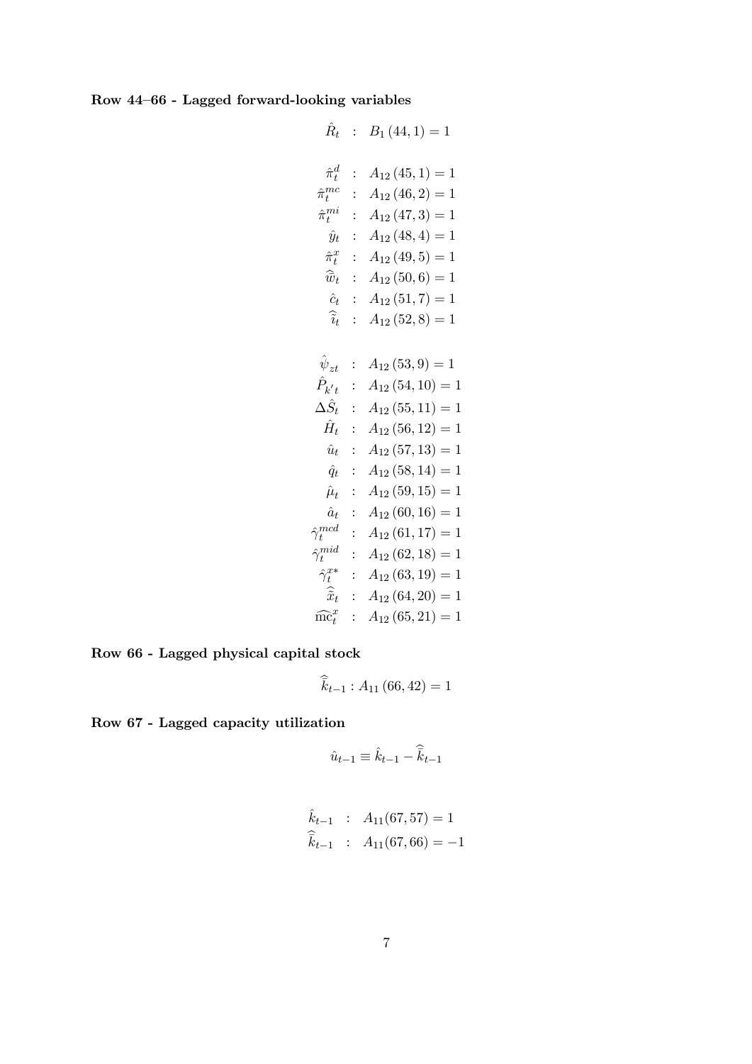**Row 44–66 - Lagged forward-looking variables**

$$\hat{R}_t \quad : \quad B_1(44,1) = 1$$

$$\begin{aligned}
\hat{\pi}_t^d &\quad : \quad A_{12}(45,1) = 1 \\
\hat{\pi}_t^{mc} &\quad : \quad A_{12}(46,2) = 1 \\
\hat{\pi}_t^{mi} &\quad : \quad A_{12}(47,3) = 1 \\
\hat{y}_t &\quad : \quad A_{12}(48,4) = 1 \\
\hat{\pi}_t^x &\quad : \quad A_{12}(49,5) = 1 \\
\widehat{\bar{w}}_t &\quad : \quad A_{12}(50,6) = 1 \\
\hat{c}_t &\quad : \quad A_{12}(51,7) = 1 \\
\hat{\bar{\imath}}_t &\quad : \quad A_{12}(52,8) = 1
\end{aligned}$$

$$\begin{aligned}
\hat{\psi}_{zt} &\quad : \quad A_{12}(53,9) = 1 \\
\hat{P}_{k'\,t} &\quad : \quad A_{12}(54,10) = 1 \\
\Delta \hat{S}_t &\quad : \quad A_{12}(55,11) = 1 \\
\hat{H}_t &\quad : \quad A_{12}(56,12) = 1 \\
\hat{u}_t &\quad : \quad A_{12}(57,13) = 1 \\
\hat{q}_t &\quad : \quad A_{12}(58,14) = 1 \\
\hat{\mu}_t &\quad : \quad A_{12}(59,15) = 1 \\
\hat{a}_t &\quad : \quad A_{12}(60,16) = 1 \\
\hat{\gamma}_t^{mcd} &\quad : \quad A_{12}(61,17) = 1 \\
\hat{\gamma}_t^{mid} &\quad : \quad A_{12}(62,18) = 1 \\
\hat{\gamma}_t^{x*} &\quad : \quad A_{12}(63,19) = 1 \\
\hat{\tilde{x}}_t &\quad : \quad A_{12}(64,20) = 1 \\
\widehat{\mathrm{mc}}_t^x &\quad : \quad A_{12}(65,21) = 1
\end{aligned}$$

**Row 66 - Lagged physical capital stock**

$$\hat{\bar{k}}_{t-1} : A_{11}(66,42) = 1$$

**Row 67 - Lagged capacity utilization**

$$\hat{u}_{t-1} \equiv \hat{k}_{t-1} - \hat{\bar{k}}_{t-1}$$

$$\begin{aligned}
\hat{k}_{t-1} &\quad : \quad A_{11}(67,57) = 1 \\
\hat{\bar{k}}_{t-1} &\quad : \quad A_{11}(67,66) = -1
\end{aligned}$$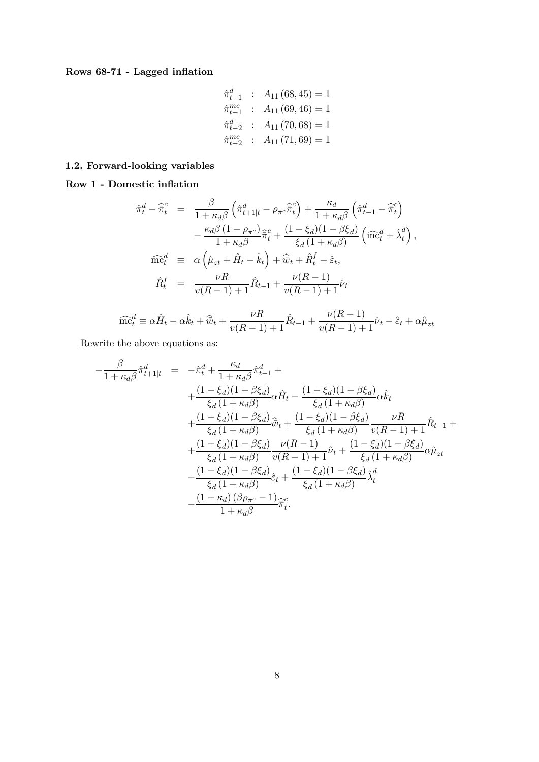**Rows 68-71 - Lagged inflation**

$$
\begin{aligned}
\hat{\pi}^{d}_{t-1} &: A_{11}(68,45) = 1 \\
\hat{\pi}^{mc}_{t-1} &: A_{11}(69,46) = 1 \\
\hat{\pi}^{d}_{t-2} &: A_{11}(70,68) = 1 \\
\hat{\pi}^{mc}_{t-2} &: A_{11}(71,69) = 1
\end{aligned}
$$

### 1.2. Forward-looking variables

**Row 1 - Domestic inflation**

$$
\begin{aligned}
\hat{\pi}^{d}_{t} - \widehat{\bar{\pi}}^{c}_{t} &= \frac{\beta}{1+\kappa_d \beta}\left(\hat{\pi}^{d}_{t+1|t} - \rho_{\bar{\pi}^c}\widehat{\bar{\pi}}^{c}_{t}\right) + \frac{\kappa_d}{1+\kappa_d \beta}\left(\hat{\pi}^{d}_{t-1} - \widehat{\bar{\pi}}^{c}_{t}\right) \\
&\quad - \frac{\kappa_d \beta\left(1-\rho_{\bar{\pi}^c}\right)}{1+\kappa_d \beta}\widehat{\bar{\pi}}^{c}_{t} + \frac{(1-\xi_d)(1-\beta\xi_d)}{\xi_d\left(1+\kappa_d\beta\right)}\left(\widehat{\mathrm{mc}}^{d}_{t} + \hat{\lambda}^{d}_{t}\right), \\
\widehat{\mathrm{mc}}^{d}_{t} &\equiv \alpha\left(\hat{\mu}_{zt} + \hat{H}_t - \hat{k}_t\right) + \widehat{\bar{w}}_t + \hat{R}^{f}_{t} - \hat{\varepsilon}_t, \\
\hat{R}^{f}_{t} &= \frac{\nu R}{v(R-1)+1}\hat{R}_{t-1} + \frac{\nu(R-1)}{v(R-1)+1}\hat{\nu}_t
\end{aligned}
$$

$$
\widehat{\mathrm{mc}}^{d}_{t} \equiv \alpha\hat{H}_t - \alpha\hat{k}_t + \widehat{\bar{w}}_t + \frac{\nu R}{v(R-1)+1}\hat{R}_{t-1} + \frac{\nu(R-1)}{v(R-1)+1}\hat{\nu}_t - \hat{\varepsilon}_t + \alpha\hat{\mu}_{zt}
$$

Rewrite the above equations as:

$$
\begin{aligned}
-\frac{\beta}{1+\kappa_d\beta}\hat{\pi}^{d}_{t+1|t} &= -\hat{\pi}^{d}_{t} + \frac{\kappa_d}{1+\kappa_d\beta}\hat{\pi}^{d}_{t-1} + \\
&\quad + \frac{(1-\xi_d)(1-\beta\xi_d)}{\xi_d\left(1+\kappa_d\beta\right)}\alpha\hat{H}_t - \frac{(1-\xi_d)(1-\beta\xi_d)}{\xi_d\left(1+\kappa_d\beta\right)}\alpha\hat{k}_t \\
&\quad + \frac{(1-\xi_d)(1-\beta\xi_d)}{\xi_d\left(1+\kappa_d\beta\right)}\widehat{\bar{w}}_t + \frac{(1-\xi_d)(1-\beta\xi_d)}{\xi_d\left(1+\kappa_d\beta\right)}\frac{\nu R}{v(R-1)+1}\hat{R}_{t-1} + \\
&\quad + \frac{(1-\xi_d)(1-\beta\xi_d)}{\xi_d\left(1+\kappa_d\beta\right)}\frac{\nu(R-1)}{v(R-1)+1}\hat{\nu}_t + \frac{(1-\xi_d)(1-\beta\xi_d)}{\xi_d\left(1+\kappa_d\beta\right)}\alpha\hat{\mu}_{zt} \\
&\quad - \frac{(1-\xi_d)(1-\beta\xi_d)}{\xi_d\left(1+\kappa_d\beta\right)}\hat{\varepsilon}_t + \frac{(1-\xi_d)(1-\beta\xi_d)}{\xi_d\left(1+\kappa_d\beta\right)}\hat{\lambda}^{d}_{t} \\
&\quad - \frac{\left(1-\kappa_d\right)\left(\beta\rho_{\bar{\pi}^c}-1\right)}{1+\kappa_d\beta}\widehat{\bar{\pi}}^{c}_{t}.
\end{aligned}
$$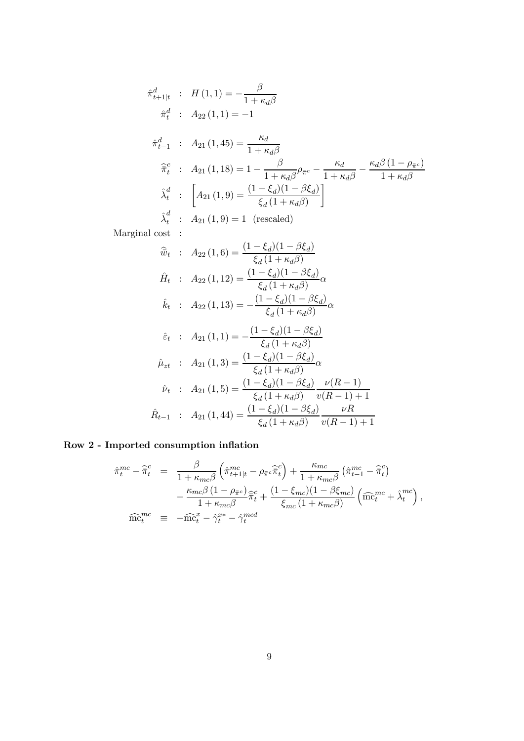$$\hat{\pi}^d_{t+1|t} \quad : \quad H(1,1) = -\frac{\beta}{1+\kappa_d\beta}$$

$$\hat{\pi}^d_t \quad : \quad A_{22}(1,1) = -1$$

$$\hat{\pi}^d_{t-1} \quad : \quad A_{21}(1,45) = \frac{\kappa_d}{1+\kappa_d\beta}$$

$$\hat{\bar{\pi}}^c_t \quad : \quad A_{21}(1,18) = 1 - \frac{\beta}{1+\kappa_d\beta}\rho_{\bar{\pi}^c} - \frac{\kappa_d}{1+\kappa_d\beta} - \frac{\kappa_d\beta(1-\rho_{\bar{\pi}^c})}{1+\kappa_d\beta}$$

$$\hat{\lambda}^d_t \quad : \quad \left[A_{21}(1,9) = \frac{(1-\xi_d)(1-\beta\xi_d)}{\xi_d(1+\kappa_d\beta)}\right]$$

$$\hat{\lambda}^d_t \quad : \quad A_{21}(1,9) = 1 \quad \text{(rescaled)}$$

Marginal cost :

$$\hat{\bar{w}}_t \quad : \quad A_{22}(1,6) = \frac{(1-\xi_d)(1-\beta\xi_d)}{\xi_d(1+\kappa_d\beta)}$$

$$\hat{H}_t \quad : \quad A_{22}(1,12) = \frac{(1-\xi_d)(1-\beta\xi_d)}{\xi_d(1+\kappa_d\beta)}\alpha$$

$$\hat{k}_t \quad : \quad A_{22}(1,13) = -\frac{(1-\xi_d)(1-\beta\xi_d)}{\xi_d(1+\kappa_d\beta)}\alpha$$

$$\hat{\varepsilon}_t \quad : \quad A_{21}(1,1) = -\frac{(1-\xi_d)(1-\beta\xi_d)}{\xi_d(1+\kappa_d\beta)}$$

$$\hat{\mu}_{zt} \quad : \quad A_{21}(1,3) = \frac{(1-\xi_d)(1-\beta\xi_d)}{\xi_d(1+\kappa_d\beta)}\alpha$$

$$\hat{\nu}_t \quad : \quad A_{21}(1,5) = \frac{(1-\xi_d)(1-\beta\xi_d)}{\xi_d(1+\kappa_d\beta)}\frac{\nu(R-1)}{v(R-1)+1}$$

$$\hat{R}_{t-1} \quad : \quad A_{21}(1,44) = \frac{(1-\xi_d)(1-\beta\xi_d)}{\xi_d(1+\kappa_d\beta)}\frac{\nu R}{v(R-1)+1}$$

**Row 2 - Imported consumption inflation**

$$\begin{aligned}
\hat{\pi}^{mc}_t - \hat{\bar{\pi}}^c_t &= \frac{\beta}{1+\kappa_{mc}\beta}\left(\hat{\pi}^{mc}_{t+1|t} - \rho_{\bar{\pi}^c}\hat{\bar{\pi}}^c_t\right) + \frac{\kappa_{mc}}{1+\kappa_{mc}\beta}\left(\hat{\pi}^{mc}_{t-1} - \hat{\bar{\pi}}^c_t\right) \\
&\quad - \frac{\kappa_{mc}\beta(1-\rho_{\bar{\pi}^c})}{1+\kappa_{mc}\beta}\hat{\bar{\pi}}^c_t + \frac{(1-\xi_{mc})(1-\beta\xi_{mc})}{\xi_{mc}(1+\kappa_{mc}\beta)}\left(\widehat{\mathrm{mc}}^{mc}_t + \hat{\lambda}^{mc}_t\right), \\
\widehat{\mathrm{mc}}^{mc}_t &\equiv -\widehat{\mathrm{mc}}^x_t - \hat{\gamma}^{x*}_t - \hat{\gamma}^{mcd}_t
\end{aligned}$$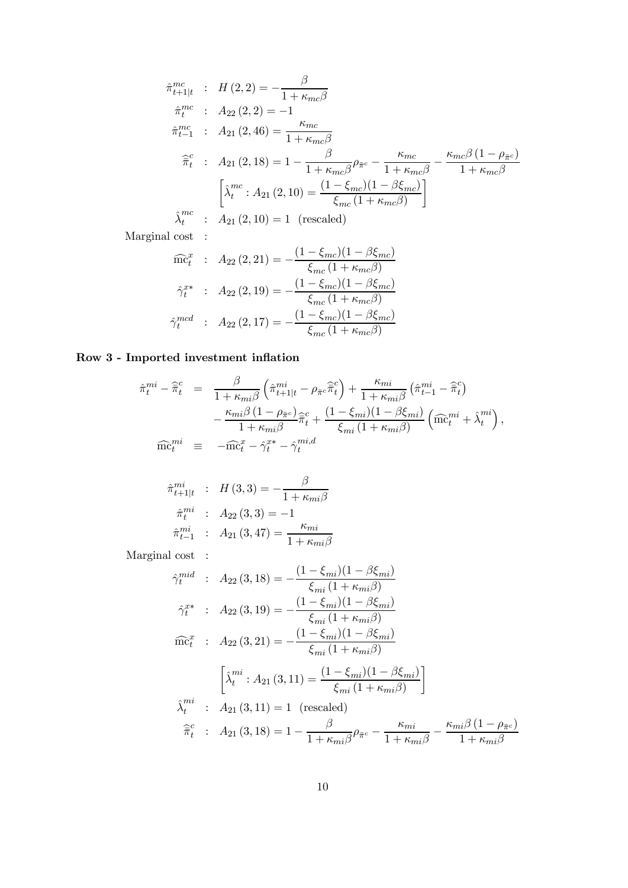$$\hat{\pi}^{mc}_{t+1|t} \quad : \quad H(2,2) = -\frac{\beta}{1+\kappa_{mc}\beta}$$

$$\hat{\pi}^{mc}_{t} \quad : \quad A_{22}(2,2) = -1$$

$$\hat{\pi}^{mc}_{t-1} \quad : \quad A_{21}(2,46) = \frac{\kappa_{mc}}{1+\kappa_{mc}\beta}$$

$$\hat{\bar{\pi}}^{c}_{t} \quad : \quad A_{21}(2,18) = 1 - \frac{\beta}{1+\kappa_{mc}\beta}\rho_{\bar{\pi}^c} - \frac{\kappa_{mc}}{1+\kappa_{mc}\beta} - \frac{\kappa_{mc}\beta(1-\rho_{\bar{\pi}^c})}{1+\kappa_{mc}\beta}$$

$$\left[\hat{\lambda}^{mc}_t : A_{21}(2,10) = \frac{(1-\xi_{mc})(1-\beta\xi_{mc})}{\xi_{mc}(1+\kappa_{mc}\beta)}\right]$$

$$\hat{\lambda}^{mc}_t \quad : \quad A_{21}(2,10) = 1 \quad \text{(rescaled)}$$

Marginal cost :

$$\widehat{\mathrm{mc}}^{x}_t \quad : \quad A_{22}(2,21) = -\frac{(1-\xi_{mc})(1-\beta\xi_{mc})}{\xi_{mc}(1+\kappa_{mc}\beta)}$$

$$\hat{\gamma}^{x*}_t \quad : \quad A_{22}(2,19) = -\frac{(1-\xi_{mc})(1-\beta\xi_{mc})}{\xi_{mc}(1+\kappa_{mc}\beta)}$$

$$\hat{\gamma}^{mcd}_t \quad : \quad A_{22}(2,17) = -\frac{(1-\xi_{mc})(1-\beta\xi_{mc})}{\xi_{mc}(1+\kappa_{mc}\beta)}$$

**Row 3 - Imported investment inflation**

$$\begin{aligned}
\hat{\pi}^{mi}_t - \hat{\bar{\pi}}^{c}_t &= \frac{\beta}{1+\kappa_{mi}\beta}\left(\hat{\pi}^{mi}_{t+1|t} - \rho_{\bar{\pi}^c}\hat{\bar{\pi}}^{c}_t\right) + \frac{\kappa_{mi}}{1+\kappa_{mi}\beta}\left(\hat{\pi}^{mi}_{t-1} - \hat{\bar{\pi}}^{c}_t\right) \\
&\quad - \frac{\kappa_{mi}\beta(1-\rho_{\bar{\pi}^c})}{1+\kappa_{mi}\beta}\hat{\bar{\pi}}^{c}_t + \frac{(1-\xi_{mi})(1-\beta\xi_{mi})}{\xi_{mi}(1+\kappa_{mi}\beta)}\left(\widehat{\mathrm{mc}}^{mi}_t + \hat{\lambda}^{mi}_t\right), \\
\widehat{\mathrm{mc}}^{mi}_t &\equiv -\widehat{\mathrm{mc}}^{x}_t - \hat{\gamma}^{x*}_t - \hat{\gamma}^{mi,d}_t
\end{aligned}$$

$$\hat{\pi}^{mi}_{t+1|t} \quad : \quad H(3,3) = -\frac{\beta}{1+\kappa_{mi}\beta}$$

$$\hat{\pi}^{mi}_{t} \quad : \quad A_{22}(3,3) = -1$$

$$\hat{\pi}^{mi}_{t-1} \quad : \quad A_{21}(3,47) = \frac{\kappa_{mi}}{1+\kappa_{mi}\beta}$$

Marginal cost :

$$\hat{\gamma}^{mid}_t \quad : \quad A_{22}(3,18) = -\frac{(1-\xi_{mi})(1-\beta\xi_{mi})}{\xi_{mi}(1+\kappa_{mi}\beta)}$$

$$\hat{\gamma}^{x*}_t \quad : \quad A_{22}(3,19) = -\frac{(1-\xi_{mi})(1-\beta\xi_{mi})}{\xi_{mi}(1+\kappa_{mi}\beta)}$$

$$\widehat{\mathrm{mc}}^{x}_t \quad : \quad A_{22}(3,21) = -\frac{(1-\xi_{mi})(1-\beta\xi_{mi})}{\xi_{mi}(1+\kappa_{mi}\beta)}$$

$$\left[\hat{\lambda}^{mi}_t : A_{21}(3,11) = \frac{(1-\xi_{mi})(1-\beta\xi_{mi})}{\xi_{mi}(1+\kappa_{mi}\beta)}\right]$$

$$\hat{\lambda}^{mi}_t \quad : \quad A_{21}(3,11) = 1 \quad \text{(rescaled)}$$

$$\hat{\bar{\pi}}^{c}_{t} \quad : \quad A_{21}(3,18) = 1 - \frac{\beta}{1+\kappa_{mi}\beta}\rho_{\bar{\pi}^c} - \frac{\kappa_{mi}}{1+\kappa_{mi}\beta} - \frac{\kappa_{mi}\beta(1-\rho_{\bar{\pi}^c})}{1+\kappa_{mi}\beta}$$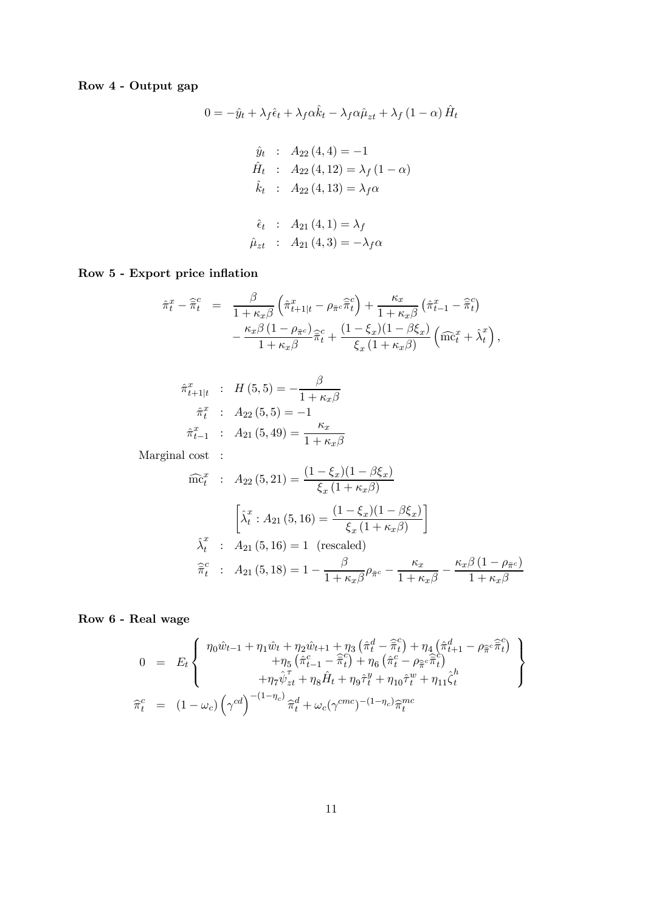**Row 4 - Output gap**

$$0 = -\hat{y}_t + \lambda_f \hat{\epsilon}_t + \lambda_f \alpha \hat{k}_t - \lambda_f \alpha \hat{\mu}_{zt} + \lambda_f (1-\alpha) \hat{H}_t$$

$$\begin{aligned}
\hat{y}_t &: \; A_{22}(4,4) = -1 \\
\hat{H}_t &: \; A_{22}(4,12) = \lambda_f (1-\alpha) \\
\hat{k}_t &: \; A_{22}(4,13) = \lambda_f \alpha
\end{aligned}$$

$$\begin{aligned}
\hat{\epsilon}_t &: \; A_{21}(4,1) = \lambda_f \\
\hat{\mu}_{zt} &: \; A_{21}(4,3) = -\lambda_f \alpha
\end{aligned}$$

**Row 5 - Export price inflation**

$$\begin{aligned}
\hat{\pi}_t^x - \widehat{\bar{\pi}}_t^c &= \frac{\beta}{1+\kappa_x \beta}\left(\hat{\pi}_{t+1|t}^x - \rho_{\bar{\pi}^c} \widehat{\bar{\pi}}_t^c\right) + \frac{\kappa_x}{1+\kappa_x \beta}\left(\hat{\pi}_{t-1}^x - \widehat{\bar{\pi}}_t^c\right) \\
&\quad - \frac{\kappa_x \beta \left(1-\rho_{\bar{\pi}^c}\right)}{1+\kappa_x \beta} \widehat{\bar{\pi}}_t^c + \frac{(1-\xi_x)(1-\beta\xi_x)}{\xi_x(1+\kappa_x\beta)}\left(\widehat{\mathrm{mc}}_t^x + \hat{\lambda}_t^x\right),
\end{aligned}$$

$$\begin{aligned}
\hat{\pi}_{t+1|t}^x &: \; H(5,5) = -\frac{\beta}{1+\kappa_x \beta} \\
\hat{\pi}_t^x &: \; A_{22}(5,5) = -1 \\
\hat{\pi}_{t-1}^x &: \; A_{21}(5,49) = \frac{\kappa_x}{1+\kappa_x \beta} \\
\text{Marginal cost} &: \\
\widehat{\mathrm{mc}}_t^x &: \; A_{22}(5,21) = \frac{(1-\xi_x)(1-\beta\xi_x)}{\xi_x(1+\kappa_x\beta)} \\
&\left[\hat{\lambda}_t^x : A_{21}(5,16) = \frac{(1-\xi_x)(1-\beta\xi_x)}{\xi_x(1+\kappa_x\beta)}\right] \\
\hat{\lambda}_t^x &: \; A_{21}(5,16) = 1 \;\; \text{(rescaled)} \\
\widehat{\bar{\pi}}_t^c &: \; A_{21}(5,18) = 1 - \frac{\beta}{1+\kappa_x\beta}\rho_{\bar{\pi}^c} - \frac{\kappa_x}{1+\kappa_x\beta} - \frac{\kappa_x\beta\left(1-\rho_{\bar{\pi}^c}\right)}{1+\kappa_x\beta}
\end{aligned}$$

**Row 6 - Real wage**

$$\begin{aligned}
0 &= E_t \left\{ \begin{array}{c} \eta_0 \hat{w}_{t-1} + \eta_1 \hat{w}_t + \eta_2 \hat{w}_{t+1} + \eta_3\left(\hat{\pi}_t^d - \widehat{\bar{\pi}}_t^c\right) + \eta_4\left(\hat{\pi}_{t+1}^d - \rho_{\widehat{\bar{\pi}}^c}\widehat{\bar{\pi}}_t^c\right) \\ +\eta_5\left(\hat{\pi}_{t-1}^c - \widehat{\bar{\pi}}_t^c\right) + \eta_6\left(\hat{\pi}_t^c - \rho_{\widehat{\bar{\pi}}^c}\widehat{\bar{\pi}}_t^c\right) \\ +\eta_7 \hat{\psi}_{zt}^{\tau} + \eta_8 \hat{H}_t + \eta_9 \hat{\tau}_t^y + \eta_{10}\hat{\tau}_t^w + \eta_{11}\hat{\zeta}_t^h \end{array} \right\} \\
\widehat{\pi}_t^c &= (1-\omega_c)\left(\gamma^{cd}\right)^{-(1-\eta_c)} \widehat{\pi}_t^d + \omega_c (\gamma^{cmc})^{-(1-\eta_c)} \widehat{\pi}_t^{mc}
\end{aligned}$$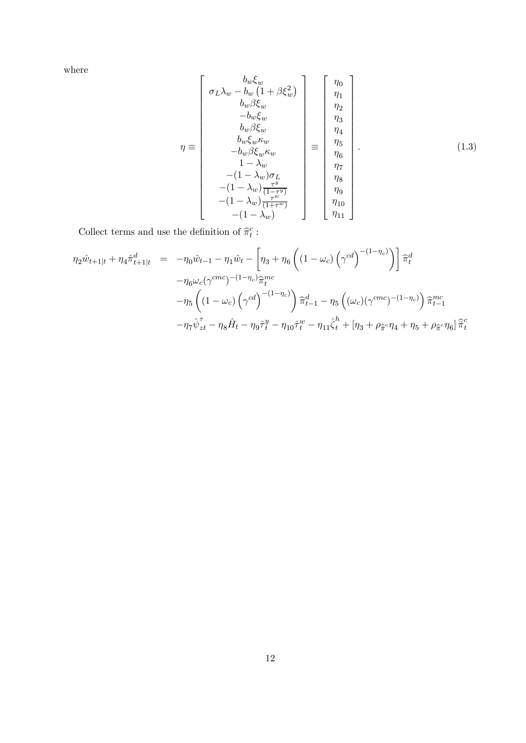where

$$\eta \equiv \begin{bmatrix} b_w \xi_w \\ \sigma_L \lambda_w - b_w \left(1 + \beta \xi_w^2\right) \\ b_w \beta \xi_w \\ -b_w \xi_w \\ b_w \beta \xi_w \\ b_w \xi_w \kappa_w \\ -b_w \beta \xi_w \kappa_w \\ 1 - \lambda_w \\ -(1-\lambda_w)\sigma_L \\ -(1-\lambda_w)\frac{\tau^y}{(1-\tau^y)} \\ -(1-\lambda_w)\frac{\tau^w}{(1+\tau^w)} \\ -(1-\lambda_w) \end{bmatrix} \equiv \begin{bmatrix} \eta_0 \\ \eta_1 \\ \eta_2 \\ \eta_3 \\ \eta_4 \\ \eta_5 \\ \eta_6 \\ \eta_7 \\ \eta_8 \\ \eta_9 \\ \eta_{10} \\ \eta_{11} \end{bmatrix}. \tag{1.3}$$

Collect terms and use the definition of $\widehat{\pi}_t^c$ :

$$\begin{aligned}
\eta_2 \hat{w}_{t+1|t} + \eta_4 \hat{\pi}_{t+1|t}^d &= -\eta_0 \hat{w}_{t-1} - \eta_1 \hat{w}_t - \left[\eta_3 + \eta_6 \left(\left(1-\omega_c\right)\left(\gamma^{cd}\right)^{-(1-\eta_c)}\right)\right] \widehat{\pi}_t^d \\
&\quad - \eta_6 \omega_c (\gamma^{cmc})^{-(1-\eta_c)} \widehat{\pi}_t^{mc} \\
&\quad - \eta_5 \left(\left(1-\omega_c\right)\left(\gamma^{cd}\right)^{-(1-\eta_c)}\right) \widehat{\pi}_{t-1}^d - \eta_5 \left((\omega_c)(\gamma^{cmc})^{-(1-\eta_c)}\right) \widehat{\pi}_{t-1}^{mc} \\
&\quad - \eta_7 \hat{\psi}_{zt}^{\tau} - \eta_8 \hat{H}_t - \eta_9 \hat{\tau}_t^y - \eta_{10} \hat{\tau}_t^w - \eta_{11} \hat{\zeta}_t^h + \left[\eta_3 + \rho_{\widehat{\bar{\pi}}^c} \eta_4 + \eta_5 + \rho_{\widehat{\bar{\pi}}^c} \eta_6\right] \widehat{\bar{\pi}}_t^c
\end{aligned}$$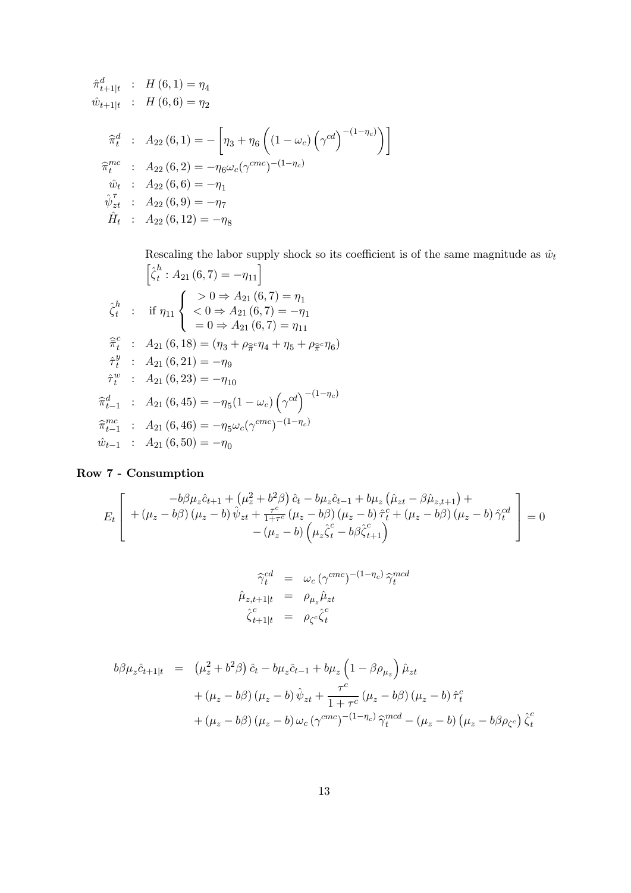$$\hat{\pi}^d_{t+1|t} \quad : \quad H(6,1) = \eta_4$$

$$\hat{w}_{t+1|t} \quad : \quad H(6,6) = \eta_2$$

$$\widehat{\pi}^d_t \quad : \quad A_{22}(6,1) = -\left[\eta_3 + \eta_6\left((1-\omega_c)\left(\gamma^{cd}\right)^{-(1-\eta_c)}\right)\right]$$

$$\widehat{\pi}^{mc}_t \quad : \quad A_{22}(6,2) = -\eta_6\omega_c(\gamma^{cmc})^{-(1-\eta_c)}$$

$$\hat{w}_t \quad : \quad A_{22}(6,6) = -\eta_1$$

$$\hat{\psi}^{\tau}_{zt} \quad : \quad A_{22}(6,9) = -\eta_7$$

$$\hat{H}_t \quad : \quad A_{22}(6,12) = -\eta_8$$

Rescaling the labor supply shock so its coefficient is of the same magnitude as $\hat{w}_t$ $\left[\hat{\zeta}^h_t : A_{21}(6,7) = -\eta_{11}\right]$

$$\hat{\zeta}^h_t \quad : \quad \text{if } \eta_{11} \begin{cases} > 0 \Rightarrow A_{21}(6,7) = \eta_1 \\ < 0 \Rightarrow A_{21}(6,7) = -\eta_1 \\ = 0 \Rightarrow A_{21}(6,7) = \eta_{11} \end{cases}$$

$$\widehat{\bar{\pi}}^c_t \quad : \quad A_{21}(6,18) = (\eta_3 + \rho_{\widehat{\bar{\pi}}^c}\eta_4 + \eta_5 + \rho_{\widehat{\bar{\pi}}^c}\eta_6)$$

$$\hat{\tau}^y_t \quad : \quad A_{21}(6,21) = -\eta_9$$

$$\hat{\tau}^w_t \quad : \quad A_{21}(6,23) = -\eta_{10}$$

$$\widehat{\pi}^d_{t-1} \quad : \quad A_{21}(6,45) = -\eta_5(1-\omega_c)\left(\gamma^{cd}\right)^{-(1-\eta_c)}$$

$$\widehat{\pi}^{mc}_{t-1} \quad : \quad A_{21}(6,46) = -\eta_5\omega_c(\gamma^{cmc})^{-(1-\eta_c)}$$

$$\hat{w}_{t-1} \quad : \quad A_{21}(6,50) = -\eta_0$$

**Row 7 - Consumption**

$$E_t\left[\begin{array}{c} -b\beta\mu_z\hat{c}_{t+1} + \left(\mu_z^2 + b^2\beta\right)\hat{c}_t - b\mu_z\hat{c}_{t-1} + b\mu_z\left(\hat{\mu}_{zt} - \beta\hat{\mu}_{z,t+1}\right) + \\ + \left(\mu_z - b\beta\right)\left(\mu_z - b\right)\hat{\psi}_{zt} + \frac{\tau^c}{1+\tau^c}\left(\mu_z - b\beta\right)\left(\mu_z - b\right)\hat{\tau}^c_t + \left(\mu_z - b\beta\right)\left(\mu_z - b\right)\hat{\gamma}^{cd}_t \\ -\left(\mu_z - b\right)\left(\mu_z\hat{\zeta}^c_t - b\beta\hat{\zeta}^c_{t+1}\right) \end{array}\right] = 0$$

$$\begin{aligned} \widehat{\gamma}^{cd}_t &= \omega_c\left(\gamma^{cmc}\right)^{-(1-\eta_c)}\widehat{\gamma}^{mcd}_t \\ \hat{\mu}_{z,t+1|t} &= \rho_{\mu_z}\hat{\mu}_{zt} \\ \hat{\zeta}^c_{t+1|t} &= \rho_{\zeta^c}\hat{\zeta}^c_t \end{aligned}$$

$$\begin{aligned} b\beta\mu_z\hat{c}_{t+1|t} &= \left(\mu_z^2 + b^2\beta\right)\hat{c}_t - b\mu_z\hat{c}_{t-1} + b\mu_z\left(1 - \beta\rho_{\mu_z}\right)\hat{\mu}_{zt} \\ &\quad + \left(\mu_z - b\beta\right)\left(\mu_z - b\right)\hat{\psi}_{zt} + \frac{\tau^c}{1+\tau^c}\left(\mu_z - b\beta\right)\left(\mu_z - b\right)\hat{\tau}^c_t \\ &\quad + \left(\mu_z - b\beta\right)\left(\mu_z - b\right)\omega_c\left(\gamma^{cmc}\right)^{-(1-\eta_c)}\widehat{\gamma}^{mcd}_t - \left(\mu_z - b\right)\left(\mu_z - b\beta\rho_{\zeta^c}\right)\hat{\zeta}^c_t \end{aligned}$$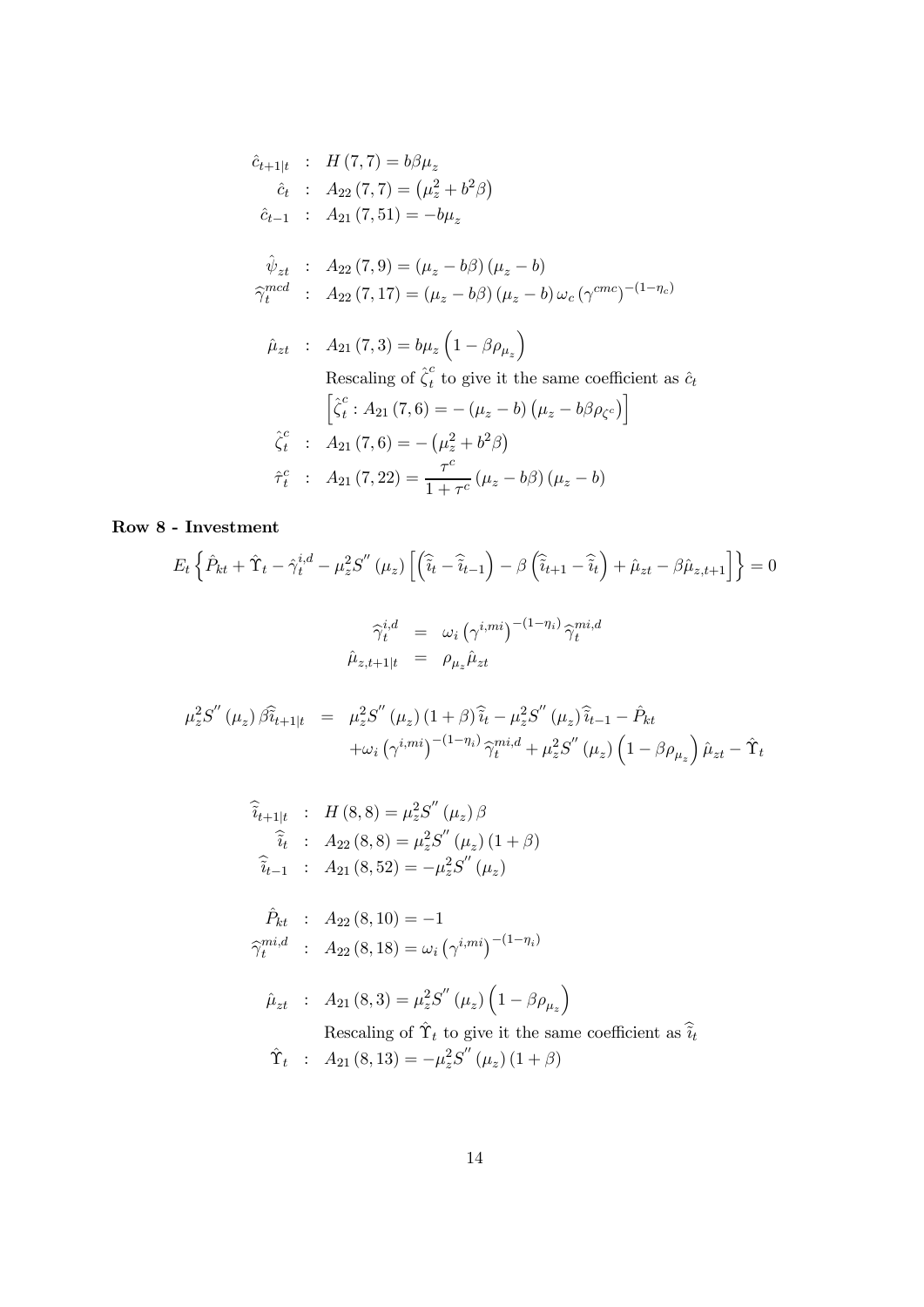$$
\begin{aligned}
\hat{c}_{t+1|t} &: \; H(7,7) = b\beta\mu_z \\
\hat{c}_t &: \; A_{22}(7,7) = \left(\mu_z^2 + b^2\beta\right) \\
\hat{c}_{t-1} &: \; A_{21}(7,51) = -b\mu_z
\end{aligned}
$$

$$
\begin{aligned}
\hat{\psi}_{zt} &: \; A_{22}(7,9) = \left(\mu_z - b\beta\right)\left(\mu_z - b\right) \\
\widehat{\gamma}_t^{mcd} &: \; A_{22}(7,17) = \left(\mu_z - b\beta\right)\left(\mu_z - b\right)\omega_c\left(\gamma^{cmc}\right)^{-(1-\eta_c)}
\end{aligned}
$$

$$
\hat{\mu}_{zt} : \; A_{21}(7,3) = b\mu_z\left(1 - \beta\rho_{\mu_z}\right)
$$

Rescaling of $\hat{\zeta}_t^c$ to give it the same coefficient as $\hat{c}_t$

$$
\left[\hat{\zeta}_t^c : A_{21}(7,6) = -\left(\mu_z - b\right)\left(\mu_z - b\beta\rho_{\zeta^c}\right)\right]
$$

$$
\begin{aligned}
\hat{\zeta}_t^c &: \; A_{21}(7,6) = -\left(\mu_z^2 + b^2\beta\right) \\
\hat{\tau}_t^c &: \; A_{21}(7,22) = \frac{\tau^c}{1+\tau^c}\left(\mu_z - b\beta\right)\left(\mu_z - b\right)
\end{aligned}
$$

**Row 8 - Investment**

$$
E_t\left\{\hat{P}_{kt} + \hat{\Upsilon}_t - \hat{\gamma}_t^{i,d} - \mu_z^2 S''\left(\mu_z\right)\left[\left(\widehat{\imath}_t - \widehat{\imath}_{t-1}\right) - \beta\left(\widehat{\imath}_{t+1} - \widehat{\imath}_t\right) + \hat{\mu}_{zt} - \beta\hat{\mu}_{z,t+1}\right]\right\} = 0
$$

$$
\begin{aligned}
\widehat{\gamma}_t^{i,d} &= \omega_i\left(\gamma^{i,mi}\right)^{-(1-\eta_i)}\widehat{\gamma}_t^{mi,d} \\
\hat{\mu}_{z,t+1|t} &= \rho_{\mu_z}\hat{\mu}_{zt}
\end{aligned}
$$

$$
\begin{aligned}
\mu_z^2 S''\left(\mu_z\right)\beta\widehat{\imath}_{t+1|t} &= \mu_z^2 S''\left(\mu_z\right)(1+\beta)\widehat{\imath}_t - \mu_z^2 S''\left(\mu_z\right)\widehat{\imath}_{t-1} - \hat{P}_{kt} \\
&\quad + \omega_i\left(\gamma^{i,mi}\right)^{-(1-\eta_i)}\widehat{\gamma}_t^{mi,d} + \mu_z^2 S''\left(\mu_z\right)\left(1 - \beta\rho_{\mu_z}\right)\hat{\mu}_{zt} - \hat{\Upsilon}_t
\end{aligned}
$$

$$
\begin{aligned}
\widehat{\imath}_{t+1|t} &: \; H(8,8) = \mu_z^2 S''\left(\mu_z\right)\beta \\
\widehat{\imath}_t &: \; A_{22}(8,8) = \mu_z^2 S''\left(\mu_z\right)(1+\beta) \\
\widehat{\imath}_{t-1} &: \; A_{21}(8,52) = -\mu_z^2 S''\left(\mu_z\right)
\end{aligned}
$$

$$
\begin{aligned}
\hat{P}_{kt} &: \; A_{22}(8,10) = -1 \\
\widehat{\gamma}_t^{mi,d} &: \; A_{22}(8,18) = \omega_i\left(\gamma^{i,mi}\right)^{-(1-\eta_i)}
\end{aligned}
$$

$$
\hat{\mu}_{zt} : \; A_{21}(8,3) = \mu_z^2 S''\left(\mu_z\right)\left(1 - \beta\rho_{\mu_z}\right)
$$

Rescaling of $\hat{\Upsilon}_t$ to give it the same coefficient as $\widehat{\imath}_t$

$$
\hat{\Upsilon}_t : \; A_{21}(8,13) = -\mu_z^2 S''\left(\mu_z\right)(1+\beta)
$$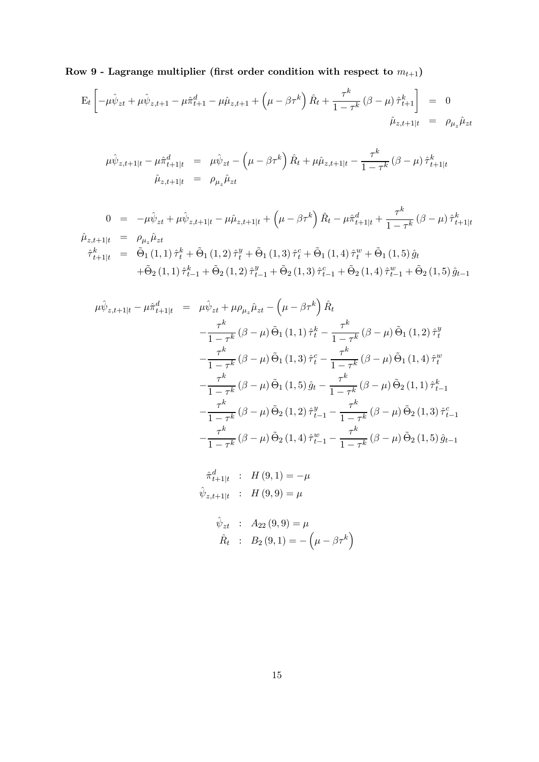**Row 9 - Lagrange multiplier (first order condition with respect to $m_{t+1}$)**

$$
\begin{aligned}
\mathrm{E}_t\left[-\mu\hat{\psi}_{zt}+\mu\hat{\psi}_{z,t+1}-\mu\hat{\pi}^d_{t+1}-\mu\hat{\mu}_{z,t+1}+\left(\mu-\beta\tau^k\right)\hat{R}_t+\frac{\tau^k}{1-\tau^k}\left(\beta-\mu\right)\hat{\tau}^k_{t+1}\right] &= 0 \\
\hat{\mu}_{z,t+1|t} &= \rho_{\mu_z}\hat{\mu}_{zt}
\end{aligned}
$$

$$
\begin{aligned}
\mu\hat{\psi}_{z,t+1|t}-\mu\hat{\pi}^d_{t+1|t} &= \mu\hat{\psi}_{zt}-\left(\mu-\beta\tau^k\right)\hat{R}_t+\mu\hat{\mu}_{z,t+1|t}-\frac{\tau^k}{1-\tau^k}\left(\beta-\mu\right)\hat{\tau}^k_{t+1|t} \\
\hat{\mu}_{z,t+1|t} &= \rho_{\mu_z}\hat{\mu}_{zt}
\end{aligned}
$$

$$
\begin{aligned}
0 &= -\mu\hat{\psi}_{zt}+\mu\hat{\psi}_{z,t+1|t}-\mu\hat{\mu}_{z,t+1|t}+\left(\mu-\beta\tau^k\right)\hat{R}_t-\mu\hat{\pi}^d_{t+1|t}+\frac{\tau^k}{1-\tau^k}\left(\beta-\mu\right)\hat{\tau}^k_{t+1|t} \\
\hat{\mu}_{z,t+1|t} &= \rho_{\mu_z}\hat{\mu}_{zt} \\
\hat{\tau}^k_{t+1|t} &= \tilde{\Theta}_1(1,1)\,\hat{\tau}^k_t+\tilde{\Theta}_1(1,2)\,\hat{\tau}^y_t+\tilde{\Theta}_1(1,3)\,\hat{\tau}^c_t+\tilde{\Theta}_1(1,4)\,\hat{\tau}^w_t+\tilde{\Theta}_1(1,5)\,\hat{g}_t \\
&\quad +\tilde{\Theta}_2(1,1)\,\hat{\tau}^k_{t-1}+\tilde{\Theta}_2(1,2)\,\hat{\tau}^y_{t-1}+\tilde{\Theta}_2(1,3)\,\hat{\tau}^c_{t-1}+\tilde{\Theta}_2(1,4)\,\hat{\tau}^w_{t-1}+\tilde{\Theta}_2(1,5)\,\hat{g}_{t-1}
\end{aligned}
$$

$$
\begin{aligned}
\mu\hat{\psi}_{z,t+1|t}-\mu\hat{\pi}^d_{t+1|t} &= \mu\hat{\psi}_{zt}+\mu\rho_{\mu_z}\hat{\mu}_{zt}-\left(\mu-\beta\tau^k\right)\hat{R}_t \\
&\quad -\frac{\tau^k}{1-\tau^k}\left(\beta-\mu\right)\tilde{\Theta}_1(1,1)\,\hat{\tau}^k_t-\frac{\tau^k}{1-\tau^k}\left(\beta-\mu\right)\tilde{\Theta}_1(1,2)\,\hat{\tau}^y_t \\
&\quad -\frac{\tau^k}{1-\tau^k}\left(\beta-\mu\right)\tilde{\Theta}_1(1,3)\,\hat{\tau}^c_t-\frac{\tau^k}{1-\tau^k}\left(\beta-\mu\right)\tilde{\Theta}_1(1,4)\,\hat{\tau}^w_t \\
&\quad -\frac{\tau^k}{1-\tau^k}\left(\beta-\mu\right)\tilde{\Theta}_1(1,5)\,\hat{g}_t-\frac{\tau^k}{1-\tau^k}\left(\beta-\mu\right)\tilde{\Theta}_2(1,1)\,\hat{\tau}^k_{t-1} \\
&\quad -\frac{\tau^k}{1-\tau^k}\left(\beta-\mu\right)\tilde{\Theta}_2(1,2)\,\hat{\tau}^y_{t-1}-\frac{\tau^k}{1-\tau^k}\left(\beta-\mu\right)\tilde{\Theta}_2(1,3)\,\hat{\tau}^c_{t-1} \\
&\quad -\frac{\tau^k}{1-\tau^k}\left(\beta-\mu\right)\tilde{\Theta}_2(1,4)\,\hat{\tau}^w_{t-1}-\frac{\tau^k}{1-\tau^k}\left(\beta-\mu\right)\tilde{\Theta}_2(1,5)\,\hat{g}_{t-1}
\end{aligned}
$$

$$
\begin{aligned}
\hat{\pi}^d_{t+1|t} &: \; H(9,1)=-\mu \\
\hat{\psi}_{z,t+1|t} &: \; H(9,9)=\mu
\end{aligned}
$$

$$
\begin{aligned}
\hat{\psi}_{zt} &: \; A_{22}(9,9)=\mu \\
\hat{R}_t &: \; B_2(9,1)=-\left(\mu-\beta\tau^k\right)
\end{aligned}
$$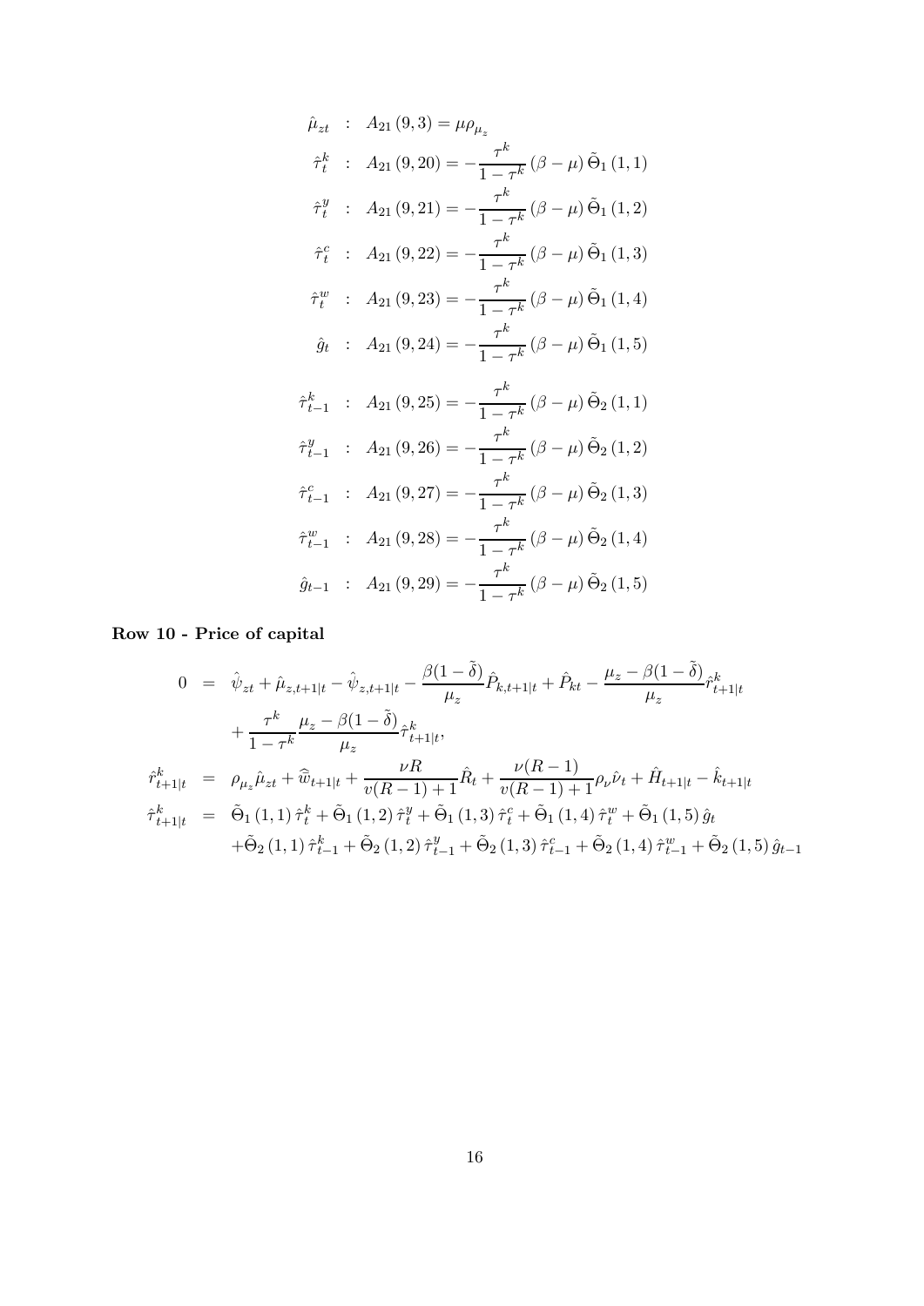$$
\begin{aligned}
\hat{\mu}_{zt} &: \; A_{21}(9,3) = \mu \rho_{\mu_z} \\
\hat{\tau}^k_t &: \; A_{21}(9,20) = -\frac{\tau^k}{1-\tau^k}(\beta - \mu)\tilde{\Theta}_1(1,1) \\
\hat{\tau}^y_t &: \; A_{21}(9,21) = -\frac{\tau^k}{1-\tau^k}(\beta - \mu)\tilde{\Theta}_1(1,2) \\
\hat{\tau}^c_t &: \; A_{21}(9,22) = -\frac{\tau^k}{1-\tau^k}(\beta - \mu)\tilde{\Theta}_1(1,3) \\
\hat{\tau}^w_t &: \; A_{21}(9,23) = -\frac{\tau^k}{1-\tau^k}(\beta - \mu)\tilde{\Theta}_1(1,4) \\
\hat{g}_t &: \; A_{21}(9,24) = -\frac{\tau^k}{1-\tau^k}(\beta - \mu)\tilde{\Theta}_1(1,5) \\
\hat{\tau}^k_{t-1} &: \; A_{21}(9,25) = -\frac{\tau^k}{1-\tau^k}(\beta - \mu)\tilde{\Theta}_2(1,1) \\
\hat{\tau}^y_{t-1} &: \; A_{21}(9,26) = -\frac{\tau^k}{1-\tau^k}(\beta - \mu)\tilde{\Theta}_2(1,2) \\
\hat{\tau}^c_{t-1} &: \; A_{21}(9,27) = -\frac{\tau^k}{1-\tau^k}(\beta - \mu)\tilde{\Theta}_2(1,3) \\
\hat{\tau}^w_{t-1} &: \; A_{21}(9,28) = -\frac{\tau^k}{1-\tau^k}(\beta - \mu)\tilde{\Theta}_2(1,4) \\
\hat{g}_{t-1} &: \; A_{21}(9,29) = -\frac{\tau^k}{1-\tau^k}(\beta - \mu)\tilde{\Theta}_2(1,5)
\end{aligned}
$$

**Row 10 - Price of capital**

$$
\begin{aligned}
0 &= \hat{\psi}_{zt} + \hat{\mu}_{z,t+1|t} - \hat{\psi}_{z,t+1|t} - \frac{\beta(1-\tilde{\delta})}{\mu_z}\hat{P}_{k,t+1|t} + \hat{P}_{kt} - \frac{\mu_z - \beta(1-\tilde{\delta})}{\mu_z}\hat{r}^k_{t+1|t} \\
&\quad + \frac{\tau^k}{1-\tau^k}\frac{\mu_z - \beta(1-\tilde{\delta})}{\mu_z}\hat{\tau}^k_{t+1|t}, \\
\hat{r}^k_{t+1|t} &= \rho_{\mu_z}\hat{\mu}_{zt} + \widehat{\bar{w}}_{t+1|t} + \frac{\nu R}{v(R-1)+1}\hat{R}_t + \frac{\nu(R-1)}{v(R-1)+1}\rho_\nu \hat{\nu}_t + \hat{H}_{t+1|t} - \hat{k}_{t+1|t} \\
\hat{\tau}^k_{t+1|t} &= \tilde{\Theta}_1(1,1)\hat{\tau}^k_t + \tilde{\Theta}_1(1,2)\hat{\tau}^y_t + \tilde{\Theta}_1(1,3)\hat{\tau}^c_t + \tilde{\Theta}_1(1,4)\hat{\tau}^w_t + \tilde{\Theta}_1(1,5)\hat{g}_t \\
&\quad + \tilde{\Theta}_2(1,1)\hat{\tau}^k_{t-1} + \tilde{\Theta}_2(1,2)\hat{\tau}^y_{t-1} + \tilde{\Theta}_2(1,3)\hat{\tau}^c_{t-1} + \tilde{\Theta}_2(1,4)\hat{\tau}^w_{t-1} + \tilde{\Theta}_2(1,5)\hat{g}_{t-1}
\end{aligned}
$$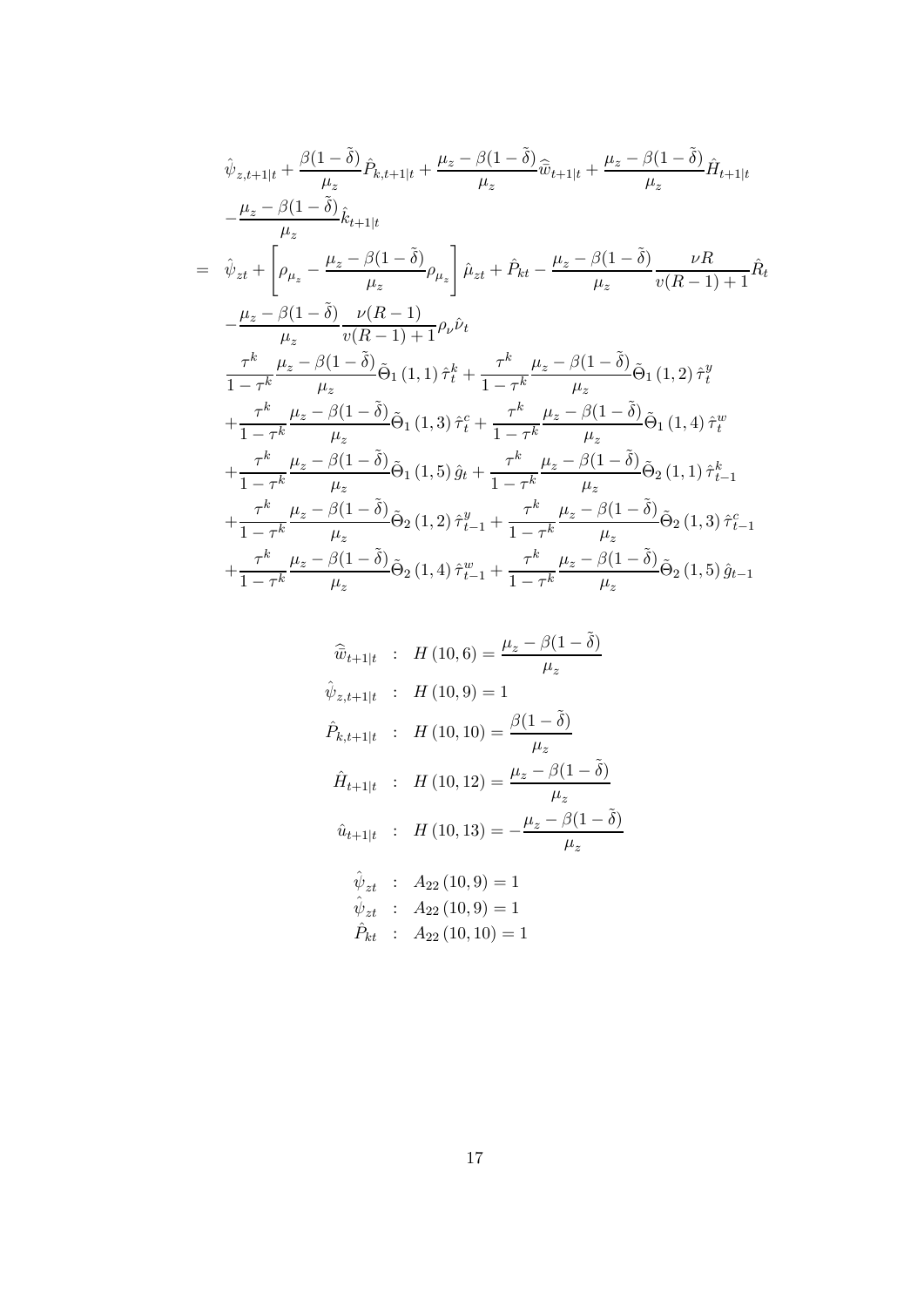$$
\begin{aligned}
& \hat{\psi}_{z,t+1|t} + \frac{\beta(1-\tilde{\delta})}{\mu_z}\hat{P}_{k,t+1|t} + \frac{\mu_z - \beta(1-\tilde{\delta})}{\mu_z}\widehat{\bar{w}}_{t+1|t} + \frac{\mu_z - \beta(1-\tilde{\delta})}{\mu_z}\hat{H}_{t+1|t} \\
& -\frac{\mu_z - \beta(1-\tilde{\delta})}{\mu_z}\hat{k}_{t+1|t} \\
= \; & \hat{\psi}_{zt} + \left[\rho_{\mu_z} - \frac{\mu_z - \beta(1-\tilde{\delta})}{\mu_z}\rho_{\mu_z}\right]\hat{\mu}_{zt} + \hat{P}_{kt} - \frac{\mu_z - \beta(1-\tilde{\delta})}{\mu_z}\frac{\nu R}{v(R-1)+1}\hat{R}_t \\
& -\frac{\mu_z - \beta(1-\tilde{\delta})}{\mu_z}\frac{\nu(R-1)}{v(R-1)+1}\rho_\nu\hat{\nu}_t \\
& \frac{\tau^k}{1-\tau^k}\frac{\mu_z - \beta(1-\tilde{\delta})}{\mu_z}\tilde{\Theta}_1(1,1)\,\hat{\tau}_t^k + \frac{\tau^k}{1-\tau^k}\frac{\mu_z - \beta(1-\tilde{\delta})}{\mu_z}\tilde{\Theta}_1(1,2)\,\hat{\tau}_t^y \\
& +\frac{\tau^k}{1-\tau^k}\frac{\mu_z - \beta(1-\tilde{\delta})}{\mu_z}\tilde{\Theta}_1(1,3)\,\hat{\tau}_t^c + \frac{\tau^k}{1-\tau^k}\frac{\mu_z - \beta(1-\tilde{\delta})}{\mu_z}\tilde{\Theta}_1(1,4)\,\hat{\tau}_t^w \\
& +\frac{\tau^k}{1-\tau^k}\frac{\mu_z - \beta(1-\tilde{\delta})}{\mu_z}\tilde{\Theta}_1(1,5)\,\hat{g}_t + \frac{\tau^k}{1-\tau^k}\frac{\mu_z - \beta(1-\tilde{\delta})}{\mu_z}\tilde{\Theta}_2(1,1)\,\hat{\tau}_{t-1}^k \\
& +\frac{\tau^k}{1-\tau^k}\frac{\mu_z - \beta(1-\tilde{\delta})}{\mu_z}\tilde{\Theta}_2(1,2)\,\hat{\tau}_{t-1}^y + \frac{\tau^k}{1-\tau^k}\frac{\mu_z - \beta(1-\tilde{\delta})}{\mu_z}\tilde{\Theta}_2(1,3)\,\hat{\tau}_{t-1}^c \\
& +\frac{\tau^k}{1-\tau^k}\frac{\mu_z - \beta(1-\tilde{\delta})}{\mu_z}\tilde{\Theta}_2(1,4)\,\hat{\tau}_{t-1}^w + \frac{\tau^k}{1-\tau^k}\frac{\mu_z - \beta(1-\tilde{\delta})}{\mu_z}\tilde{\Theta}_2(1,5)\,\hat{g}_{t-1}
\end{aligned}
$$

$$
\begin{aligned}
\widehat{\bar{w}}_{t+1|t} &: \; H(10,6) = \frac{\mu_z - \beta(1-\tilde{\delta})}{\mu_z} \\
\hat{\psi}_{z,t+1|t} &: \; H(10,9) = 1 \\
\hat{P}_{k,t+1|t} &: \; H(10,10) = \frac{\beta(1-\tilde{\delta})}{\mu_z} \\
\hat{H}_{t+1|t} &: \; H(10,12) = \frac{\mu_z - \beta(1-\tilde{\delta})}{\mu_z} \\
\hat{u}_{t+1|t} &: \; H(10,13) = -\frac{\mu_z - \beta(1-\tilde{\delta})}{\mu_z}
\end{aligned}
$$

$$
\begin{aligned}
\hat{\psi}_{zt} &: \; A_{22}(10,9) = 1 \\
\hat{\psi}_{zt} &: \; A_{22}(10,9) = 1 \\
\hat{P}_{kt} &: \; A_{22}(10,10) = 1
\end{aligned}
$$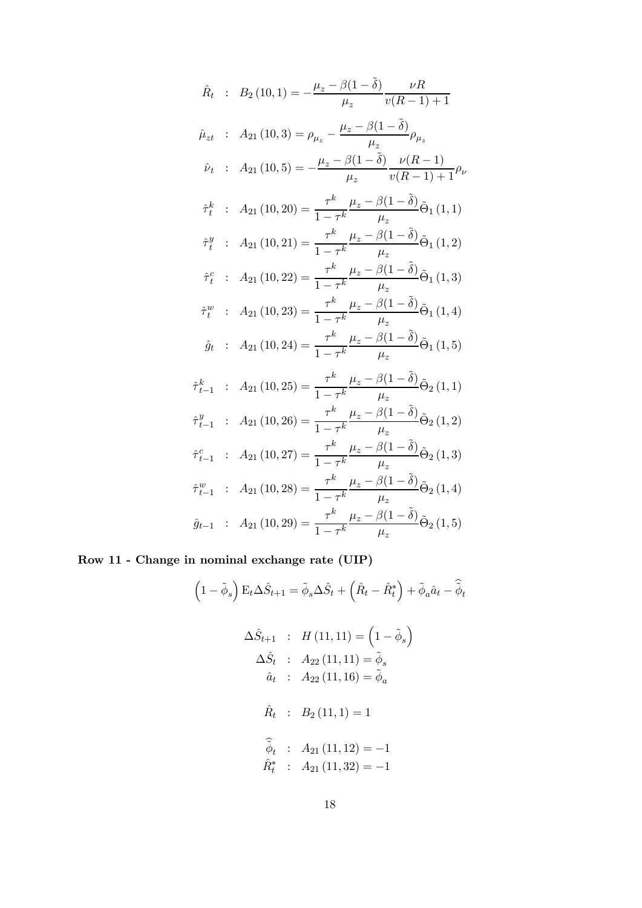$$\hat{R}_t \quad : \quad B_2\left(10,1\right) = -\frac{\mu_z - \beta(1-\tilde{\delta})}{\mu_z}\frac{\nu R}{v(R-1)+1}$$

$$\hat{\mu}_{zt} \quad : \quad A_{21}\left(10,3\right) = \rho_{\mu_z} - \frac{\mu_z - \beta(1-\tilde{\delta})}{\mu_z}\rho_{\mu_z}$$

$$\hat{\nu}_t \quad : \quad A_{21}\left(10,5\right) = -\frac{\mu_z - \beta(1-\tilde{\delta})}{\mu_z}\frac{\nu(R-1)}{v(R-1)+1}\rho_\nu$$

$$\hat{\tau}_t^k \quad : \quad A_{21}\left(10,20\right) = \frac{\tau^k}{1-\tau^k}\frac{\mu_z - \beta(1-\tilde{\delta})}{\mu_z}\tilde{\Theta}_1\left(1,1\right)$$

$$\hat{\tau}_t^y \quad : \quad A_{21}\left(10,21\right) = \frac{\tau^k}{1-\tau^k}\frac{\mu_z - \beta(1-\tilde{\delta})}{\mu_z}\tilde{\Theta}_1\left(1,2\right)$$

$$\hat{\tau}_t^c \quad : \quad A_{21}\left(10,22\right) = \frac{\tau^k}{1-\tau^k}\frac{\mu_z - \beta(1-\tilde{\delta})}{\mu_z}\tilde{\Theta}_1\left(1,3\right)$$

$$\hat{\tau}_t^w \quad : \quad A_{21}\left(10,23\right) = \frac{\tau^k}{1-\tau^k}\frac{\mu_z - \beta(1-\tilde{\delta})}{\mu_z}\tilde{\Theta}_1\left(1,4\right)$$

$$\hat{g}_t \quad : \quad A_{21}\left(10,24\right) = \frac{\tau^k}{1-\tau^k}\frac{\mu_z - \beta(1-\tilde{\delta})}{\mu_z}\tilde{\Theta}_1\left(1,5\right)$$

$$\hat{\tau}_{t-1}^k \quad : \quad A_{21}\left(10,25\right) = \frac{\tau^k}{1-\tau^k}\frac{\mu_z - \beta(1-\tilde{\delta})}{\mu_z}\tilde{\Theta}_2\left(1,1\right)$$

$$\hat{\tau}_{t-1}^y \quad : \quad A_{21}\left(10,26\right) = \frac{\tau^k}{1-\tau^k}\frac{\mu_z - \beta(1-\tilde{\delta})}{\mu_z}\tilde{\Theta}_2\left(1,2\right)$$

$$\hat{\tau}_{t-1}^c \quad : \quad A_{21}\left(10,27\right) = \frac{\tau^k}{1-\tau^k}\frac{\mu_z - \beta(1-\tilde{\delta})}{\mu_z}\tilde{\Theta}_2\left(1,3\right)$$

$$\hat{\tau}_{t-1}^w \quad : \quad A_{21}\left(10,28\right) = \frac{\tau^k}{1-\tau^k}\frac{\mu_z - \beta(1-\tilde{\delta})}{\mu_z}\tilde{\Theta}_2\left(1,4\right)$$

$$\hat{g}_{t-1} \quad : \quad A_{21}\left(10,29\right) = \frac{\tau^k}{1-\tau^k}\frac{\mu_z - \beta(1-\tilde{\delta})}{\mu_z}\tilde{\Theta}_2\left(1,5\right)$$

**Row 11 - Change in nominal exchange rate (UIP)**

$$\left(1-\tilde{\phi}_s\right)\mathrm{E}_t\Delta\hat{S}_{t+1} = \tilde{\phi}_s\Delta\hat{S}_t + \left(\hat{R}_t - \hat{R}_t^*\right) + \tilde{\phi}_a\hat{a}_t - \widehat{\tilde{\phi}}_t$$

$$\Delta\hat{S}_{t+1} \quad : \quad H\left(11,11\right) = \left(1-\tilde{\phi}_s\right)$$

$$\Delta\hat{S}_t \quad : \quad A_{22}\left(11,11\right) = \tilde{\phi}_s$$

$$\hat{a}_t \quad : \quad A_{22}\left(11,16\right) = \tilde{\phi}_a$$

$$\hat{R}_t \quad : \quad B_2\left(11,1\right) = 1$$

$$\widehat{\tilde{\phi}}_t \quad : \quad A_{21}\left(11,12\right) = -1$$

$$\hat{R}_t^* \quad : \quad A_{21}\left(11,32\right) = -1$$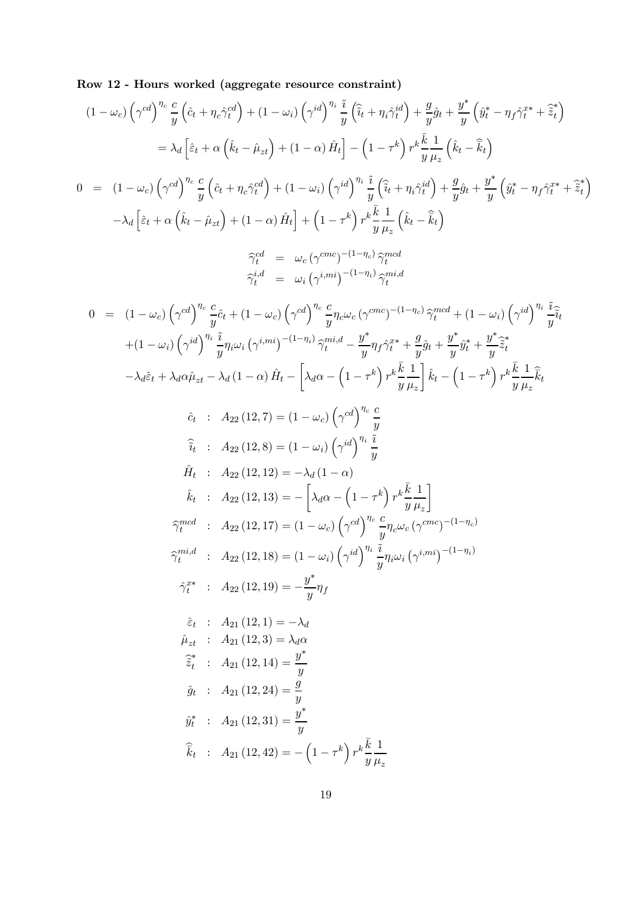**Row 12 - Hours worked (aggregate resource constraint)**

$$
\begin{aligned}
&(1-\omega_c)\left(\gamma^{cd}\right)^{\eta_c}\frac{c}{y}\left(\hat{c}_t+\eta_c\hat{\gamma}_t^{cd}\right)+(1-\omega_i)\left(\gamma^{id}\right)^{\eta_i}\frac{\tilde{i}}{y}\left(\hat{\tilde{i}}_t+\eta_i\hat{\gamma}_t^{id}\right)+\frac{g}{y}\hat{g}_t+\frac{y^*}{y}\left(\hat{y}_t^*-\eta_f\hat{\gamma}_t^{x*}+\hat{\tilde{z}}_t^*\right)\\
&\qquad=\lambda_d\left[\hat{\varepsilon}_t+\alpha\left(\hat{k}_t-\hat{\mu}_{zt}\right)+(1-\alpha)\hat{H}_t\right]-\left(1-\tau^k\right)r^k\frac{\bar{k}}{y}\frac{1}{\mu_z}\left(\hat{k}_t-\hat{\bar{k}}_t\right)
\end{aligned}
$$

$$
\begin{aligned}
0 &= (1-\omega_c)\left(\gamma^{cd}\right)^{\eta_c}\frac{c}{y}\left(\hat{c}_t+\eta_c\hat{\gamma}_t^{cd}\right)+(1-\omega_i)\left(\gamma^{id}\right)^{\eta_i}\frac{\tilde{i}}{y}\left(\hat{\tilde{i}}_t+\eta_i\hat{\gamma}_t^{id}\right)+\frac{g}{y}\hat{g}_t+\frac{y^*}{y}\left(\hat{y}_t^*-\eta_f\hat{\gamma}_t^{x*}+\hat{\tilde{z}}_t^*\right)\\
&\quad-\lambda_d\left[\hat{\varepsilon}_t+\alpha\left(\hat{k}_t-\hat{\mu}_{zt}\right)+(1-\alpha)\hat{H}_t\right]+\left(1-\tau^k\right)r^k\frac{\bar{k}}{y}\frac{1}{\mu_z}\left(\hat{k}_t-\hat{\bar{k}}_t\right)
\end{aligned}
$$

$$
\begin{aligned}
\hat{\gamma}_t^{cd} &= \omega_c\left(\gamma^{cmc}\right)^{-(1-\eta_c)}\hat{\gamma}_t^{mcd}\\
\hat{\gamma}_t^{i,d} &= \omega_i\left(\gamma^{i,mi}\right)^{-(1-\eta_i)}\hat{\gamma}_t^{mi,d}
\end{aligned}
$$

$$
\begin{aligned}
0 &= (1-\omega_c)\left(\gamma^{cd}\right)^{\eta_c}\frac{c}{y}\hat{c}_t+(1-\omega_c)\left(\gamma^{cd}\right)^{\eta_c}\frac{c}{y}\eta_c\omega_c\left(\gamma^{cmc}\right)^{-(1-\eta_c)}\hat{\gamma}_t^{mcd}+(1-\omega_i)\left(\gamma^{id}\right)^{\eta_i}\frac{\tilde{i}}{y}\hat{\tilde{i}}_t\\
&\quad+(1-\omega_i)\left(\gamma^{id}\right)^{\eta_i}\frac{\tilde{i}}{y}\eta_i\omega_i\left(\gamma^{i,mi}\right)^{-(1-\eta_i)}\hat{\gamma}_t^{mi,d}-\frac{y^*}{y}\eta_f\hat{\gamma}_t^{x*}+\frac{g}{y}\hat{g}_t+\frac{y^*}{y}\hat{y}_t^*+\frac{y^*}{y}\hat{\tilde{z}}_t^*\\
&\quad-\lambda_d\hat{\varepsilon}_t+\lambda_d\alpha\hat{\mu}_{zt}-\lambda_d(1-\alpha)\hat{H}_t-\left[\lambda_d\alpha-\left(1-\tau^k\right)r^k\frac{\bar{k}}{y}\frac{1}{\mu_z}\right]\hat{k}_t-\left(1-\tau^k\right)r^k\frac{\bar{k}}{y}\frac{1}{\mu_z}\hat{\bar{k}}_t
\end{aligned}
$$

$$
\begin{aligned}
\hat{c}_t &: A_{22}(12,7)=(1-\omega_c)\left(\gamma^{cd}\right)^{\eta_c}\frac{c}{y}\\
\hat{\tilde{i}}_t &: A_{22}(12,8)=(1-\omega_i)\left(\gamma^{id}\right)^{\eta_i}\frac{\tilde{i}}{y}\\
\hat{H}_t &: A_{22}(12,12)=-\lambda_d(1-\alpha)\\
\hat{k}_t &: A_{22}(12,13)=-\left[\lambda_d\alpha-\left(1-\tau^k\right)r^k\frac{\bar{k}}{y}\frac{1}{\mu_z}\right]\\
\hat{\gamma}_t^{mcd} &: A_{22}(12,17)=(1-\omega_c)\left(\gamma^{cd}\right)^{\eta_c}\frac{c}{y}\eta_c\omega_c\left(\gamma^{cmc}\right)^{-(1-\eta_c)}\\
\hat{\gamma}_t^{mi,d} &: A_{22}(12,18)=(1-\omega_i)\left(\gamma^{id}\right)^{\eta_i}\frac{\tilde{i}}{y}\eta_i\omega_i\left(\gamma^{i,mi}\right)^{-(1-\eta_i)}\\
\hat{\gamma}_t^{x*} &: A_{22}(12,19)=-\frac{y^*}{y}\eta_f
\end{aligned}
$$

$$
\begin{aligned}
\hat{\varepsilon}_t &: A_{21}(12,1)=-\lambda_d\\
\hat{\mu}_{zt} &: A_{21}(12,3)=\lambda_d\alpha\\
\hat{\tilde{z}}_t^* &: A_{21}(12,14)=\frac{y^*}{y}\\
\hat{g}_t &: A_{21}(12,24)=\frac{g}{y}\\
\hat{y}_t^* &: A_{21}(12,31)=\frac{y^*}{y}\\
\hat{\bar{k}}_t &: A_{21}(12,42)=-\left(1-\tau^k\right)r^k\frac{\bar{k}}{y}\frac{1}{\mu_z}
\end{aligned}
$$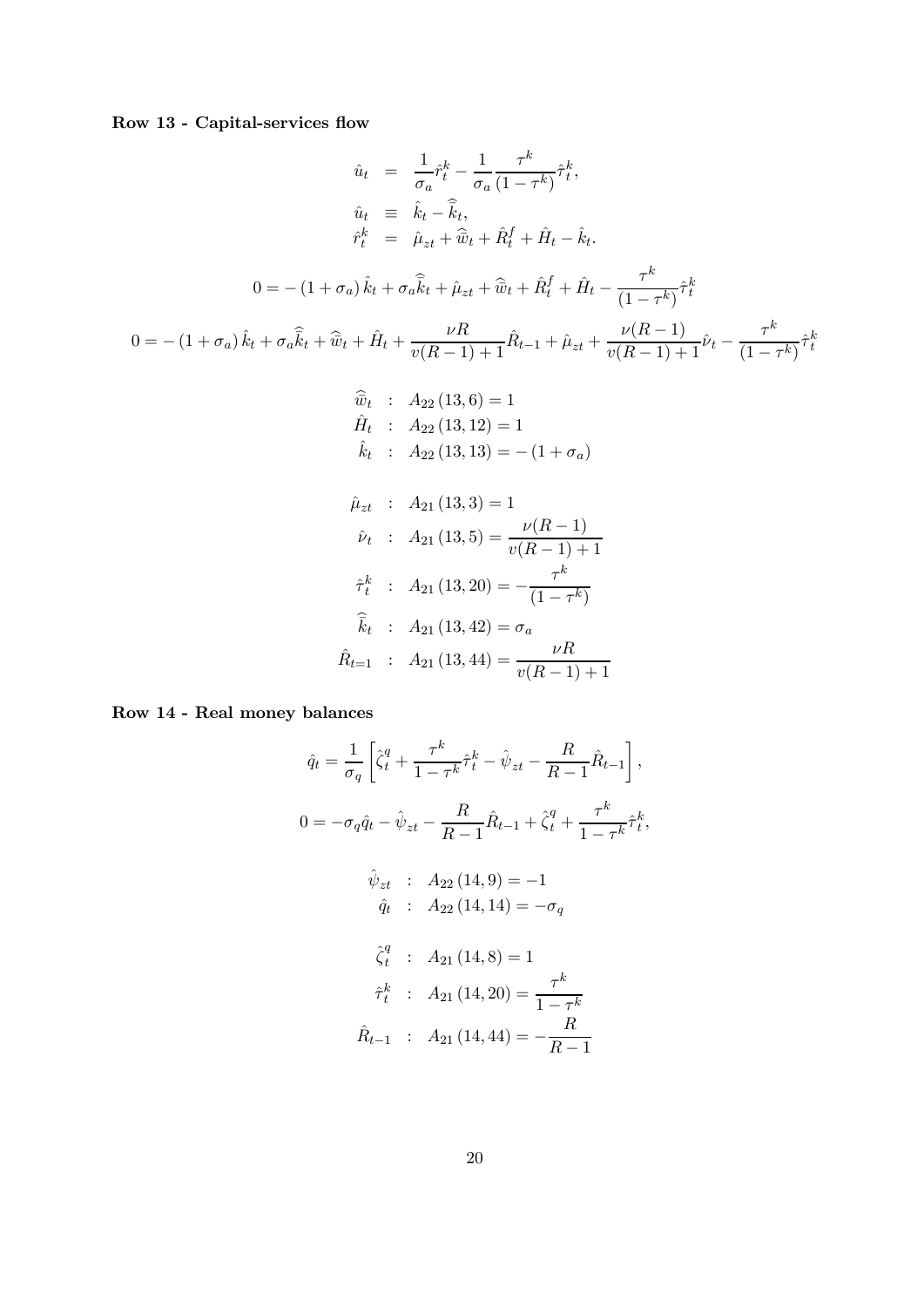**Row 13 - Capital-services flow**

$$
\begin{aligned}
\hat{u}_t &= \frac{1}{\sigma_a}\hat{r}_t^k - \frac{1}{\sigma_a}\frac{\tau^k}{(1-\tau^k)}\hat{\tau}_t^k, \\
\hat{u}_t &\equiv \hat{k}_t - \hat{\bar{k}}_t, \\
\hat{r}_t^k &= \hat{\mu}_{zt} + \hat{\bar{w}}_t + \hat{R}_t^f + \hat{H}_t - \hat{k}_t.
\end{aligned}
$$

$$
0 = -(1+\sigma_a)\hat{k}_t + \sigma_a\hat{\bar{k}}_t + \hat{\mu}_{zt} + \hat{\bar{w}}_t + \hat{R}_t^f + \hat{H}_t - \frac{\tau^k}{(1-\tau^k)}\hat{\tau}_t^k
$$

$$
0 = -(1+\sigma_a)\hat{k}_t + \sigma_a\hat{\bar{k}}_t + \hat{\bar{w}}_t + \hat{H}_t + \frac{\nu R}{v(R-1)+1}\hat{R}_{t-1} + \hat{\mu}_{zt} + \frac{\nu(R-1)}{v(R-1)+1}\hat{\nu}_t - \frac{\tau^k}{(1-\tau^k)}\hat{\tau}_t^k
$$

$$
\begin{aligned}
\hat{\bar{w}}_t &: A_{22}(13,6) = 1 \\
\hat{H}_t &: A_{22}(13,12) = 1 \\
\hat{k}_t &: A_{22}(13,13) = -(1+\sigma_a)
\end{aligned}
$$

$$
\begin{aligned}
\hat{\mu}_{zt} &: A_{21}(13,3) = 1 \\
\hat{\nu}_t &: A_{21}(13,5) = \frac{\nu(R-1)}{v(R-1)+1} \\
\hat{\tau}_t^k &: A_{21}(13,20) = -\frac{\tau^k}{(1-\tau^k)} \\
\hat{\bar{k}}_t &: A_{21}(13,42) = \sigma_a \\
\hat{R}_{t=1} &: A_{21}(13,44) = \frac{\nu R}{v(R-1)+1}
\end{aligned}
$$

**Row 14 - Real money balances**

$$
\hat{q}_t = \frac{1}{\sigma_q}\left[\hat{\zeta}_t^q + \frac{\tau^k}{1-\tau^k}\hat{\tau}_t^k - \hat{\psi}_{zt} - \frac{R}{R-1}\hat{R}_{t-1}\right],
$$

$$
0 = -\sigma_q\hat{q}_t - \hat{\psi}_{zt} - \frac{R}{R-1}\hat{R}_{t-1} + \hat{\zeta}_t^q + \frac{\tau^k}{1-\tau^k}\hat{\tau}_t^k,
$$

$$
\begin{aligned}
\hat{\psi}_{zt} &: A_{22}(14,9) = -1 \\
\hat{q}_t &: A_{22}(14,14) = -\sigma_q
\end{aligned}
$$

$$
\begin{aligned}
\hat{\zeta}_t^q &: A_{21}(14,8) = 1 \\
\hat{\tau}_t^k &: A_{21}(14,20) = \frac{\tau^k}{1-\tau^k} \\
\hat{R}_{t-1} &: A_{21}(14,44) = -\frac{R}{R-1}
\end{aligned}
$$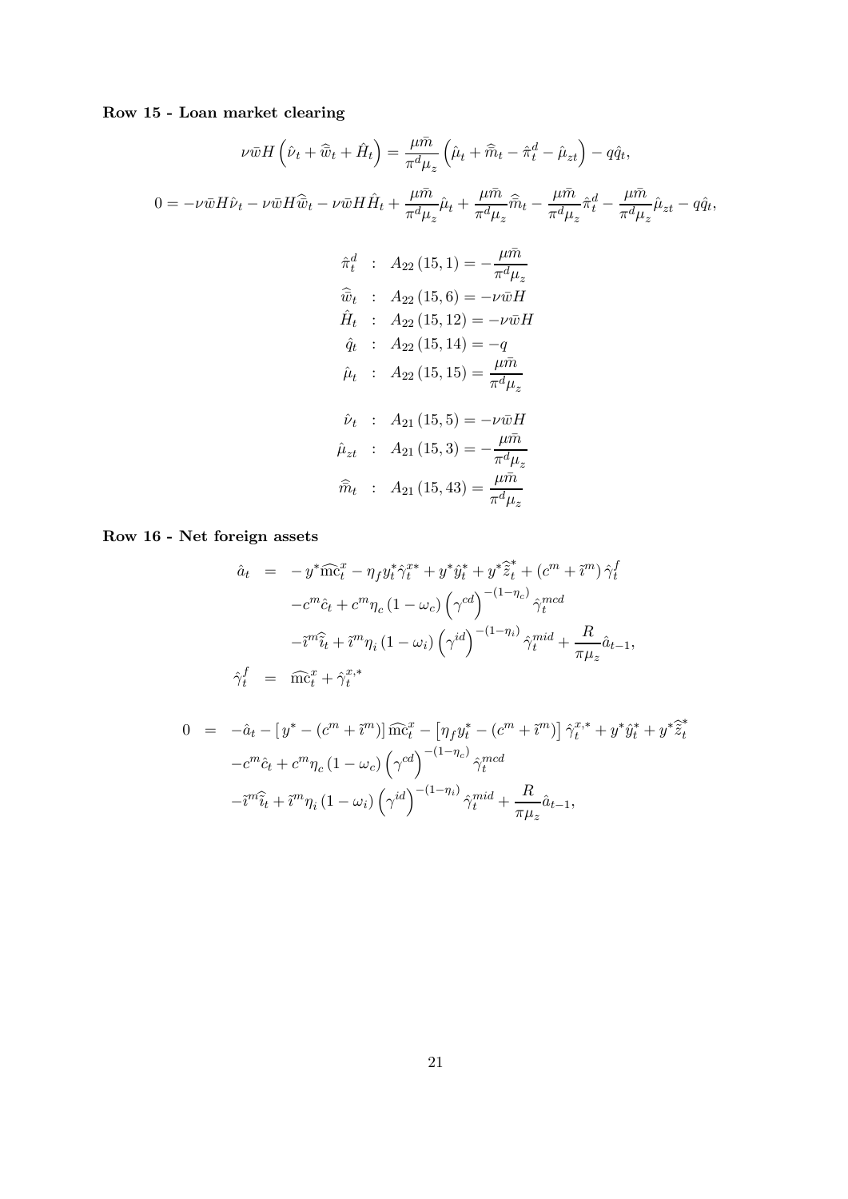**Row 15 - Loan market clearing**

$$\nu \bar{w} H \left( \hat{\nu}_t + \widehat{\bar{w}}_t + \hat{H}_t \right) = \frac{\mu \bar{m}}{\pi^d \mu_z} \left( \hat{\mu}_t + \widehat{\bar{m}}_t - \hat{\pi}_t^d - \hat{\mu}_{zt} \right) - q \hat{q}_t,$$

$$0 = -\nu \bar{w} H \hat{\nu}_t - \nu \bar{w} H \widehat{\bar{w}}_t - \nu \bar{w} H \hat{H}_t + \frac{\mu \bar{m}}{\pi^d \mu_z} \hat{\mu}_t + \frac{\mu \bar{m}}{\pi^d \mu_z} \widehat{\bar{m}}_t - \frac{\mu \bar{m}}{\pi^d \mu_z} \hat{\pi}_t^d - \frac{\mu \bar{m}}{\pi^d \mu_z} \hat{\mu}_{zt} - q \hat{q}_t,$$

$$\begin{aligned}
\hat{\pi}_t^d &: \; A_{22}(15,1) = -\frac{\mu \bar{m}}{\pi^d \mu_z} \\
\widehat{\bar{w}}_t &: \; A_{22}(15,6) = -\nu \bar{w} H \\
\hat{H}_t &: \; A_{22}(15,12) = -\nu \bar{w} H \\
\hat{q}_t &: \; A_{22}(15,14) = -q \\
\hat{\mu}_t &: \; A_{22}(15,15) = \frac{\mu \bar{m}}{\pi^d \mu_z} \\
\\
\hat{\nu}_t &: \; A_{21}(15,5) = -\nu \bar{w} H \\
\hat{\mu}_{zt} &: \; A_{21}(15,3) = -\frac{\mu \bar{m}}{\pi^d \mu_z} \\
\widehat{\bar{m}}_t &: \; A_{21}(15,43) = \frac{\mu \bar{m}}{\pi^d \mu_z}
\end{aligned}$$

**Row 16 - Net foreign assets**

$$\begin{aligned}
\hat{a}_t &= -y^* \widehat{\mathrm{mc}}_t^x - \eta_f y_t^* \hat{\gamma}_t^{x*} + y^* \hat{y}_t^* + y^* \widehat{\tilde{z}}_t^* + \left(c^m + \tilde{\imath}^m\right) \hat{\gamma}_t^f \\
&\quad - c^m \hat{c}_t + c^m \eta_c \left(1 - \omega_c\right) \left(\gamma^{cd}\right)^{-(1-\eta_c)} \hat{\gamma}_t^{mcd} \\
&\quad - \tilde{\imath}^m \hat{\tilde{\imath}}_t + \tilde{\imath}^m \eta_i \left(1 - \omega_i\right) \left(\gamma^{id}\right)^{-(1-\eta_i)} \hat{\gamma}_t^{mid} + \frac{R}{\pi \mu_z} \hat{a}_{t-1}, \\
\hat{\gamma}_t^f &= \widehat{\mathrm{mc}}_t^x + \hat{\gamma}_t^{x,*}
\end{aligned}$$

$$\begin{aligned}
0 &= -\hat{a}_t - \left[ y^* - \left(c^m + \tilde{\imath}^m\right) \right] \widehat{\mathrm{mc}}_t^x - \left[ \eta_f y_t^* - \left(c^m + \tilde{\imath}^m\right) \right] \hat{\gamma}_t^{x,*} + y^* \hat{y}_t^* + y^* \widehat{\tilde{z}}_t^* \\
&\quad - c^m \hat{c}_t + c^m \eta_c \left(1 - \omega_c\right) \left(\gamma^{cd}\right)^{-(1-\eta_c)} \hat{\gamma}_t^{mcd} \\
&\quad - \tilde{\imath}^m \hat{\tilde{\imath}}_t + \tilde{\imath}^m \eta_i \left(1 - \omega_i\right) \left(\gamma^{id}\right)^{-(1-\eta_i)} \hat{\gamma}_t^{mid} + \frac{R}{\pi \mu_z} \hat{a}_{t-1},
\end{aligned}$$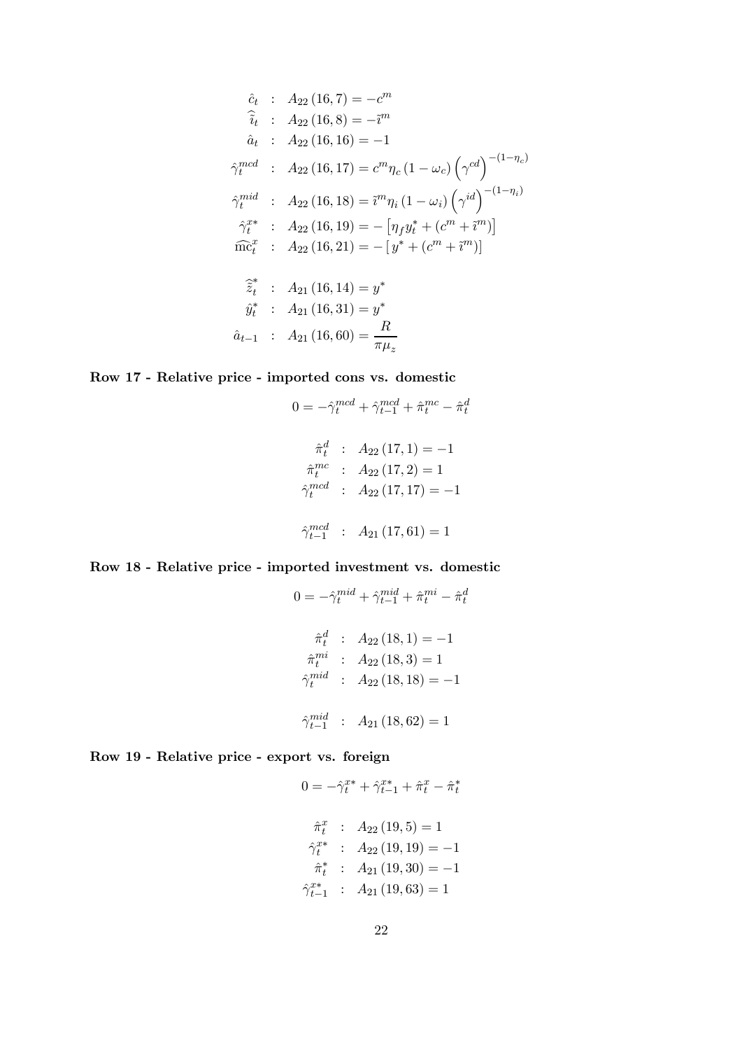$$
\begin{aligned}
\hat{c}_t &: A_{22}(16,7) = -c^m \\
\widehat{\tilde{\imath}}_t &: A_{22}(16,8) = -\tilde{\imath}^m \\
\hat{a}_t &: A_{22}(16,16) = -1 \\
\hat{\gamma}_t^{mcd} &: A_{22}(16,17) = c^m \eta_c (1-\omega_c) \left(\gamma^{cd}\right)^{-(1-\eta_c)} \\
\hat{\gamma}_t^{mid} &: A_{22}(16,18) = \tilde{\imath}^m \eta_i (1-\omega_i) \left(\gamma^{id}\right)^{-(1-\eta_i)} \\
\hat{\gamma}_t^{x*} &: A_{22}(16,19) = -\left[\eta_f y_t^* + (c^m + \tilde{\imath}^m)\right] \\
\widehat{\mathrm{mc}}_t^x &: A_{22}(16,21) = -\left[y^* + (c^m + \tilde{\imath}^m)\right]
\end{aligned}
$$

$$
\begin{aligned}
\widehat{\tilde{z}}_t^* &: A_{21}(16,14) = y^* \\
\hat{y}_t^* &: A_{21}(16,31) = y^* \\
\hat{a}_{t-1} &: A_{21}(16,60) = \frac{R}{\pi \mu_z}
\end{aligned}
$$

**Row 17 - Relative price - imported cons vs. domestic**

$$
0 = -\hat{\gamma}_t^{mcd} + \hat{\gamma}_{t-1}^{mcd} + \hat{\pi}_t^{mc} - \hat{\pi}_t^d
$$

$$
\begin{aligned}
\hat{\pi}_t^d &: A_{22}(17,1) = -1 \\
\hat{\pi}_t^{mc} &: A_{22}(17,2) = 1 \\
\hat{\gamma}_t^{mcd} &: A_{22}(17,17) = -1
\end{aligned}
$$

$$
\hat{\gamma}_{t-1}^{mcd} : A_{21}(17,61) = 1
$$

**Row 18 - Relative price - imported investment vs. domestic**

$$
0 = -\hat{\gamma}_t^{mid} + \hat{\gamma}_{t-1}^{mid} + \hat{\pi}_t^{mi} - \hat{\pi}_t^d
$$

$$
\begin{aligned}
\hat{\pi}_t^d &: A_{22}(18,1) = -1 \\
\hat{\pi}_t^{mi} &: A_{22}(18,3) = 1 \\
\hat{\gamma}_t^{mid} &: A_{22}(18,18) = -1
\end{aligned}
$$

$$
\hat{\gamma}_{t-1}^{mid} : A_{21}(18,62) = 1
$$

**Row 19 - Relative price - export vs. foreign**

$$
0 = -\hat{\gamma}_t^{x*} + \hat{\gamma}_{t-1}^{x*} + \hat{\pi}_t^x - \hat{\pi}_t^*
$$

$$
\begin{aligned}
\hat{\pi}_t^x &: A_{22}(19,5) = 1 \\
\hat{\gamma}_t^{x*} &: A_{22}(19,19) = -1 \\
\hat{\pi}_t^* &: A_{21}(19,30) = -1 \\
\hat{\gamma}_{t-1}^{x*} &: A_{21}(19,63) = 1
\end{aligned}
$$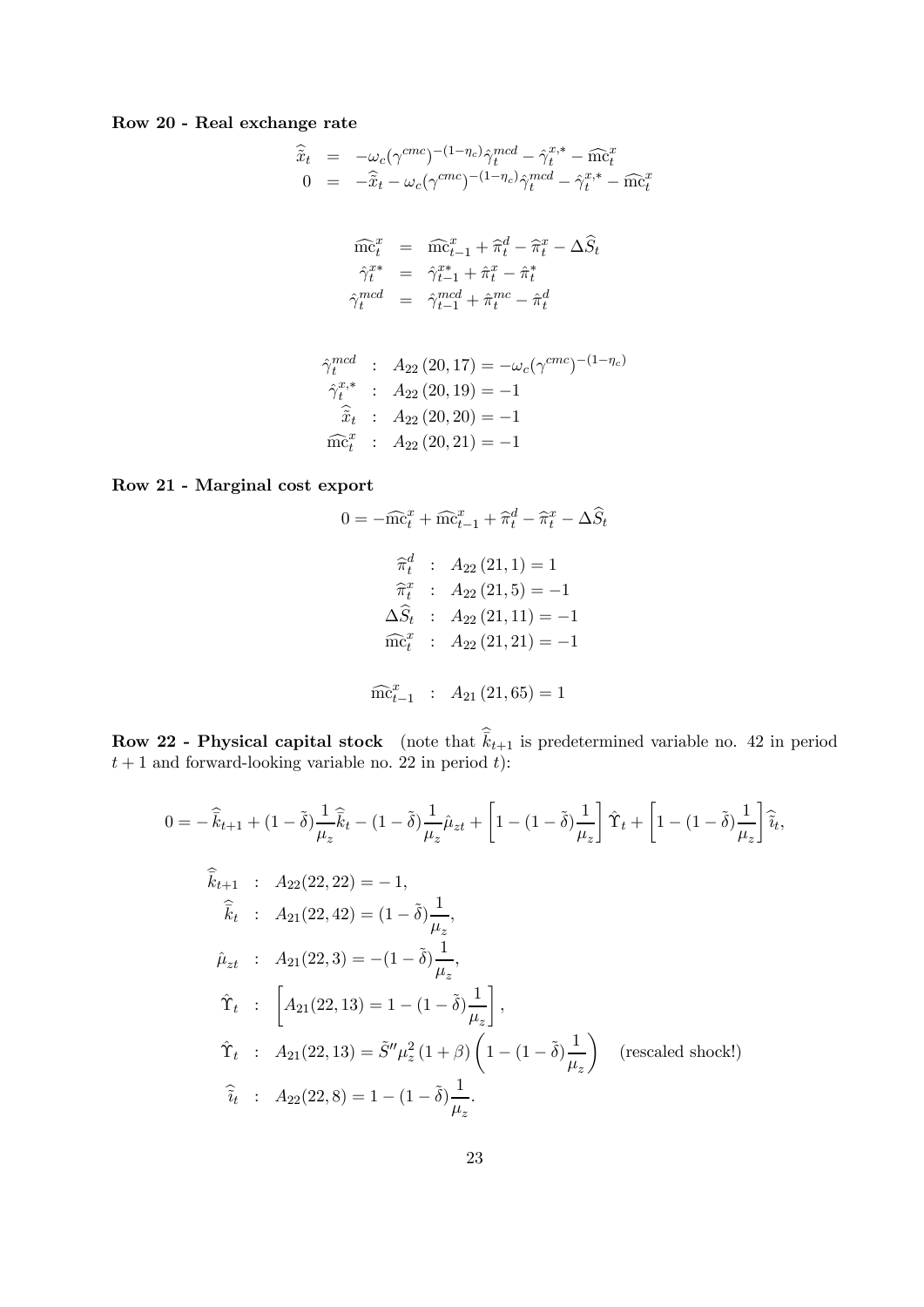**Row 20 - Real exchange rate**

$$
\begin{aligned}
\widehat{\tilde{x}}_t &= -\omega_c(\gamma^{cmc})^{-(1-\eta_c)}\hat{\gamma}_t^{mcd} - \hat{\gamma}_t^{x,*} - \widehat{\mathrm{mc}}_t^x \\
0 &= -\widehat{\tilde{x}}_t - \omega_c(\gamma^{cmc})^{-(1-\eta_c)}\hat{\gamma}_t^{mcd} - \hat{\gamma}_t^{x,*} - \widehat{\mathrm{mc}}_t^x
\end{aligned}
$$

$$
\begin{aligned}
\widehat{\mathrm{mc}}_t^x &= \widehat{\mathrm{mc}}_{t-1}^x + \widehat{\pi}_t^d - \widehat{\pi}_t^x - \Delta\widehat{S}_t \\
\hat{\gamma}_t^{x*} &= \hat{\gamma}_{t-1}^{x*} + \hat{\pi}_t^x - \hat{\pi}_t^* \\
\hat{\gamma}_t^{mcd} &= \hat{\gamma}_{t-1}^{mcd} + \hat{\pi}_t^{mc} - \hat{\pi}_t^d
\end{aligned}
$$

$$
\begin{aligned}
\hat{\gamma}_t^{mcd} &: A_{22}(20,17) = -\omega_c(\gamma^{cmc})^{-(1-\eta_c)} \\
\hat{\gamma}_t^{x,*} &: A_{22}(20,19) = -1 \\
\widehat{\tilde{x}}_t &: A_{22}(20,20) = -1 \\
\widehat{\mathrm{mc}}_t^x &: A_{22}(20,21) = -1
\end{aligned}
$$

**Row 21 - Marginal cost export**

$$
0 = -\widehat{\mathrm{mc}}_t^x + \widehat{\mathrm{mc}}_{t-1}^x + \widehat{\pi}_t^d - \widehat{\pi}_t^x - \Delta\widehat{S}_t
$$

$$
\begin{aligned}
\widehat{\pi}_t^d &: A_{22}(21,1) = 1 \\
\widehat{\pi}_t^x &: A_{22}(21,5) = -1 \\
\Delta\widehat{S}_t &: A_{22}(21,11) = -1 \\
\widehat{\mathrm{mc}}_t^x &: A_{22}(21,21) = -1
\end{aligned}
$$

$$
\widehat{\mathrm{mc}}_{t-1}^x : A_{21}(21,65) = 1
$$

**Row 22 - Physical capital stock** (note that $\widehat{\bar{k}}_{t+1}$ is predetermined variable no. 42 in period $t+1$ and forward-looking variable no. 22 in period $t$):

$$
0 = -\widehat{\bar{k}}_{t+1} + (1-\tilde{\delta})\frac{1}{\mu_z}\widehat{\bar{k}}_t - (1-\tilde{\delta})\frac{1}{\mu_z}\hat{\mu}_{zt} + \left[1-(1-\tilde{\delta})\frac{1}{\mu_z}\right]\hat{\Upsilon}_t + \left[1-(1-\tilde{\delta})\frac{1}{\mu_z}\right]\widehat{\tilde{\imath}}_t,
$$

$$
\begin{aligned}
\widehat{\bar{k}}_{t+1} &: A_{22}(22,22) = -1, \\
\widehat{\bar{k}}_t &: A_{21}(22,42) = (1-\tilde{\delta})\frac{1}{\mu_z}, \\
\hat{\mu}_{zt} &: A_{21}(22,3) = -(1-\tilde{\delta})\frac{1}{\mu_z}, \\
\hat{\Upsilon}_t &: \left[A_{21}(22,13) = 1-(1-\tilde{\delta})\frac{1}{\mu_z}\right], \\
\hat{\Upsilon}_t &: A_{21}(22,13) = \tilde{S}''\mu_z^2(1+\beta)\left(1-(1-\tilde{\delta})\frac{1}{\mu_z}\right) \quad \text{(rescaled shock!)} \\
\widehat{\tilde{\imath}}_t &: A_{22}(22,8) = 1-(1-\tilde{\delta})\frac{1}{\mu_z}.
\end{aligned}
$$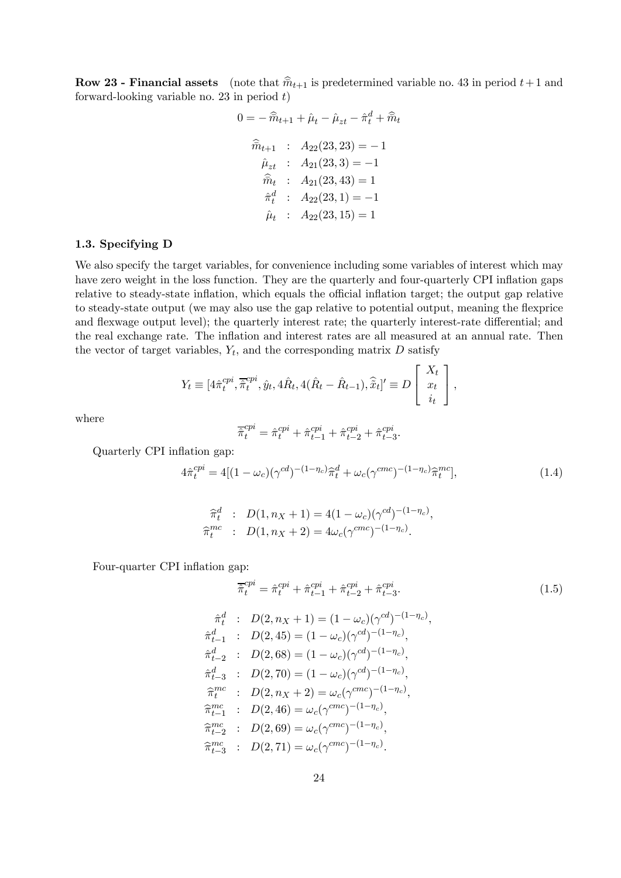**Row 23 - Financial assets** (note that $\widehat{\bar{m}}_{t+1}$ is predetermined variable no. 43 in period $t+1$ and forward-looking variable no. 23 in period $t$)

$$0 = -\widehat{\bar{m}}_{t+1} + \hat{\mu}_t - \hat{\mu}_{zt} - \hat{\pi}_t^d + \widehat{\bar{m}}_t$$

$$\begin{aligned}
\widehat{\bar{m}}_{t+1} &: \; A_{22}(23,23) = -1 \\
\hat{\mu}_{zt} &: \; A_{21}(23,3) = -1 \\
\widehat{\bar{m}}_t &: \; A_{21}(23,43) = 1 \\
\hat{\pi}_t^d &: \; A_{22}(23,1) = -1 \\
\hat{\mu}_t &: \; A_{22}(23,15) = 1
\end{aligned}$$

### 1.3. Specifying D

We also specify the target variables, for convenience including some variables of interest which may have zero weight in the loss function. They are the quarterly and four-quarterly CPI inflation gaps relative to steady-state inflation, which equals the official inflation target; the output gap relative to steady-state output (we may also use the gap relative to potential output, meaning the flexprice and flexwage output level); the quarterly interest rate; the quarterly interest-rate differential; and the real exchange rate. The inflation and interest rates are all measured at an annual rate. Then the vector of target variables, $Y_t$, and the corresponding matrix $D$ satisfy

$$Y_t \equiv [4\hat{\pi}_t^{cpi}, \overline{\hat{\pi}}_t^{cpi}, \hat{y}_t, 4\hat{R}_t, 4(\hat{R}_t - \hat{R}_{t-1}), \widehat{\bar{x}}_t]' \equiv D \begin{bmatrix} X_t \\ x_t \\ i_t \end{bmatrix},$$

where

$$\overline{\hat{\pi}}_t^{cpi} = \hat{\pi}_t^{cpi} + \hat{\pi}_{t-1}^{cpi} + \hat{\pi}_{t-2}^{cpi} + \hat{\pi}_{t-3}^{cpi}.$$

Quarterly CPI inflation gap:

$$4\hat{\pi}_t^{cpi} = 4[(1-\omega_c)(\gamma^{cd})^{-(1-\eta_c)}\widehat{\pi}_t^d + \omega_c(\gamma^{cmc})^{-(1-\eta_c)}\widehat{\pi}_t^{mc}], \tag{1.4}$$

$$\begin{aligned}
\widehat{\pi}_t^d &: \; D(1, n_X+1) = 4(1-\omega_c)(\gamma^{cd})^{-(1-\eta_c)}, \\
\widehat{\pi}_t^{mc} &: \; D(1, n_X+2) = 4\omega_c(\gamma^{cmc})^{-(1-\eta_c)}.
\end{aligned}$$

Four-quarter CPI inflation gap:

$$\overline{\hat{\pi}}_t^{cpi} = \hat{\pi}_t^{cpi} + \hat{\pi}_{t-1}^{cpi} + \hat{\pi}_{t-2}^{cpi} + \hat{\pi}_{t-3}^{cpi}. \tag{1.5}$$

$$\begin{aligned}
\hat{\pi}_t^d &: \; D(2, n_X+1) = (1-\omega_c)(\gamma^{cd})^{-(1-\eta_c)}, \\
\hat{\pi}_{t-1}^d &: \; D(2, 45) = (1-\omega_c)(\gamma^{cd})^{-(1-\eta_c)}, \\
\hat{\pi}_{t-2}^d &: \; D(2, 68) = (1-\omega_c)(\gamma^{cd})^{-(1-\eta_c)}, \\
\hat{\pi}_{t-3}^d &: \; D(2, 70) = (1-\omega_c)(\gamma^{cd})^{-(1-\eta_c)}, \\
\widehat{\pi}_t^{mc} &: \; D(2, n_X+2) = \omega_c(\gamma^{cmc})^{-(1-\eta_c)}, \\
\widehat{\pi}_{t-1}^{mc} &: \; D(2, 46) = \omega_c(\gamma^{cmc})^{-(1-\eta_c)}, \\
\widehat{\pi}_{t-2}^{mc} &: \; D(2, 69) = \omega_c(\gamma^{cmc})^{-(1-\eta_c)}, \\
\widehat{\pi}_{t-3}^{mc} &: \; D(2, 71) = \omega_c(\gamma^{cmc})^{-(1-\eta_c)}.
\end{aligned}$$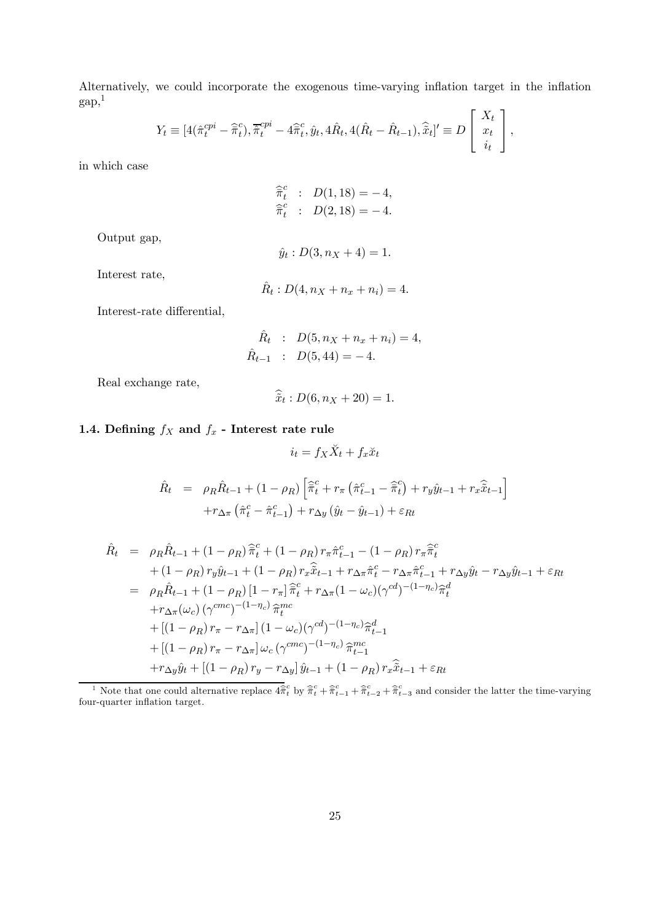Alternatively, we could incorporate the exogenous time-varying inflation target in the inflation gap,[1]

$$
Y_t \equiv [4(\hat{\pi}_t^{cpi} - \hat{\overline{\pi}}_t^c), \overline{\hat{\pi}}_t^{cpi} - 4\hat{\overline{\pi}}_t^c, \hat{y}_t, 4\hat{R}_t, 4(\hat{R}_t - \hat{R}_{t-1}), \hat{\overline{x}}_t]' \equiv D \begin{bmatrix} X_t \\ x_t \\ i_t \end{bmatrix},
$$

in which case

$$
\begin{aligned}
\hat{\overline{\pi}}_t^c &: \quad D(1, 18) = -4, \\
\hat{\overline{\pi}}_t^c &: \quad D(2, 18) = -4.
\end{aligned}
$$

Output gap,

$$
\hat{y}_t : D(3, n_X + 4) = 1.
$$

Interest rate,

$$
\hat{R}_t : D(4, n_X + n_x + n_i) = 4.
$$

Interest-rate differential,

$$
\begin{aligned}
\hat{R}_t &: \quad D(5, n_X + n_x + n_i) = 4, \\
\hat{R}_{t-1} &: \quad D(5, 44) = -4.
\end{aligned}
$$

Real exchange rate,

$$
\hat{\overline{x}}_t : D(6, n_X + 20) = 1.
$$

### 1.4. Defining $f_X$ and $f_x$ - Interest rate rule

$$
i_t = f_X \check{X}_t + f_x \check{x}_t
$$

$$
\begin{aligned}
\hat{R}_t &= \rho_R \hat{R}_{t-1} + (1 - \rho_R) \left[ \hat{\overline{\pi}}_t^c + r_\pi \left( \hat{\pi}_{t-1}^c - \hat{\overline{\pi}}_t^c \right) + r_y \hat{y}_{t-1} + r_x \hat{\overline{x}}_{t-1} \right] \\
&\quad + r_{\Delta\pi} \left( \hat{\pi}_t^c - \hat{\pi}_{t-1}^c \right) + r_{\Delta y} \left( \hat{y}_t - \hat{y}_{t-1} \right) + \varepsilon_{Rt}
\end{aligned}
$$

$$
\begin{aligned}
\hat{R}_t &= \rho_R \hat{R}_{t-1} + (1 - \rho_R) \hat{\overline{\pi}}_t^c + (1 - \rho_R) r_\pi \hat{\pi}_{t-1}^c - (1 - \rho_R) r_\pi \hat{\overline{\pi}}_t^c \\
&\quad + (1 - \rho_R) r_y \hat{y}_{t-1} + (1 - \rho_R) r_x \hat{\overline{x}}_{t-1} + r_{\Delta\pi} \hat{\pi}_t^c - r_{\Delta\pi} \hat{\pi}_{t-1}^c + r_{\Delta y} \hat{y}_t - r_{\Delta y} \hat{y}_{t-1} + \varepsilon_{Rt} \\
&= \rho_R \hat{R}_{t-1} + (1 - \rho_R) [1 - r_\pi] \hat{\overline{\pi}}_t^c + r_{\Delta\pi} (1 - \omega_c) (\gamma^{cd})^{-(1-\eta_c)} \hat{\pi}_t^d \\
&\quad + r_{\Delta\pi} (\omega_c) \left( \gamma^{cmc} \right)^{-(1-\eta_c)} \hat{\pi}_t^{mc} \\
&\quad + \left[ (1 - \rho_R) r_\pi - r_{\Delta\pi} \right] (1 - \omega_c) (\gamma^{cd})^{-(1-\eta_c)} \hat{\pi}_{t-1}^d \\
&\quad + \left[ (1 - \rho_R) r_\pi - r_{\Delta\pi} \right] \omega_c \left( \gamma^{cmc} \right)^{-(1-\eta_c)} \hat{\pi}_{t-1}^{mc} \\
&\quad + r_{\Delta y} \hat{y}_t + \left[ (1 - \rho_R) r_y - r_{\Delta y} \right] \hat{y}_{t-1} + (1 - \rho_R) r_x \hat{\overline{x}}_{t-1} + \varepsilon_{Rt}
\end{aligned}
$$

[1] Note that one could alternative replace $4\hat{\overline{\pi}}_t^c$ by $\hat{\overline{\pi}}_t^c + \hat{\overline{\pi}}_{t-1}^c + \hat{\overline{\pi}}_{t-2}^c + \hat{\overline{\pi}}_{t-3}^c$ and consider the latter the time-varying four-quarter inflation target.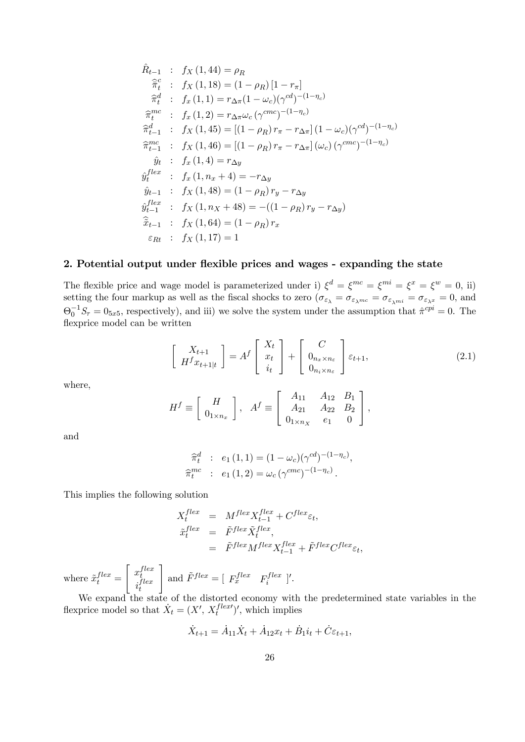$$
\begin{aligned}
\hat{R}_{t-1} &: \; f_X(1,44) = \rho_R \\
\widehat{\bar{\pi}}_t^c &: \; f_X(1,18) = (1-\rho_R)\left[1 - r_\pi\right] \\
\widehat{\pi}_t^d &: \; f_x(1,1) = r_{\Delta\pi}(1-\omega_c)(\gamma^{cd})^{-(1-\eta_c)} \\
\widehat{\pi}_t^{mc} &: \; f_x(1,2) = r_{\Delta\pi}\omega_c\left(\gamma^{cmc}\right)^{-(1-\eta_c)} \\
\widehat{\pi}_{t-1}^d &: \; f_X(1,45) = \left[(1-\rho_R) r_\pi - r_{\Delta\pi}\right](1-\omega_c)(\gamma^{cd})^{-(1-\eta_c)} \\
\widehat{\pi}_{t-1}^{mc} &: \; f_X(1,46) = \left[(1-\rho_R) r_\pi - r_{\Delta\pi}\right](\omega_c)\left(\gamma^{cmc}\right)^{-(1-\eta_c)} \\
\hat{y}_t &: \; f_x(1,4) = r_{\Delta y} \\
\hat{y}_t^{flex} &: \; f_x(1, n_x + 4) = -r_{\Delta y} \\
\hat{y}_{t-1} &: \; f_X(1,48) = (1-\rho_R) r_y - r_{\Delta y} \\
\hat{y}_{t-1}^{flex} &: \; f_X(1, n_X + 48) = -((1-\rho_R) r_y - r_{\Delta y}) \\
\widehat{\tilde{x}}_{t-1} &: \; f_X(1,64) = (1-\rho_R) r_x \\
\varepsilon_{Rt} &: \; f_X(1,17) = 1
\end{aligned}
$$

## 2. Potential output under flexible prices and wages - expanding the state

The flexible price and wage model is parameterized under i) $\xi^d = \xi^{mc} = \xi^{mi} = \xi^x = \xi^w = 0$, ii) setting the four markup as well as the fiscal shocks to zero ($\sigma_{\varepsilon_\lambda} = \sigma_{\varepsilon_{\lambda^{mc}}} = \sigma_{\varepsilon_{\lambda^{mi}}} = \sigma_{\varepsilon_{\lambda^x}} = 0$, and $\Theta_0^{-1} S_\tau = 0_{5x5}$, respectively), and iii) we solve the system under the assumption that $\hat{\pi}^{cpi} = 0$. The flexprice model can be written

$$
\begin{bmatrix} X_{t+1} \\ H^f x_{t+1|t} \end{bmatrix} = A^f \begin{bmatrix} X_t \\ x_t \\ i_t \end{bmatrix} + \begin{bmatrix} C \\ 0_{n_x \times n_\varepsilon} \\ 0_{n_i \times n_\varepsilon} \end{bmatrix} \varepsilon_{t+1}, \tag{2.1}
$$

where,

$$
H^f \equiv \begin{bmatrix} H \\ 0_{1\times n_x} \end{bmatrix}, \quad A^f \equiv \begin{bmatrix} A_{11} & A_{12} & B_1 \\ A_{21} & A_{22} & B_2 \\ 0_{1\times n_X} & e_1 & 0 \end{bmatrix},
$$

and

$$
\begin{aligned}
\widehat{\pi}_t^d &: \; e_1(1,1) = (1-\omega_c)(\gamma^{cd})^{-(1-\eta_c)}, \\
\widehat{\pi}_t^{mc} &: \; e_1(1,2) = \omega_c\left(\gamma^{cmc}\right)^{-(1-\eta_c)}.
\end{aligned}
$$

This implies the following solution

$$
\begin{aligned}
X_t^{flex} &= M^{flex} X_{t-1}^{flex} + C^{flex}\varepsilon_t, \\
\tilde{x}_t^{flex} &= \tilde{F}^{flex}\tilde{X}_t^{flex}, \\
&= \tilde{F}^{flex} M^{flex} X_{t-1}^{flex} + \tilde{F}^{flex} C^{flex}\varepsilon_t,
\end{aligned}
$$

where $\tilde{x}_t^{flex} = \begin{bmatrix} x_t^{flex} \\ i_t^{flex} \end{bmatrix}$ and $\tilde{F}^{flex} = \left[\; F_x^{flex} \quad F_i^{flex} \;\right]'$.

We expand the state of the distorted economy with the predetermined state variables in the flexprice model so that $\dot{X}_t = (X', \; X_t^{flex\prime})'$, which implies

$$
\dot{X}_{t+1} = \dot{A}_{11}\dot{X}_t + \dot{A}_{12}x_t + \dot{B}_1 i_t + \dot{C}\varepsilon_{t+1},
$$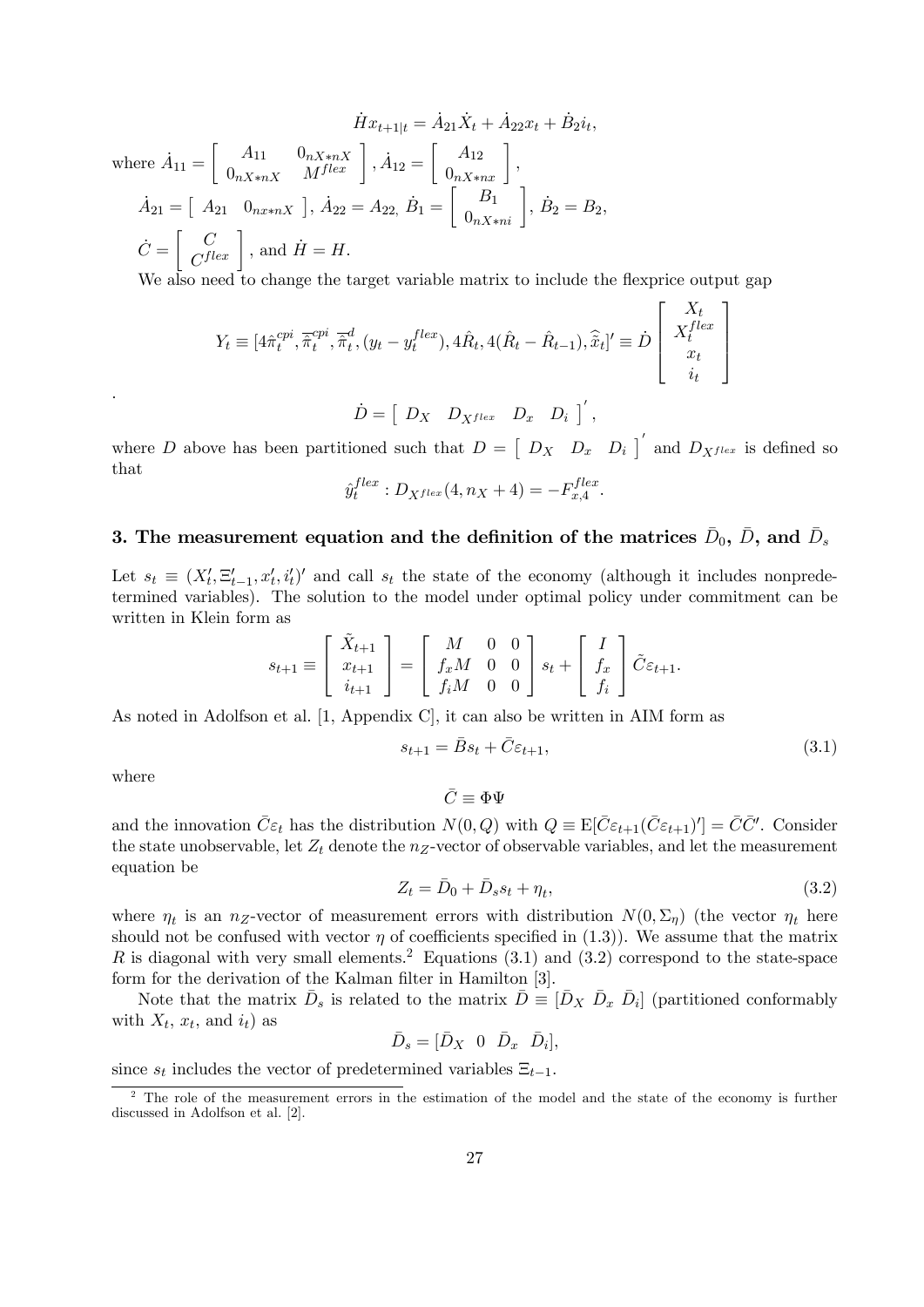$$\dot{H}x_{t+1|t} = \dot{A}_{21}\dot{X}_t + \dot{A}_{22}x_t + \dot{B}_2 i_t,$$

where $\dot{A}_{11} = \begin{bmatrix} A_{11} & 0_{nX*nX} \\ 0_{nX*nX} & M^{flex} \end{bmatrix}$, $\dot{A}_{12} = \begin{bmatrix} A_{12} \\ 0_{nX*nx} \end{bmatrix}$,

$\dot{A}_{21} = \begin{bmatrix} A_{21} & 0_{nx*nX} \end{bmatrix}$, $\dot{A}_{22} = A_{22}$, $\dot{B}_1 = \begin{bmatrix} B_1 \\ 0_{nX*ni} \end{bmatrix}$, $\dot{B}_2 = B_2$,

$\dot{C} = \begin{bmatrix} C \\ C^{flex} \end{bmatrix}$, and $\dot{H} = H$.

We also need to change the target variable matrix to include the flexprice output gap

$$Y_t \equiv [4\hat{\pi}_t^{cpi}, \overline{\pi}_t^{cpi}, \overline{\pi}_t^{d}, (y_t - y_t^{flex}), 4\hat{R}_t, 4(\hat{R}_t - \hat{R}_{t-1}), \widehat{\overline{x}}_t]' \equiv \dot{D} \begin{bmatrix} X_t \\ X_t^{flex} \\ x_t \\ i_t \end{bmatrix}$$

.

$$\dot{D} = \begin{bmatrix} D_X & D_{X^{flex}} & D_x & D_i \end{bmatrix}',$$

where $D$ above has been partitioned such that $D = \begin{bmatrix} D_X & D_x & D_i \end{bmatrix}'$ and $D_{X^{flex}}$ is defined so that

$$\hat{y}_t^{flex} : D_{X^{flex}}(4, n_X + 4) = -F_{x,4}^{flex}.$$

## 3. The measurement equation and the definition of the matrices $\bar{D}_0$, $\bar{D}$, and $\bar{D}_s$

Let $s_t \equiv (X_t', \Xi_{t-1}', x_t', i_t')'$ and call $s_t$ the state of the economy (although it includes nonpredetermined variables). The solution to the model under optimal policy under commitment can be written in Klein form as

$$s_{t+1} \equiv \begin{bmatrix} \tilde{X}_{t+1} \\ x_{t+1} \\ i_{t+1} \end{bmatrix} = \begin{bmatrix} M & 0 & 0 \\ f_x M & 0 & 0 \\ f_i M & 0 & 0 \end{bmatrix} s_t + \begin{bmatrix} I \\ f_x \\ f_i \end{bmatrix} \tilde{C}\varepsilon_{t+1}.$$

As noted in Adolfson et al. [1, Appendix C], it can also be written in AIM form as

$$s_{t+1} = \bar{B}s_t + \bar{C}\varepsilon_{t+1}, \tag{3.1}$$

where

$$\bar{C} \equiv \Phi\Psi$$

and the innovation $\bar{C}\varepsilon_t$ has the distribution $N(0, Q)$ with $Q \equiv \mathrm{E}[\bar{C}\varepsilon_{t+1}(\bar{C}\varepsilon_{t+1})'] = \bar{C}\bar{C}'$. Consider the state unobservable, let $Z_t$ denote the $n_Z$-vector of observable variables, and let the measurement equation be

$$Z_t = \bar{D}_0 + \bar{D}_s s_t + \eta_t, \tag{3.2}$$

where $\eta_t$ is an $n_Z$-vector of measurement errors with distribution $N(0, \Sigma_\eta)$ (the vector $\eta_t$ here should not be confused with vector $\eta$ of coefficients specified in (1.3)). We assume that the matrix $R$ is diagonal with very small elements.[2] Equations (3.1) and (3.2) correspond to the state-space form for the derivation of the Kalman filter in Hamilton [3].

Note that the matrix $\bar{D}_s$ is related to the matrix $\bar{D} \equiv [\bar{D}_X \ \bar{D}_x \ \bar{D}_i]$ (partitioned conformably with $X_t$, $x_t$, and $i_t$) as

$$\bar{D}_s = [\bar{D}_X \ \ 0 \ \ \bar{D}_x \ \ \bar{D}_i],$$

since $s_t$ includes the vector of predetermined variables $\Xi_{t-1}$.

[2] The role of the measurement errors in the estimation of the model and the state of the economy is further discussed in Adolfson et al. [2].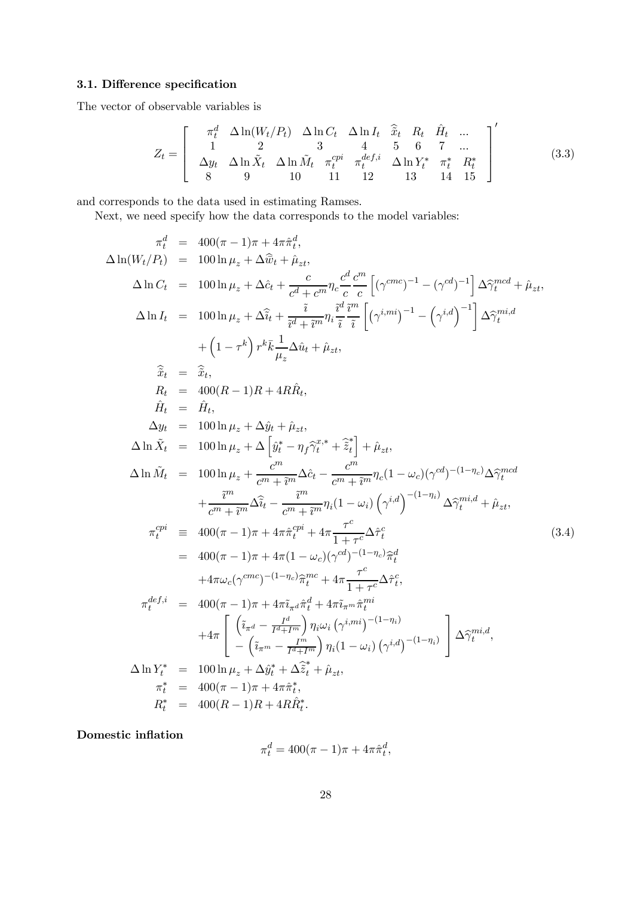### 3.1. Difference specification

The vector of observable variables is

$$
Z_t = \left[ \begin{array}{cccccccc} \pi_t^d & \Delta \ln(W_t/P_t) & \Delta \ln C_t & \Delta \ln I_t & \widehat{\tilde{x}}_t & R_t & \hat{H}_t & ... \\ 1 & 2 & 3 & 4 & 5 & 6 & 7 & ... \\ \Delta y_t & \Delta \ln \tilde{X}_t & \Delta \ln \tilde{M}_t & \pi_t^{cpi} & \pi_t^{def,i} & \Delta \ln Y_t^* & \pi_t^* & R_t^* \\ 8 & 9 & 10 & 11 & 12 & 13 & 14 & 15 \end{array} \right]' \tag{3.3}
$$

and corresponds to the data used in estimating Ramses.

Next, we need specify how the data corresponds to the model variables:

$$
\begin{aligned}
\pi_t^d &= 400(\pi - 1)\pi + 4\pi\hat{\pi}_t^d, \\
\Delta \ln(W_t/P_t) &= 100 \ln \mu_z + \Delta \widehat{\bar{w}}_t + \hat{\mu}_{zt}, \\
\Delta \ln C_t &= 100 \ln \mu_z + \Delta \hat{c}_t + \frac{c}{c^d + c^m} \eta_c \frac{c^d}{c} \frac{c^m}{c} \left[ (\gamma^{cmc})^{-1} - (\gamma^{cd})^{-1} \right] \Delta \widehat{\gamma}_t^{mcd} + \hat{\mu}_{zt}, \\
\Delta \ln I_t &= 100 \ln \mu_z + \Delta \widehat{\tilde{i}}_t + \frac{\tilde{i}}{\tilde{i}^d + \tilde{i}^m} \eta_i \frac{\tilde{i}^d}{\tilde{i}} \frac{\tilde{i}^m}{\tilde{i}} \left[ \left(\gamma^{i,mi}\right)^{-1} - \left(\gamma^{i,d}\right)^{-1} \right] \Delta \widehat{\gamma}_t^{mi,d} \\
&\quad + \left(1 - \tau^k\right) r^k \bar{k} \frac{1}{\mu_z} \Delta \hat{u}_t + \hat{\mu}_{zt}, \\
\widehat{\tilde{x}}_t &= \widehat{\tilde{x}}_t, \\
R_t &= 400(R - 1)R + 4R\hat{R}_t, \\
\hat{H}_t &= \hat{H}_t, \\
\Delta y_t &= 100 \ln \mu_z + \Delta \hat{y}_t + \hat{\mu}_{zt}, \\
\Delta \ln \tilde{X}_t &= 100 \ln \mu_z + \Delta \left[ \hat{y}_t^* - \eta_f \widehat{\gamma}_t^{x,*} + \widehat{\tilde{z}}_t^* \right] + \hat{\mu}_{zt}, \\
\Delta \ln \tilde{M}_t &= 100 \ln \mu_z + \frac{c^m}{c^m + \tilde{i}^m} \Delta \hat{c}_t - \frac{c^m}{c^m + \tilde{i}^m} \eta_c (1 - \omega_c) (\gamma^{cd})^{-(1-\eta_c)} \Delta \widehat{\gamma}_t^{mcd} \\
&\quad + \frac{\tilde{i}^m}{c^m + \tilde{i}^m} \Delta \widehat{\tilde{i}}_t - \frac{\tilde{i}^m}{c^m + \tilde{i}^m} \eta_i (1 - \omega_i) \left(\gamma^{i,d}\right)^{-(1-\eta_i)} \Delta \widehat{\gamma}_t^{mi,d} + \hat{\mu}_{zt}, \\
\pi_t^{cpi} &\equiv 400(\pi - 1)\pi + 4\pi\hat{\pi}_t^{cpi} + 4\pi \frac{\tau^c}{1 + \tau^c} \Delta \hat{\tau}_t^c \\
&= 400(\pi - 1)\pi + 4\pi(1 - \omega_c)(\gamma^{cd})^{-(1-\eta_c)} \widehat{\pi}_t^d \\
&\quad + 4\pi\omega_c (\gamma^{cmc})^{-(1-\eta_c)} \widehat{\pi}_t^{mc} + 4\pi \frac{\tau^c}{1 + \tau^c} \Delta \hat{\tau}_t^c, \\
\pi_t^{def,i} &= 400(\pi - 1)\pi + 4\pi \tilde{i}_{\pi^d} \hat{\pi}_t^d + 4\pi \tilde{i}_{\pi^m} \hat{\pi}_t^{mi} \\
&\quad + 4\pi \left[ \begin{array}{c} \left( \tilde{i}_{\pi^d} - \frac{I^d}{I^d + I^m} \right) \eta_i \omega_i \left(\gamma^{i,mi}\right)^{-(1-\eta_i)} \\ - \left( \tilde{i}_{\pi^m} - \frac{I^m}{I^d + I^m} \right) \eta_i (1 - \omega_i) \left(\gamma^{i,d}\right)^{-(1-\eta_i)} \end{array} \right] \Delta \widehat{\gamma}_t^{mi,d}, \\
\Delta \ln Y_t^* &= 100 \ln \mu_z + \Delta \hat{y}_t^* + \Delta \widehat{\tilde{z}}_t^* + \hat{\mu}_{zt}, \\
\pi_t^* &= 400(\pi - 1)\pi + 4\pi\hat{\pi}_t^*, \\
R_t^* &= 400(R - 1)R + 4R\hat{R}_t^*.
\end{aligned} \tag{3.4}
$$

**Domestic inflation**

$$
\pi_t^d = 400(\pi - 1)\pi + 4\pi\hat{\pi}_t^d,
$$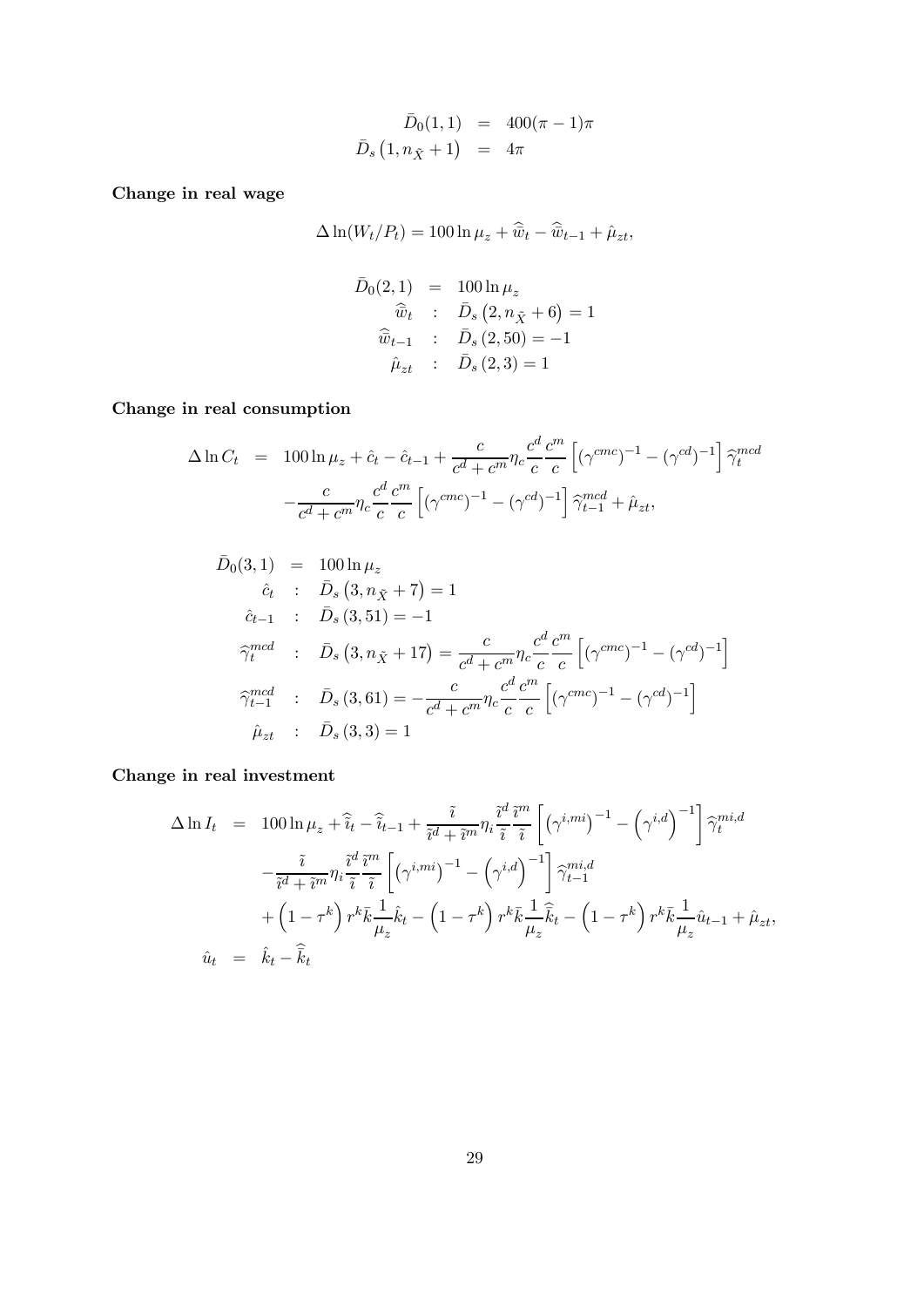$$
\begin{aligned}
\bar{D}_0(1,1) &= 400(\pi - 1)\pi \\
\bar{D}_s\left(1, n_{\tilde{X}} + 1\right) &= 4\pi
\end{aligned}
$$

**Change in real wage**

$$
\Delta \ln(W_t/P_t) = 100 \ln \mu_z + \widehat{\bar{w}}_t - \widehat{\bar{w}}_{t-1} + \hat{\mu}_{zt},
$$

$$
\begin{aligned}
\bar{D}_0(2,1) &= 100 \ln \mu_z \\
\widehat{\bar{w}}_t &: \quad \bar{D}_s\left(2, n_{\tilde{X}} + 6\right) = 1 \\
\widehat{\bar{w}}_{t-1} &: \quad \bar{D}_s\left(2, 50\right) = -1 \\
\hat{\mu}_{zt} &: \quad \bar{D}_s\left(2, 3\right) = 1
\end{aligned}
$$

**Change in real consumption**

$$
\begin{aligned}
\Delta \ln C_t &= 100 \ln \mu_z + \hat{c}_t - \hat{c}_{t-1} + \frac{c}{c^d + c^m} \eta_c \frac{c^d}{c} \frac{c^m}{c} \left[ \left(\gamma^{cmc}\right)^{-1} - \left(\gamma^{cd}\right)^{-1} \right] \widehat{\gamma}_t^{mcd} \\
&\quad - \frac{c}{c^d + c^m} \eta_c \frac{c^d}{c} \frac{c^m}{c} \left[ \left(\gamma^{cmc}\right)^{-1} - \left(\gamma^{cd}\right)^{-1} \right] \widehat{\gamma}_{t-1}^{mcd} + \hat{\mu}_{zt},
\end{aligned}
$$

$$
\begin{aligned}
\bar{D}_0(3,1) &= 100 \ln \mu_z \\
\hat{c}_t &: \quad \bar{D}_s\left(3, n_{\tilde{X}} + 7\right) = 1 \\
\hat{c}_{t-1} &: \quad \bar{D}_s\left(3, 51\right) = -1 \\
\widehat{\gamma}_t^{mcd} &: \quad \bar{D}_s\left(3, n_{\tilde{X}} + 17\right) = \frac{c}{c^d + c^m} \eta_c \frac{c^d}{c} \frac{c^m}{c} \left[ \left(\gamma^{cmc}\right)^{-1} - \left(\gamma^{cd}\right)^{-1} \right] \\
\widehat{\gamma}_{t-1}^{mcd} &: \quad \bar{D}_s\left(3, 61\right) = -\frac{c}{c^d + c^m} \eta_c \frac{c^d}{c} \frac{c^m}{c} \left[ \left(\gamma^{cmc}\right)^{-1} - \left(\gamma^{cd}\right)^{-1} \right] \\
\hat{\mu}_{zt} &: \quad \bar{D}_s\left(3, 3\right) = 1
\end{aligned}
$$

**Change in real investment**

$$
\begin{aligned}
\Delta \ln I_t &= 100 \ln \mu_z + \widehat{\tilde{\imath}}_t - \widehat{\tilde{\imath}}_{t-1} + \frac{\tilde{\imath}}{\tilde{\imath}^d + \tilde{\imath}^m} \eta_i \frac{\tilde{\imath}^d}{\tilde{\imath}} \frac{\tilde{\imath}^m}{\tilde{\imath}} \left[ \left(\gamma^{i,mi}\right)^{-1} - \left(\gamma^{i,d}\right)^{-1} \right] \widehat{\gamma}_t^{mi,d} \\
&\quad - \frac{\tilde{\imath}}{\tilde{\imath}^d + \tilde{\imath}^m} \eta_i \frac{\tilde{\imath}^d}{\tilde{\imath}} \frac{\tilde{\imath}^m}{\tilde{\imath}} \left[ \left(\gamma^{i,mi}\right)^{-1} - \left(\gamma^{i,d}\right)^{-1} \right] \widehat{\gamma}_{t-1}^{mi,d} \\
&\quad + \left(1 - \tau^k\right) r^k \bar{k} \frac{1}{\mu_z} \hat{k}_t - \left(1 - \tau^k\right) r^k \bar{k} \frac{1}{\mu_z} \widehat{\bar{k}}_t - \left(1 - \tau^k\right) r^k \bar{k} \frac{1}{\mu_z} \hat{u}_{t-1} + \hat{\mu}_{zt}, \\
\hat{u}_t &= \hat{k}_t - \widehat{\bar{k}}_t
\end{aligned}
$$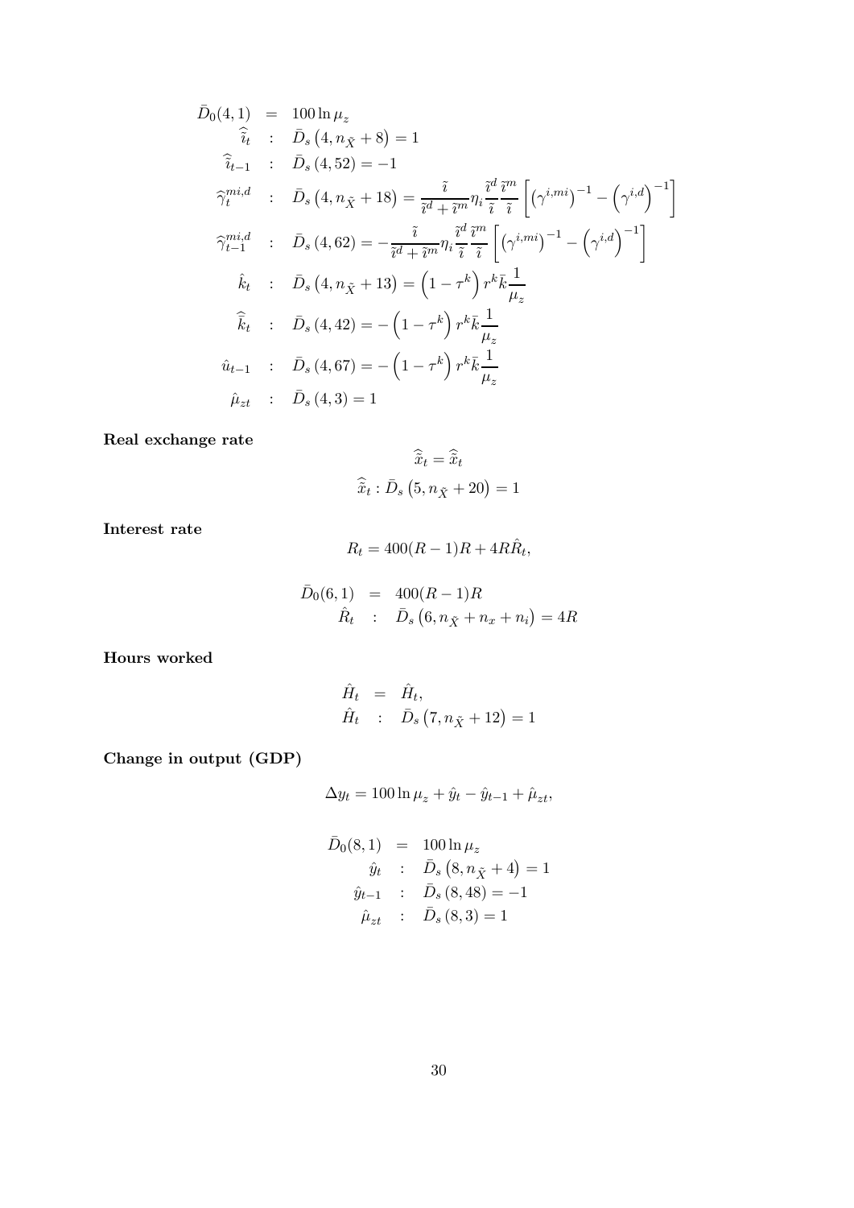$$
\begin{aligned}
\bar{D}_0(4,1) &= 100 \ln \mu_z \\
\widehat{\tilde{i}}_t &: \quad \bar{D}_s\left(4, n_{\tilde{X}}+8\right) = 1 \\
\widehat{\tilde{i}}_{t-1} &: \quad \bar{D}_s\left(4, 52\right) = -1 \\
\widehat{\gamma}_t^{mi,d} &: \quad \bar{D}_s\left(4, n_{\tilde{X}}+18\right) = \frac{\tilde{i}}{\tilde{i}^d + \tilde{i}^m} \eta_i \frac{\tilde{i}^d}{\tilde{i}} \frac{\tilde{i}^m}{\tilde{i}} \left[ \left(\gamma^{i,mi}\right)^{-1} - \left(\gamma^{i,d}\right)^{-1} \right] \\
\widehat{\gamma}_{t-1}^{mi,d} &: \quad \bar{D}_s\left(4, 62\right) = -\frac{\tilde{i}}{\tilde{i}^d + \tilde{i}^m} \eta_i \frac{\tilde{i}^d}{\tilde{i}} \frac{\tilde{i}^m}{\tilde{i}} \left[ \left(\gamma^{i,mi}\right)^{-1} - \left(\gamma^{i,d}\right)^{-1} \right] \\
\hat{k}_t &: \quad \bar{D}_s\left(4, n_{\tilde{X}}+13\right) = \left(1 - \tau^k\right) r^k \bar{k} \frac{1}{\mu_z} \\
\widehat{\bar{k}}_t &: \quad \bar{D}_s\left(4, 42\right) = -\left(1 - \tau^k\right) r^k \bar{k} \frac{1}{\mu_z} \\
\hat{u}_{t-1} &: \quad \bar{D}_s\left(4, 67\right) = -\left(1 - \tau^k\right) r^k \bar{k} \frac{1}{\mu_z} \\
\hat{\mu}_{zt} &: \quad \bar{D}_s\left(4, 3\right) = 1
\end{aligned}
$$

**Real exchange rate**

$$
\widehat{\tilde{x}}_t = \widehat{\tilde{x}}_t
$$

$$
\widehat{\tilde{x}}_t : \bar{D}_s\left(5, n_{\tilde{X}}+20\right) = 1
$$

**Interest rate**

$$
R_t = 400(R-1)R + 4R\hat{R}_t,
$$

$$
\begin{aligned}
\bar{D}_0(6,1) &= 400(R-1)R \\
\hat{R}_t &: \quad \bar{D}_s\left(6, n_{\tilde{X}} + n_x + n_i\right) = 4R
\end{aligned}
$$

**Hours worked**

$$
\begin{aligned}
\hat{H}_t &= \hat{H}_t, \\
\hat{H}_t &: \quad \bar{D}_s\left(7, n_{\tilde{X}}+12\right) = 1
\end{aligned}
$$

**Change in output (GDP)**

$$
\Delta y_t = 100 \ln \mu_z + \hat{y}_t - \hat{y}_{t-1} + \hat{\mu}_{zt},
$$

$$
\begin{aligned}
\bar{D}_0(8,1) &= 100 \ln \mu_z \\
\hat{y}_t &: \quad \bar{D}_s\left(8, n_{\tilde{X}}+4\right) = 1 \\
\hat{y}_{t-1} &: \quad \bar{D}_s\left(8, 48\right) = -1 \\
\hat{\mu}_{zt} &: \quad \bar{D}_s\left(8, 3\right) = 1
\end{aligned}
$$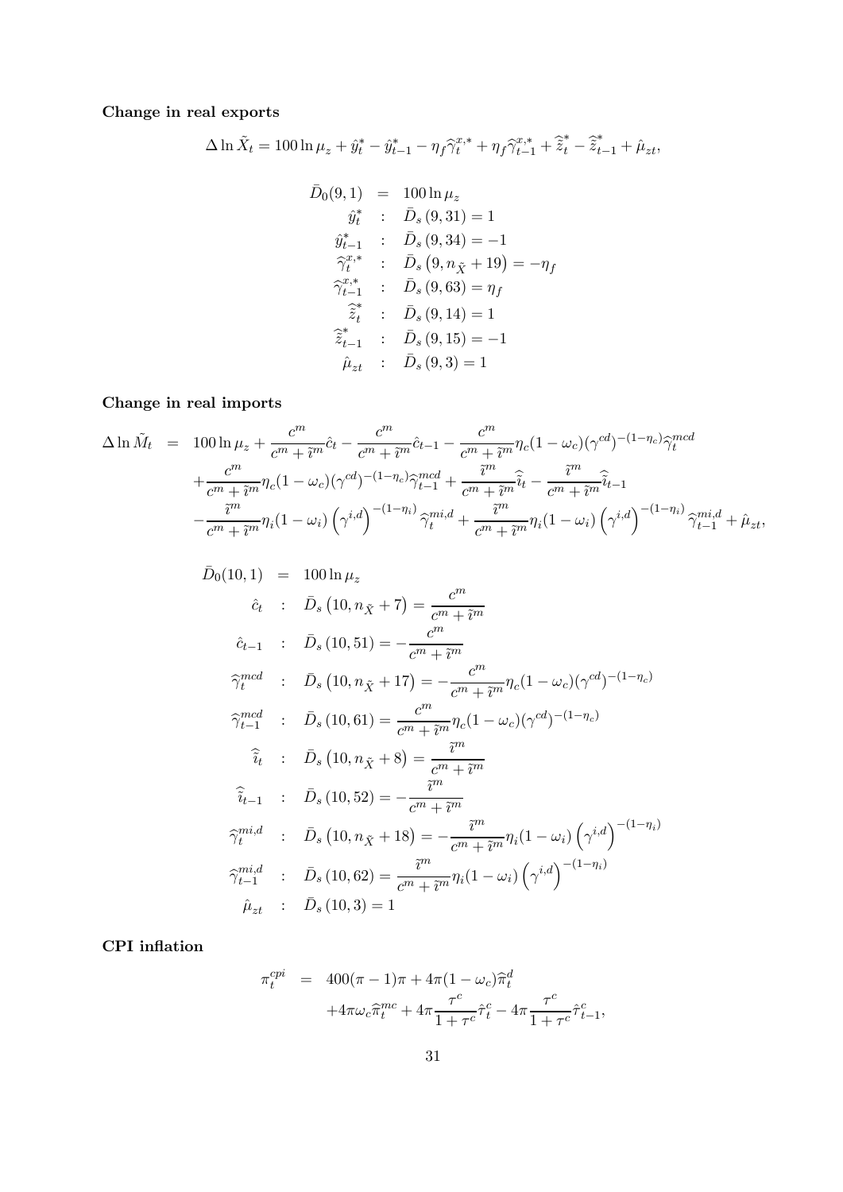**Change in real exports**

$$\Delta \ln \tilde{X}_t = 100 \ln \mu_z + \hat{y}_t^* - \hat{y}_{t-1}^* - \eta_f \widehat{\gamma}_t^{x,*} + \eta_f \widehat{\gamma}_{t-1}^{x,*} + \widehat{\tilde{z}}_t^* - \widehat{\tilde{z}}_{t-1}^* + \hat{\mu}_{zt},$$

$$
\begin{aligned}
\bar{D}_0(9,1) &= 100 \ln \mu_z \\
\hat{y}_t^* &: \bar{D}_s(9,31) = 1 \\
\hat{y}_{t-1}^* &: \bar{D}_s(9,34) = -1 \\
\widehat{\gamma}_t^{x,*} &: \bar{D}_s\left(9, n_{\tilde{X}} + 19\right) = -\eta_f \\
\widehat{\gamma}_{t-1}^{x,*} &: \bar{D}_s(9,63) = \eta_f \\
\widehat{\tilde{z}}_t^* &: \bar{D}_s(9,14) = 1 \\
\widehat{\tilde{z}}_{t-1}^* &: \bar{D}_s(9,15) = -1 \\
\hat{\mu}_{zt} &: \bar{D}_s(9,3) = 1
\end{aligned}
$$

**Change in real imports**

$$
\begin{aligned}
\Delta \ln \tilde{M}_t \;=\;& 100 \ln \mu_z + \frac{c^m}{c^m + \tilde{\imath}^m} \hat{c}_t - \frac{c^m}{c^m + \tilde{\imath}^m} \hat{c}_{t-1} - \frac{c^m}{c^m + \tilde{\imath}^m} \eta_c (1-\omega_c)(\gamma^{cd})^{-(1-\eta_c)} \widehat{\gamma}_t^{mcd} \\
&+ \frac{c^m}{c^m + \tilde{\imath}^m} \eta_c (1-\omega_c)(\gamma^{cd})^{-(1-\eta_c)} \widehat{\gamma}_{t-1}^{mcd} + \frac{\tilde{\imath}^m}{c^m + \tilde{\imath}^m} \widehat{\tilde{\imath}}_t - \frac{\tilde{\imath}^m}{c^m + \tilde{\imath}^m} \widehat{\tilde{\imath}}_{t-1} \\
&- \frac{\tilde{\imath}^m}{c^m + \tilde{\imath}^m} \eta_i (1-\omega_i) \left(\gamma^{i,d}\right)^{-(1-\eta_i)} \widehat{\gamma}_t^{mi,d} + \frac{\tilde{\imath}^m}{c^m + \tilde{\imath}^m} \eta_i (1-\omega_i) \left(\gamma^{i,d}\right)^{-(1-\eta_i)} \widehat{\gamma}_{t-1}^{mi,d} + \hat{\mu}_{zt},
\end{aligned}
$$

$$
\begin{aligned}
\bar{D}_0(10,1) &= 100 \ln \mu_z \\
\hat{c}_t &: \bar{D}_s\left(10, n_{\tilde{X}} + 7\right) = \frac{c^m}{c^m + \tilde{\imath}^m} \\
\hat{c}_{t-1} &: \bar{D}_s(10,51) = -\frac{c^m}{c^m + \tilde{\imath}^m} \\
\widehat{\gamma}_t^{mcd} &: \bar{D}_s\left(10, n_{\tilde{X}} + 17\right) = -\frac{c^m}{c^m + \tilde{\imath}^m} \eta_c (1-\omega_c)(\gamma^{cd})^{-(1-\eta_c)} \\
\widehat{\gamma}_{t-1}^{mcd} &: \bar{D}_s(10,61) = \frac{c^m}{c^m + \tilde{\imath}^m} \eta_c (1-\omega_c)(\gamma^{cd})^{-(1-\eta_c)} \\
\widehat{\tilde{\imath}}_t &: \bar{D}_s\left(10, n_{\tilde{X}} + 8\right) = \frac{\tilde{\imath}^m}{c^m + \tilde{\imath}^m} \\
\widehat{\tilde{\imath}}_{t-1} &: \bar{D}_s(10,52) = -\frac{\tilde{\imath}^m}{c^m + \tilde{\imath}^m} \\
\widehat{\gamma}_t^{mi,d} &: \bar{D}_s\left(10, n_{\tilde{X}} + 18\right) = -\frac{\tilde{\imath}^m}{c^m + \tilde{\imath}^m} \eta_i (1-\omega_i) \left(\gamma^{i,d}\right)^{-(1-\eta_i)} \\
\widehat{\gamma}_{t-1}^{mi,d} &: \bar{D}_s(10,62) = \frac{\tilde{\imath}^m}{c^m + \tilde{\imath}^m} \eta_i (1-\omega_i) \left(\gamma^{i,d}\right)^{-(1-\eta_i)} \\
\hat{\mu}_{zt} &: \bar{D}_s(10,3) = 1
\end{aligned}
$$

**CPI inflation**

$$
\begin{aligned}
\pi_t^{cpi} \;=\;& 400(\pi - 1)\pi + 4\pi(1-\omega_c)\widehat{\pi}_t^d \\
&+ 4\pi\omega_c \widehat{\pi}_t^{mc} + 4\pi \frac{\tau^c}{1+\tau^c} \hat{\tau}_t^c - 4\pi \frac{\tau^c}{1+\tau^c} \hat{\tau}_{t-1}^c,
\end{aligned}
$$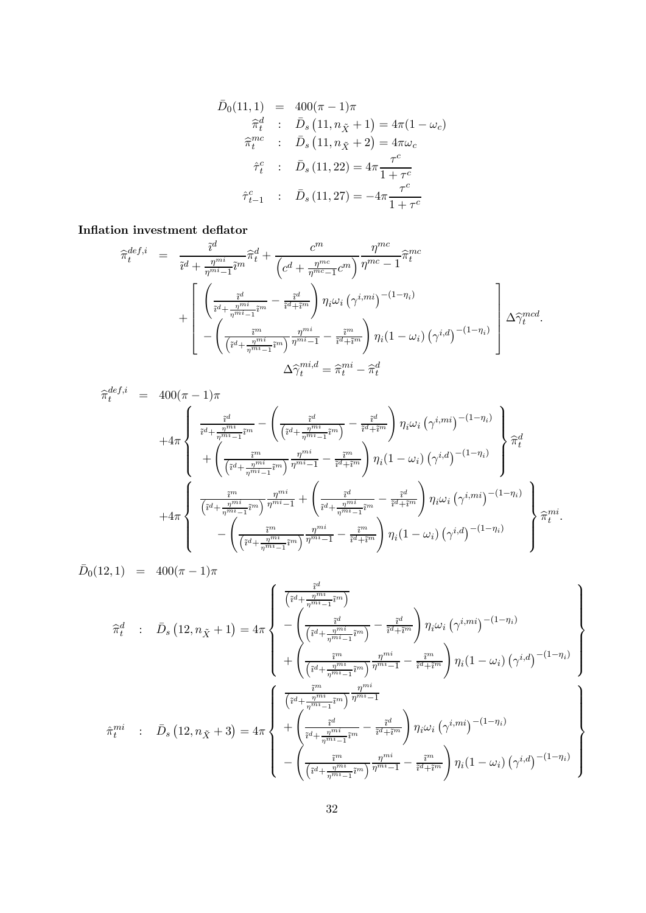$$
\begin{aligned}
\bar{D}_0(11,1) &= 400(\pi-1)\pi \\
\widehat{\pi}_t^{d} &: \quad \bar{D}_s\left(11, n_{\tilde{X}}+1\right) = 4\pi(1-\omega_c) \\
\widehat{\pi}_t^{mc} &: \quad \bar{D}_s\left(11, n_{\tilde{X}}+2\right) = 4\pi\omega_c \\
\hat{\tau}_t^{c} &: \quad \bar{D}_s\left(11, 22\right) = 4\pi\frac{\tau^c}{1+\tau^c} \\
\hat{\tau}_{t-1}^{c} &: \quad \bar{D}_s\left(11, 27\right) = -4\pi\frac{\tau^c}{1+\tau^c}
\end{aligned}
$$

**Inflation investment deflator**

$$
\begin{aligned}
\widehat{\pi}_t^{def,i} &= \frac{\tilde{\imath}^d}{\tilde{\imath}^d + \frac{\eta^{mi}}{\eta^{mi}-1}\tilde{\imath}^m}\widehat{\pi}_t^d + \frac{c^m}{\left(c^d + \frac{\eta^{mc}}{\eta^{mc}-1}c^m\right)}\frac{\eta^{mc}}{\eta^{mc}-1}\widehat{\pi}_t^{mc} \\
&+ \left[\begin{array}{c}
\left(\frac{\tilde{\imath}^d}{\tilde{\imath}^d + \frac{\eta^{mi}}{\eta^{mi}-1}\tilde{\imath}^m} - \frac{\tilde{\imath}^d}{\tilde{\imath}^d+\tilde{\imath}^m}\right)\eta_i\omega_i\left(\gamma^{i,mi}\right)^{-(1-\eta_i)} \\
-\left(\frac{\tilde{\imath}^m}{\left(\tilde{\imath}^d + \frac{\eta^{mi}}{\eta^{mi}-1}\tilde{\imath}^m\right)}\frac{\eta^{mi}}{\eta^{mi}-1} - \frac{\tilde{\imath}^m}{\tilde{\imath}^d+\tilde{\imath}^m}\right)\eta_i(1-\omega_i)\left(\gamma^{i,d}\right)^{-(1-\eta_i)}
\end{array}\right]\Delta\widehat{\gamma}_t^{mcd}. \\
&\qquad \Delta\widehat{\gamma}_t^{mi,d} = \widehat{\pi}_t^{mi} - \widehat{\pi}_t^d
\end{aligned}
$$

$$
\begin{aligned}
\widehat{\pi}_t^{def,i} &= 400(\pi-1)\pi \\
&+4\pi\left\{\begin{array}{c}
\frac{\tilde{\imath}^d}{\tilde{\imath}^d + \frac{\eta^{mi}}{\eta^{mi}-1}\tilde{\imath}^m} - \left(\frac{\tilde{\imath}^d}{\left(\tilde{\imath}^d + \frac{\eta^{mi}}{\eta^{mi}-1}\tilde{\imath}^m\right)} - \frac{\tilde{\imath}^d}{\tilde{\imath}^d+\tilde{\imath}^m}\right)\eta_i\omega_i\left(\gamma^{i,mi}\right)^{-(1-\eta_i)} \\
+\left(\frac{\tilde{\imath}^m}{\left(\tilde{\imath}^d + \frac{\eta^{mi}}{\eta^{mi}-1}\tilde{\imath}^m\right)}\frac{\eta^{mi}}{\eta^{mi}-1} - \frac{\tilde{\imath}^m}{\tilde{\imath}^d+\tilde{\imath}^m}\right)\eta_i(1-\omega_i)\left(\gamma^{i,d}\right)^{-(1-\eta_i)}
\end{array}\right\}\widehat{\pi}_t^d \\
&+4\pi\left\{\begin{array}{c}
\frac{\tilde{\imath}^m}{\left(\tilde{\imath}^d + \frac{\eta^{mi}}{\eta^{mi}-1}\tilde{\imath}^m\right)}\frac{\eta^{mi}}{\eta^{mi}-1} + \left(\frac{\tilde{\imath}^d}{\tilde{\imath}^d + \frac{\eta^{mi}}{\eta^{mi}-1}\tilde{\imath}^m} - \frac{\tilde{\imath}^d}{\tilde{\imath}^d+\tilde{\imath}^m}\right)\eta_i\omega_i\left(\gamma^{i,mi}\right)^{-(1-\eta_i)} \\
-\left(\frac{\tilde{\imath}^m}{\left(\tilde{\imath}^d + \frac{\eta^{mi}}{\eta^{mi}-1}\tilde{\imath}^m\right)}\frac{\eta^{mi}}{\eta^{mi}-1} - \frac{\tilde{\imath}^m}{\tilde{\imath}^d+\tilde{\imath}^m}\right)\eta_i(1-\omega_i)\left(\gamma^{i,d}\right)^{-(1-\eta_i)}
\end{array}\right\}\widehat{\pi}_t^{mi}.
\end{aligned}
$$

$$
\begin{aligned}
\bar{D}_0(12,1) &= 400(\pi-1)\pi \\
\widehat{\pi}_t^{d} &: \quad \bar{D}_s\left(12, n_{\tilde{X}}+1\right) = 4\pi\left\{\begin{array}{l}
\frac{\tilde{\imath}^d}{\left(\tilde{\imath}^d + \frac{\eta^{mi}}{\eta^{mi}-1}\tilde{\imath}^m\right)} \\
-\left(\frac{\tilde{\imath}^d}{\left(\tilde{\imath}^d + \frac{\eta^{mi}}{\eta^{mi}-1}\tilde{\imath}^m\right)} - \frac{\tilde{\imath}^d}{\tilde{\imath}^d+\tilde{\imath}^m}\right)\eta_i\omega_i\left(\gamma^{i,mi}\right)^{-(1-\eta_i)} \\
+\left(\frac{\tilde{\imath}^m}{\left(\tilde{\imath}^d + \frac{\eta^{mi}}{\eta^{mi}-1}\tilde{\imath}^m\right)}\frac{\eta^{mi}}{\eta^{mi}-1} - \frac{\tilde{\imath}^m}{\tilde{\imath}^d+\tilde{\imath}^m}\right)\eta_i(1-\omega_i)\left(\gamma^{i,d}\right)^{-(1-\eta_i)}
\end{array}\right\} \\
\hat{\pi}_t^{mi} &: \quad \bar{D}_s\left(12, n_{\tilde{X}}+3\right) = 4\pi\left\{\begin{array}{l}
\frac{\tilde{\imath}^m}{\left(\tilde{\imath}^d + \frac{\eta^{mi}}{\eta^{mi}-1}\tilde{\imath}^m\right)}\frac{\eta^{mi}}{\eta^{mi}-1} \\
+\left(\frac{\tilde{\imath}^d}{\tilde{\imath}^d + \frac{\eta^{mi}}{\eta^{mi}-1}\tilde{\imath}^m} - \frac{\tilde{\imath}^d}{\tilde{\imath}^d+\tilde{\imath}^m}\right)\eta_i\omega_i\left(\gamma^{i,mi}\right)^{-(1-\eta_i)} \\
-\left(\frac{\tilde{\imath}^m}{\left(\tilde{\imath}^d + \frac{\eta^{mi}}{\eta^{mi}-1}\tilde{\imath}^m\right)}\frac{\eta^{mi}}{\eta^{mi}-1} - \frac{\tilde{\imath}^m}{\tilde{\imath}^d+\tilde{\imath}^m}\right)\eta_i(1-\omega_i)\left(\gamma^{i,d}\right)^{-(1-\eta_i)}
\end{array}\right\}
\end{aligned}
$$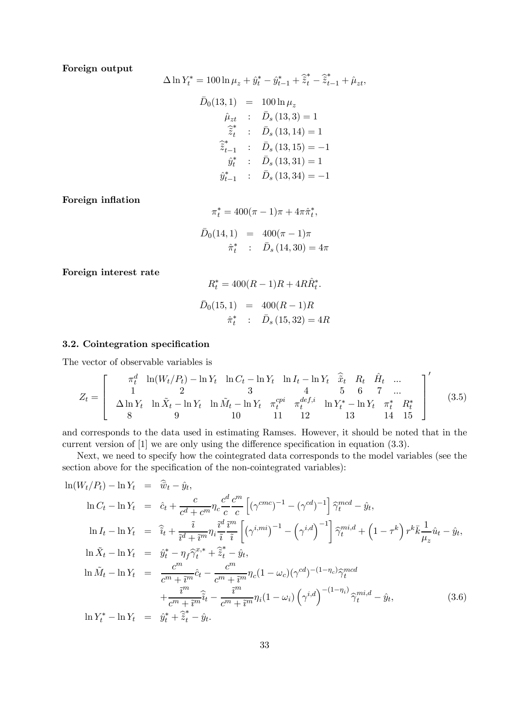**Foreign output**

$$\Delta \ln Y_t^* = 100 \ln \mu_z + \hat{y}_t^* - \hat{y}_{t-1}^* + \hat{\tilde{z}}_t^* - \hat{\tilde{z}}_{t-1}^* + \hat{\mu}_{zt},$$

$$\begin{aligned}
\bar{D}_0(13,1) &= 100 \ln \mu_z \\
\hat{\mu}_{zt} &: \bar{D}_s(13,3) = 1 \\
\hat{\tilde{z}}_t^* &: \bar{D}_s(13,14) = 1 \\
\hat{\tilde{z}}_{t-1}^* &: \bar{D}_s(13,15) = -1 \\
\hat{y}_t^* &: \bar{D}_s(13,31) = 1 \\
\hat{y}_{t-1}^* &: \bar{D}_s(13,34) = -1
\end{aligned}$$

**Foreign inflation**

$$\pi_t^* = 400(\pi - 1)\pi + 4\pi\hat{\pi}_t^*,$$

$$\begin{aligned}
\bar{D}_0(14,1) &= 400(\pi - 1)\pi \\
\hat{\pi}_t^* &: \bar{D}_s(14,30) = 4\pi
\end{aligned}$$

**Foreign interest rate**

$$R_t^* = 400(R-1)R + 4R\hat{R}_t^*.$$

$$\begin{aligned}
\bar{D}_0(15,1) &= 400(R-1)R \\
\hat{\pi}_t^* &: \bar{D}_s(15,32) = 4R
\end{aligned}$$

### 3.2. Cointegration specification

The vector of observable variables is

$$Z_t = \left[ \begin{array}{cccccccc}
\pi_t^d & \ln(W_t/P_t) - \ln Y_t & \ln C_t - \ln Y_t & \ln I_t - \ln Y_t & \hat{\tilde{x}}_t & R_t & \hat{H}_t & ... \\
1 & 2 & 3 & 4 & 5 & 6 & 7 & ... \\
\Delta \ln Y_t & \ln \tilde{X}_t - \ln Y_t & \ln \tilde{M}_t - \ln Y_t & \pi_t^{cpi} & \pi_t^{def,i} & \ln Y_t^* - \ln Y_t & \pi_t^* & R_t^* \\
8 & 9 & 10 & 11 & 12 & 13 & 14 & 15
\end{array} \right]' \tag{3.5}$$

and corresponds to the data used in estimating Ramses. However, it should be noted that in the current version of [1] we are only using the difference specification in equation (3.3).

Next, we need to specify how the cointegrated data corresponds to the model variables (see the section above for the specification of the non-cointegrated variables):

$$\begin{aligned}
\ln(W_t/P_t) - \ln Y_t &= \hat{\bar{w}}_t - \hat{y}_t, \\
\ln C_t - \ln Y_t &= \hat{c}_t + \frac{c}{c^d + c^m} \eta_c \frac{c^d}{c} \frac{c^m}{c} \left[ (\gamma^{cmc})^{-1} - (\gamma^{cd})^{-1} \right] \hat{\gamma}_t^{mcd} - \hat{y}_t, \\
\ln I_t - \ln Y_t &= \hat{\tilde{\imath}}_t + \frac{\tilde{\imath}}{\tilde{\imath}^d + \tilde{\imath}^m} \eta_i \frac{\tilde{\imath}^d}{\tilde{\imath}} \frac{\tilde{\imath}^m}{\tilde{\imath}} \left[ \left(\gamma^{i,mi}\right)^{-1} - \left(\gamma^{i,d}\right)^{-1} \right] \hat{\gamma}_t^{mi,d} + \left(1 - \tau^k\right) r^k \bar{k} \frac{1}{\mu_z} \hat{u}_t - \hat{y}_t, \\
\ln \tilde{X}_t - \ln Y_t &= \hat{y}_t^* - \eta_f \hat{\gamma}_t^{x,*} + \hat{\tilde{z}}_t^* - \hat{y}_t, \\
\ln \tilde{M}_t - \ln Y_t &= \frac{c^m}{c^m + \tilde{\imath}^m} \hat{c}_t - \frac{c^m}{c^m + \tilde{\imath}^m} \eta_c (1 - \omega_c) (\gamma^{cd})^{-(1-\eta_c)} \hat{\gamma}_t^{mcd} \\
&\quad + \frac{\tilde{\imath}^m}{c^m + \tilde{\imath}^m} \hat{\tilde{\imath}}_t - \frac{\tilde{\imath}^m}{c^m + \tilde{\imath}^m} \eta_i (1 - \omega_i) \left(\gamma^{i,d}\right)^{-(1-\eta_i)} \hat{\gamma}_t^{mi,d} - \hat{y}_t, \qquad (3.6) \\
\ln Y_t^* - \ln Y_t &= \hat{y}_t^* + \hat{\tilde{z}}_t^* - \hat{y}_t.
\end{aligned}$$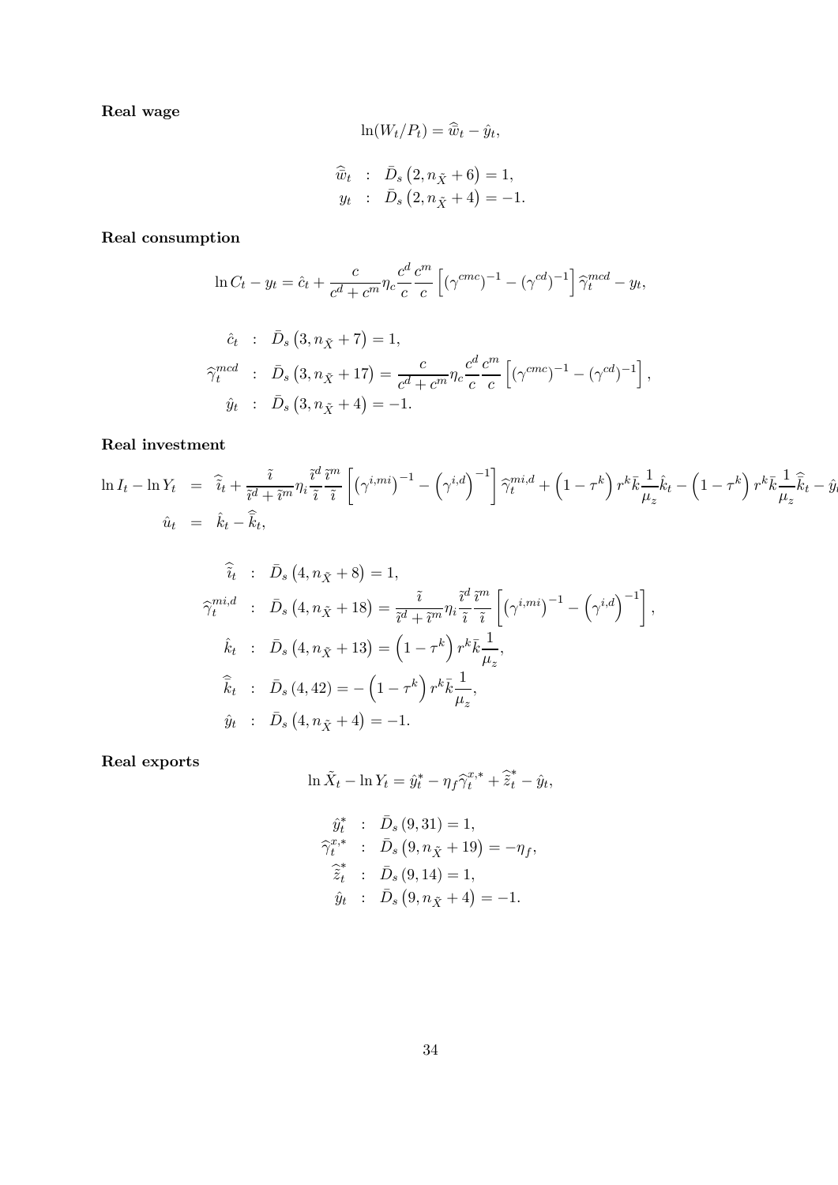**Real wage**

$$\ln(W_t/P_t) = \widehat{w}_t - \hat{y}_t,$$

$$\begin{aligned}
\widehat{w}_t &: \bar{D}_s\left(2, n_{\tilde{X}}+6\right) = 1, \\
y_t &: \bar{D}_s\left(2, n_{\tilde{X}}+4\right) = -1.
\end{aligned}$$

**Real consumption**

$$\ln C_t - y_t = \hat{c}_t + \frac{c}{c^d + c^m}\eta_c \frac{c^d}{c}\frac{c^m}{c}\left[\left(\gamma^{cmc}\right)^{-1} - \left(\gamma^{cd}\right)^{-1}\right]\widehat{\gamma}_t^{mcd} - y_t,$$

$$\begin{aligned}
\hat{c}_t &: \bar{D}_s\left(3, n_{\tilde{X}}+7\right) = 1, \\
\widehat{\gamma}_t^{mcd} &: \bar{D}_s\left(3, n_{\tilde{X}}+17\right) = \frac{c}{c^d + c^m}\eta_c \frac{c^d}{c}\frac{c^m}{c}\left[\left(\gamma^{cmc}\right)^{-1} - \left(\gamma^{cd}\right)^{-1}\right], \\
\hat{y}_t &: \bar{D}_s\left(3, n_{\tilde{X}}+4\right) = -1.
\end{aligned}$$

**Real investment**

$$\begin{aligned}
\ln I_t - \ln Y_t &= \widehat{\tilde{\imath}}_t + \frac{\tilde{\imath}}{\tilde{\imath}^d + \tilde{\imath}^m}\eta_i \frac{\tilde{\imath}^d}{\tilde{\imath}}\frac{\tilde{\imath}^m}{\tilde{\imath}}\left[\left(\gamma^{i,mi}\right)^{-1} - \left(\gamma^{i,d}\right)^{-1}\right]\widehat{\gamma}_t^{mi,d} + \left(1-\tau^k\right)r^k\bar{k}\frac{1}{\mu_z}\hat{k}_t - \left(1-\tau^k\right)r^k\bar{k}\frac{1}{\mu_z}\widehat{\bar{k}}_t - \hat{y}_t \\
\hat{u}_t &= \hat{k}_t - \widehat{\bar{k}}_t,
\end{aligned}$$

$$\begin{aligned}
\widehat{\tilde{\imath}}_t &: \bar{D}_s\left(4, n_{\tilde{X}}+8\right) = 1, \\
\widehat{\gamma}_t^{mi,d} &: \bar{D}_s\left(4, n_{\tilde{X}}+18\right) = \frac{\tilde{\imath}}{\tilde{\imath}^d + \tilde{\imath}^m}\eta_i \frac{\tilde{\imath}^d}{\tilde{\imath}}\frac{\tilde{\imath}^m}{\tilde{\imath}}\left[\left(\gamma^{i,mi}\right)^{-1} - \left(\gamma^{i,d}\right)^{-1}\right], \\
\hat{k}_t &: \bar{D}_s\left(4, n_{\tilde{X}}+13\right) = \left(1-\tau^k\right)r^k\bar{k}\frac{1}{\mu_z}, \\
\widehat{\bar{k}}_t &: \bar{D}_s\left(4, 42\right) = -\left(1-\tau^k\right)r^k\bar{k}\frac{1}{\mu_z}, \\
\hat{y}_t &: \bar{D}_s\left(4, n_{\tilde{X}}+4\right) = -1.
\end{aligned}$$

**Real exports**

$$\ln \tilde{X}_t - \ln Y_t = \hat{y}_t^* - \eta_f \widehat{\gamma}_t^{x,*} + \widehat{\tilde{z}}_t^* - \hat{y}_t,$$

$$\begin{aligned}
\hat{y}_t^* &: \bar{D}_s\left(9, 31\right) = 1, \\
\widehat{\gamma}_t^{x,*} &: \bar{D}_s\left(9, n_{\tilde{X}}+19\right) = -\eta_f, \\
\widehat{\tilde{z}}_t^* &: \bar{D}_s\left(9, 14\right) = 1, \\
\hat{y}_t &: \bar{D}_s\left(9, n_{\tilde{X}}+4\right) = -1.
\end{aligned}$$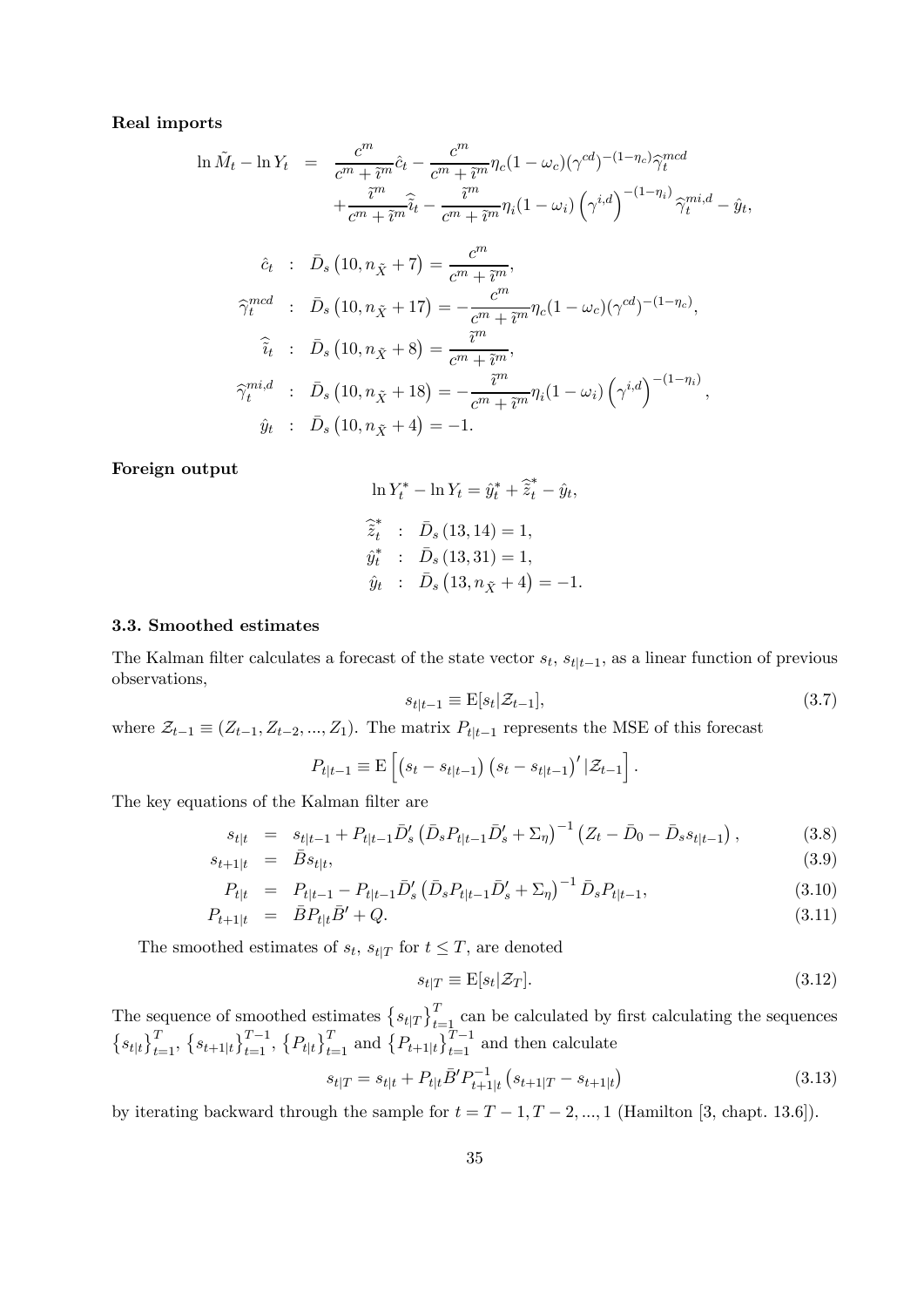**Real imports**

$$
\begin{aligned}
\ln \tilde{M}_t - \ln Y_t &= \frac{c^m}{c^m + \tilde{\imath}^m}\hat{c}_t - \frac{c^m}{c^m + \tilde{\imath}^m}\eta_c(1-\omega_c)(\gamma^{cd})^{-(1-\eta_c)}\widehat{\gamma}_t^{mcd} \\
&\quad + \frac{\tilde{\imath}^m}{c^m + \tilde{\imath}^m}\widehat{\tilde{\imath}}_t - \frac{\tilde{\imath}^m}{c^m + \tilde{\imath}^m}\eta_i(1-\omega_i)\left(\gamma^{i,d}\right)^{-(1-\eta_i)}\widehat{\gamma}_t^{mi,d} - \hat{y}_t,
\end{aligned}
$$

$$
\begin{aligned}
\hat{c}_t &: \bar{D}_s\left(10, n_{\tilde{X}} + 7\right) = \frac{c^m}{c^m + \tilde{\imath}^m}, \\
\widehat{\gamma}_t^{mcd} &: \bar{D}_s\left(10, n_{\tilde{X}} + 17\right) = -\frac{c^m}{c^m + \tilde{\imath}^m}\eta_c(1-\omega_c)(\gamma^{cd})^{-(1-\eta_c)}, \\
\widehat{\tilde{\imath}}_t &: \bar{D}_s\left(10, n_{\tilde{X}} + 8\right) = \frac{\tilde{\imath}^m}{c^m + \tilde{\imath}^m}, \\
\widehat{\gamma}_t^{mi,d} &: \bar{D}_s\left(10, n_{\tilde{X}} + 18\right) = -\frac{\tilde{\imath}^m}{c^m + \tilde{\imath}^m}\eta_i(1-\omega_i)\left(\gamma^{i,d}\right)^{-(1-\eta_i)}, \\
\hat{y}_t &: \bar{D}_s\left(10, n_{\tilde{X}} + 4\right) = -1.
\end{aligned}
$$

**Foreign output**

$$
\ln Y_t^* - \ln Y_t = \hat{y}_t^* + \widehat{\tilde{z}}_t^* - \hat{y}_t,
$$

$$
\begin{aligned}
\widehat{\tilde{z}}_t^* &: \bar{D}_s\left(13, 14\right) = 1, \\
\hat{y}_t^* &: \bar{D}_s\left(13, 31\right) = 1, \\
\hat{y}_t &: \bar{D}_s\left(13, n_{\tilde{X}} + 4\right) = -1.
\end{aligned}
$$

### 3.3. Smoothed estimates

The Kalman filter calculates a forecast of the state vector $s_t$, $s_{t|t-1}$, as a linear function of previous observations,

$$
s_{t|t-1} \equiv \mathrm{E}[s_t|\mathcal{Z}_{t-1}], \tag{3.7}
$$

where $\mathcal{Z}_{t-1} \equiv (Z_{t-1}, Z_{t-2}, ..., Z_1)$. The matrix $P_{t|t-1}$ represents the MSE of this forecast

$$
P_{t|t-1} \equiv \mathrm{E}\left[\left(s_t - s_{t|t-1}\right)\left(s_t - s_{t|t-1}\right)'|\mathcal{Z}_{t-1}\right].
$$

The key equations of the Kalman filter are

$$
s_{t|t} = s_{t|t-1} + P_{t|t-1}\bar{D}_s'\left(\bar{D}_s P_{t|t-1}\bar{D}_s' + \Sigma_\eta\right)^{-1}\left(Z_t - \bar{D}_0 - \bar{D}_s s_{t|t-1}\right), \tag{3.8}
$$

$$
s_{t+1|t} = \bar{B}s_{t|t}, \tag{3.9}
$$

$$
P_{t|t} = P_{t|t-1} - P_{t|t-1}\bar{D}_s'\left(\bar{D}_s P_{t|t-1}\bar{D}_s' + \Sigma_\eta\right)^{-1}\bar{D}_s P_{t|t-1}, \tag{3.10}
$$

$$
P_{t+1|t} = \bar{B}P_{t|t}\bar{B}' + Q. \tag{3.11}
$$

The smoothed estimates of $s_t$, $s_{t|T}$ for $t \leq T$, are denoted

$$
s_{t|T} \equiv \mathrm{E}[s_t|\mathcal{Z}_T]. \tag{3.12}
$$

The sequence of smoothed estimates $\left\{s_{t|T}\right\}_{t=1}^{T}$ can be calculated by first calculating the sequences $\left\{s_{t|t}\right\}_{t=1}^{T}$, $\left\{s_{t+1|t}\right\}_{t=1}^{T-1}$, $\left\{P_{t|t}\right\}_{t=1}^{T}$ and $\left\{P_{t+1|t}\right\}_{t=1}^{T-1}$ and then calculate

$$
s_{t|T} = s_{t|t} + P_{t|t}\bar{B}'P_{t+1|t}^{-1}\left(s_{t+1|T} - s_{t+1|t}\right) \tag{3.13}
$$

by iterating backward through the sample for $t = T-1, T-2, ..., 1$ (Hamilton [3, chapt. 13.6]).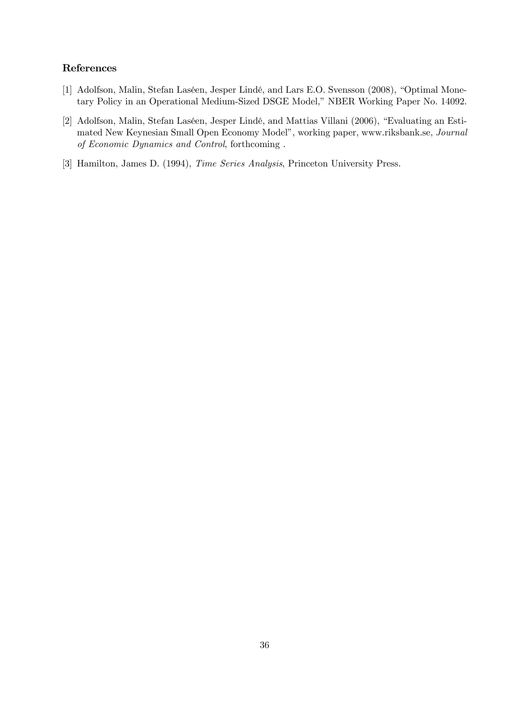## References

[1] Adolfson, Malin, Stefan Laséen, Jesper Lindé, and Lars E.O. Svensson (2008), "Optimal Monetary Policy in an Operational Medium-Sized DSGE Model," NBER Working Paper No. 14092.

[2] Adolfson, Malin, Stefan Laséen, Jesper Lindé, and Mattias Villani (2006), "Evaluating an Estimated New Keynesian Small Open Economy Model", working paper, www.riksbank.se, *Journal of Economic Dynamics and Control*, forthcoming .

[3] Hamilton, James D. (1994), *Time Series Analysis*, Princeton University Press.